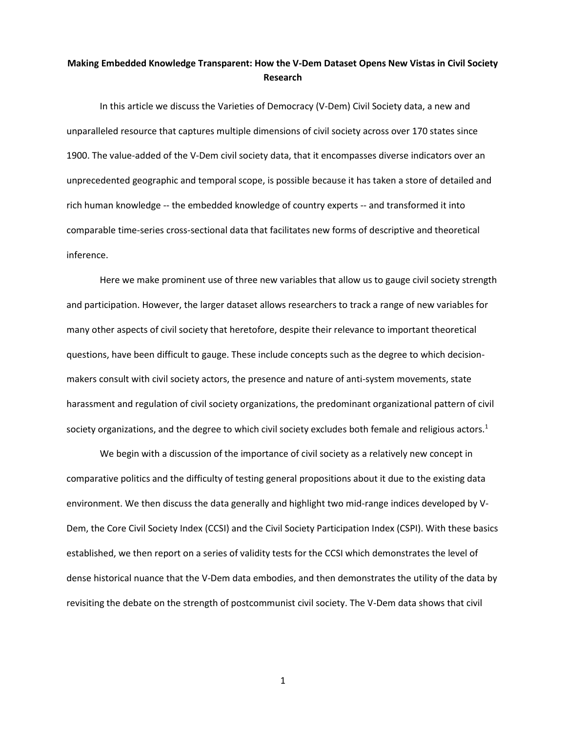# Making Embedded Knowledge Transparent: How the V-Dem Dataset Opens New Vistas in Civil Society Research

In this article we discuss the Varieties of Democracy (V-Dem) Civil Society data, a new and unparalleled resource that captures multiple dimensions of civil society across over 170 states since 1900. The value-added of the V-Dem civil society data, that it encompasses diverse indicators over an unprecedented geographic and temporal scope, is possible because it has taken a store of detailed and rich human knowledge -- the embedded knowledge of country experts -- and transformed it into comparable time-series cross-sectional data that facilitates new forms of descriptive and theoretical inference.

Here we make prominent use of three new variables that allow us to gauge civil society strength and participation. However, the larger dataset allows researchers to track a range of new variables for many other aspects of civil society that heretofore, despite their relevance to important theoretical questions, have been difficult to gauge. These include concepts such as the degree to which decision-makers consult with civil society actors, the presence and nature of anti-system movements, state harassment and regulation of civil society organizations, the predominant organizational pattern of civil society organizations, and the degree to which civil society excludes both female and religious actors.[1]

We begin with a discussion of the importance of civil society as a relatively new concept in comparative politics and the difficulty of testing general propositions about it due to the existing data environment. We then discuss the data generally and highlight two mid-range indices developed by V-Dem, the Core Civil Society Index (CCSI) and the Civil Society Participation Index (CSPI). With these basics established, we then report on a series of validity tests for the CCSI which demonstrates the level of dense historical nuance that the V-Dem data embodies, and then demonstrates the utility of the data by revisiting the debate on the strength of postcommunist civil society. The V-Dem data shows that civil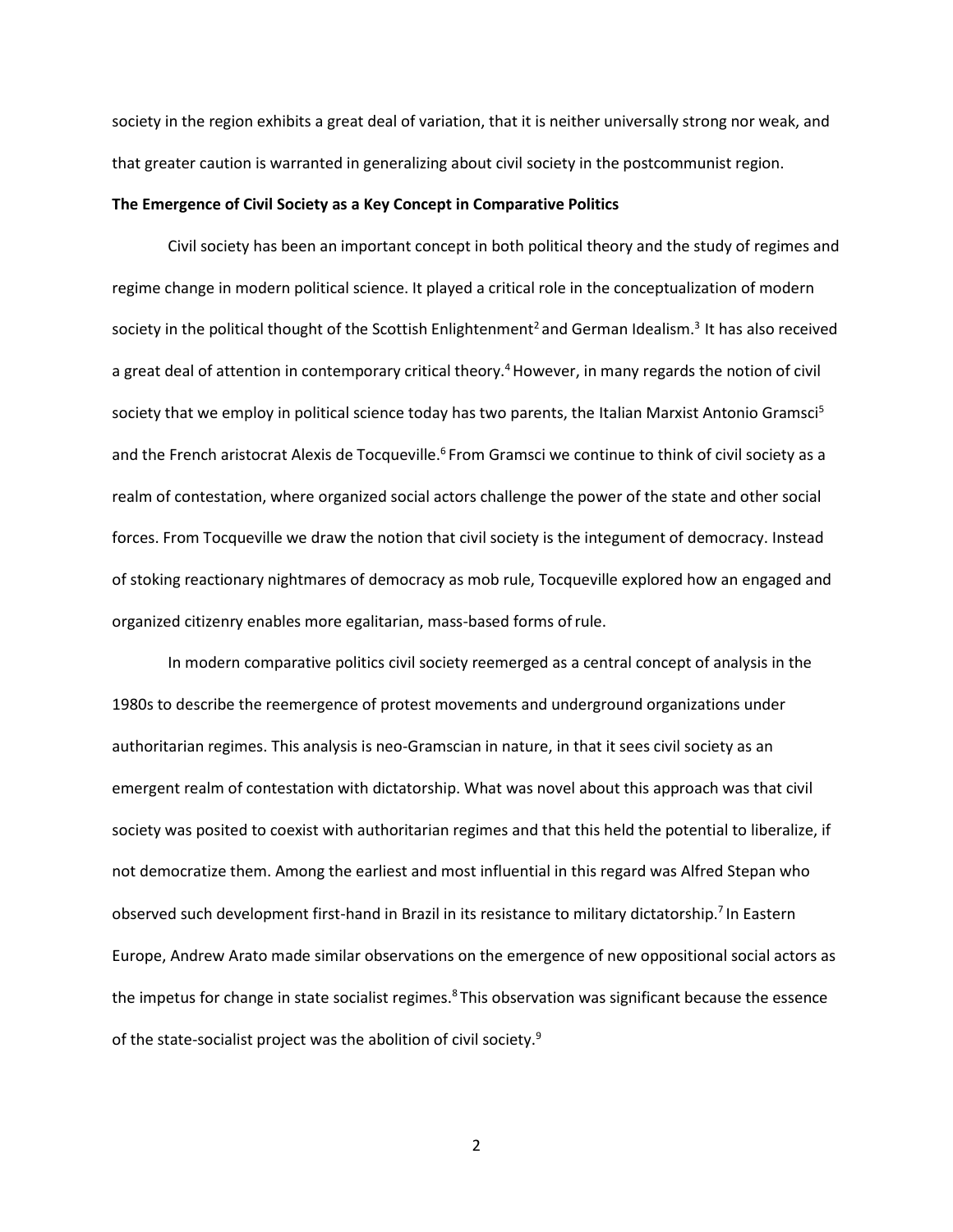society in the region exhibits a great deal of variation, that it is neither universally strong nor weak, and that greater caution is warranted in generalizing about civil society in the postcommunist region.

**The Emergence of Civil Society as a Key Concept in Comparative Politics**

Civil society has been an important concept in both political theory and the study of regimes and regime change in modern political science. It played a critical role in the conceptualization of modern society in the political thought of the Scottish Enlightenment[2] and German Idealism.[3] It has also received a great deal of attention in contemporary critical theory.[4] However, in many regards the notion of civil society that we employ in political science today has two parents, the Italian Marxist Antonio Gramsci[5] and the French aristocrat Alexis de Tocqueville.[6] From Gramsci we continue to think of civil society as a realm of contestation, where organized social actors challenge the power of the state and other social forces. From Tocqueville we draw the notion that civil society is the integument of democracy. Instead of stoking reactionary nightmares of democracy as mob rule, Tocqueville explored how an engaged and organized citizenry enables more egalitarian, mass-based forms of rule.

In modern comparative politics civil society reemerged as a central concept of analysis in the 1980s to describe the reemergence of protest movements and underground organizations under authoritarian regimes. This analysis is neo-Gramscian in nature, in that it sees civil society as an emergent realm of contestation with dictatorship. What was novel about this approach was that civil society was posited to coexist with authoritarian regimes and that this held the potential to liberalize, if not democratize them. Among the earliest and most influential in this regard was Alfred Stepan who observed such development first-hand in Brazil in its resistance to military dictatorship.[7] In Eastern Europe, Andrew Arato made similar observations on the emergence of new oppositional social actors as the impetus for change in state socialist regimes.[8] This observation was significant because the essence of the state-socialist project was the abolition of civil society.[9]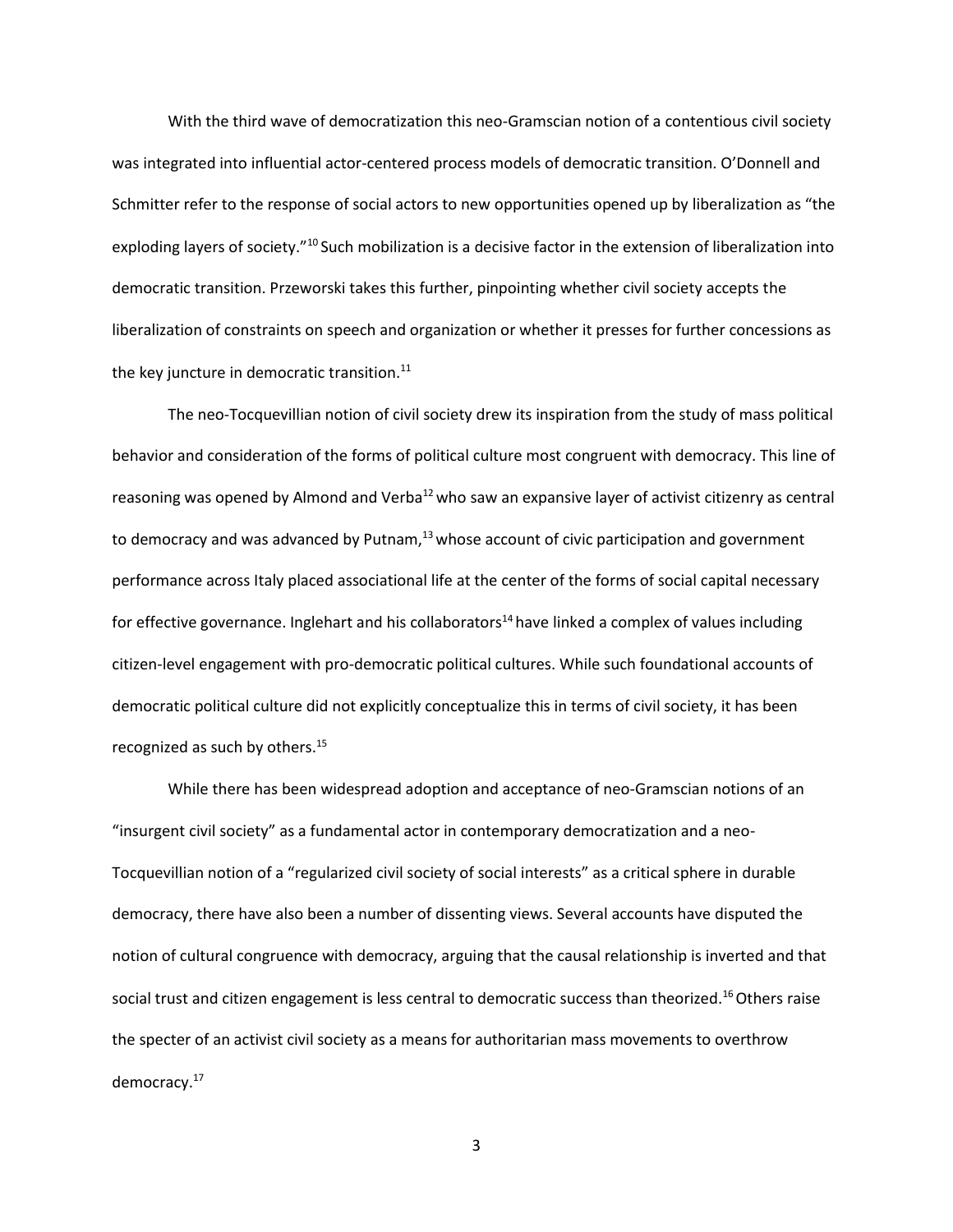With the third wave of democratization this neo-Gramscian notion of a contentious civil society was integrated into influential actor-centered process models of democratic transition. O'Donnell and Schmitter refer to the response of social actors to new opportunities opened up by liberalization as "the exploding layers of society."[10] Such mobilization is a decisive factor in the extension of liberalization into democratic transition. Przeworski takes this further, pinpointing whether civil society accepts the liberalization of constraints on speech and organization or whether it presses for further concessions as the key juncture in democratic transition.[11]

The neo-Tocquevillian notion of civil society drew its inspiration from the study of mass political behavior and consideration of the forms of political culture most congruent with democracy. This line of reasoning was opened by Almond and Verba[12] who saw an expansive layer of activist citizenry as central to democracy and was advanced by Putnam,[13] whose account of civic participation and government performance across Italy placed associational life at the center of the forms of social capital necessary for effective governance. Inglehart and his collaborators[14] have linked a complex of values including citizen-level engagement with pro-democratic political cultures. While such foundational accounts of democratic political culture did not explicitly conceptualize this in terms of civil society, it has been recognized as such by others.[15]

While there has been widespread adoption and acceptance of neo-Gramscian notions of an "insurgent civil society" as a fundamental actor in contemporary democratization and a neo-Tocquevillian notion of a "regularized civil society of social interests" as a critical sphere in durable democracy, there have also been a number of dissenting views. Several accounts have disputed the notion of cultural congruence with democracy, arguing that the causal relationship is inverted and that social trust and citizen engagement is less central to democratic success than theorized.[16] Others raise the specter of an activist civil society as a means for authoritarian mass movements to overthrow democracy.[17]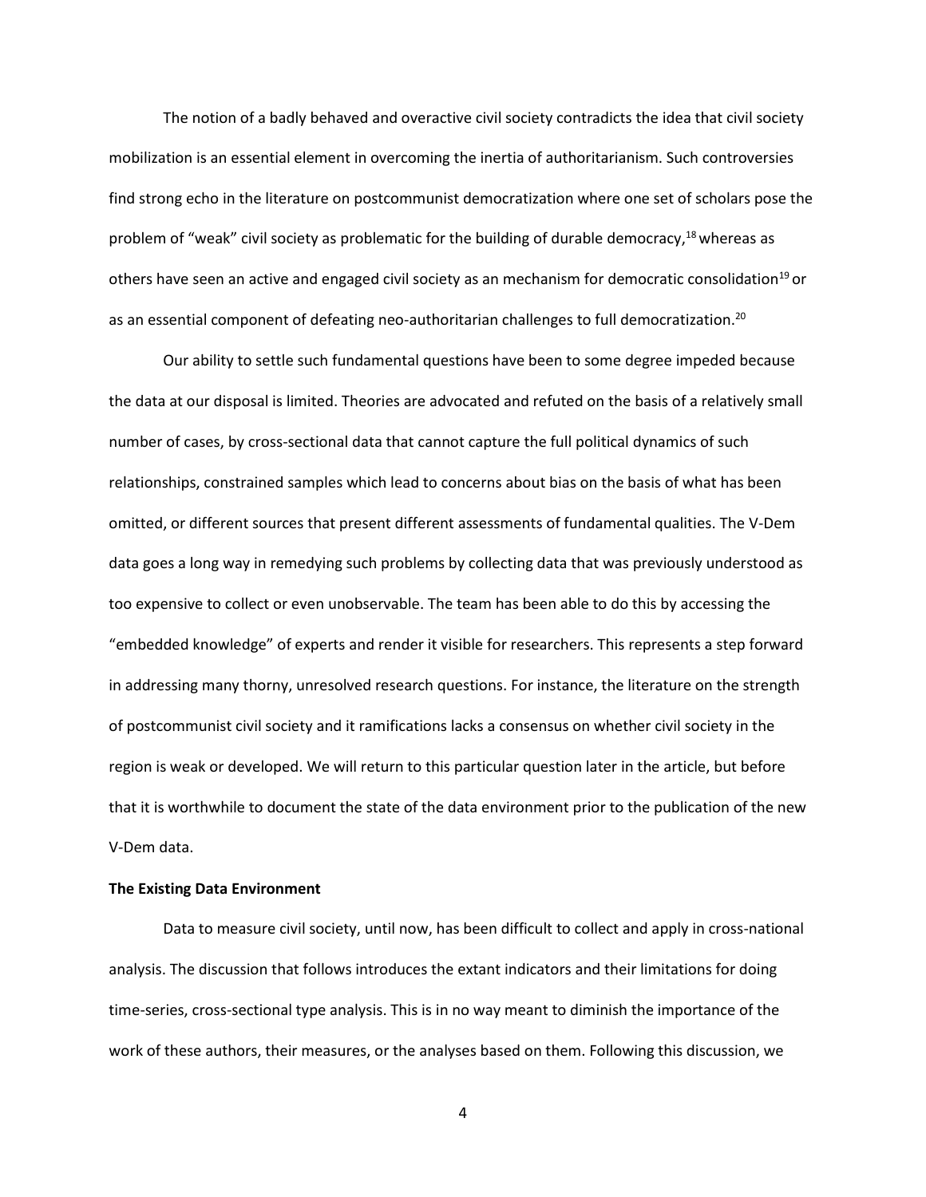The notion of a badly behaved and overactive civil society contradicts the idea that civil society mobilization is an essential element in overcoming the inertia of authoritarianism. Such controversies find strong echo in the literature on postcommunist democratization where one set of scholars pose the problem of "weak" civil society as problematic for the building of durable democracy,[18] whereas as others have seen an active and engaged civil society as an mechanism for democratic consolidation[19] or as an essential component of defeating neo-authoritarian challenges to full democratization.[20]

Our ability to settle such fundamental questions have been to some degree impeded because the data at our disposal is limited. Theories are advocated and refuted on the basis of a relatively small number of cases, by cross-sectional data that cannot capture the full political dynamics of such relationships, constrained samples which lead to concerns about bias on the basis of what has been omitted, or different sources that present different assessments of fundamental qualities. The V-Dem data goes a long way in remedying such problems by collecting data that was previously understood as too expensive to collect or even unobservable. The team has been able to do this by accessing the "embedded knowledge" of experts and render it visible for researchers. This represents a step forward in addressing many thorny, unresolved research questions. For instance, the literature on the strength of postcommunist civil society and it ramifications lacks a consensus on whether civil society in the region is weak or developed. We will return to this particular question later in the article, but before that it is worthwhile to document the state of the data environment prior to the publication of the new V-Dem data.

**The Existing Data Environment**

Data to measure civil society, until now, has been difficult to collect and apply in cross-national analysis. The discussion that follows introduces the extant indicators and their limitations for doing time-series, cross-sectional type analysis. This is in no way meant to diminish the importance of the work of these authors, their measures, or the analyses based on them. Following this discussion, we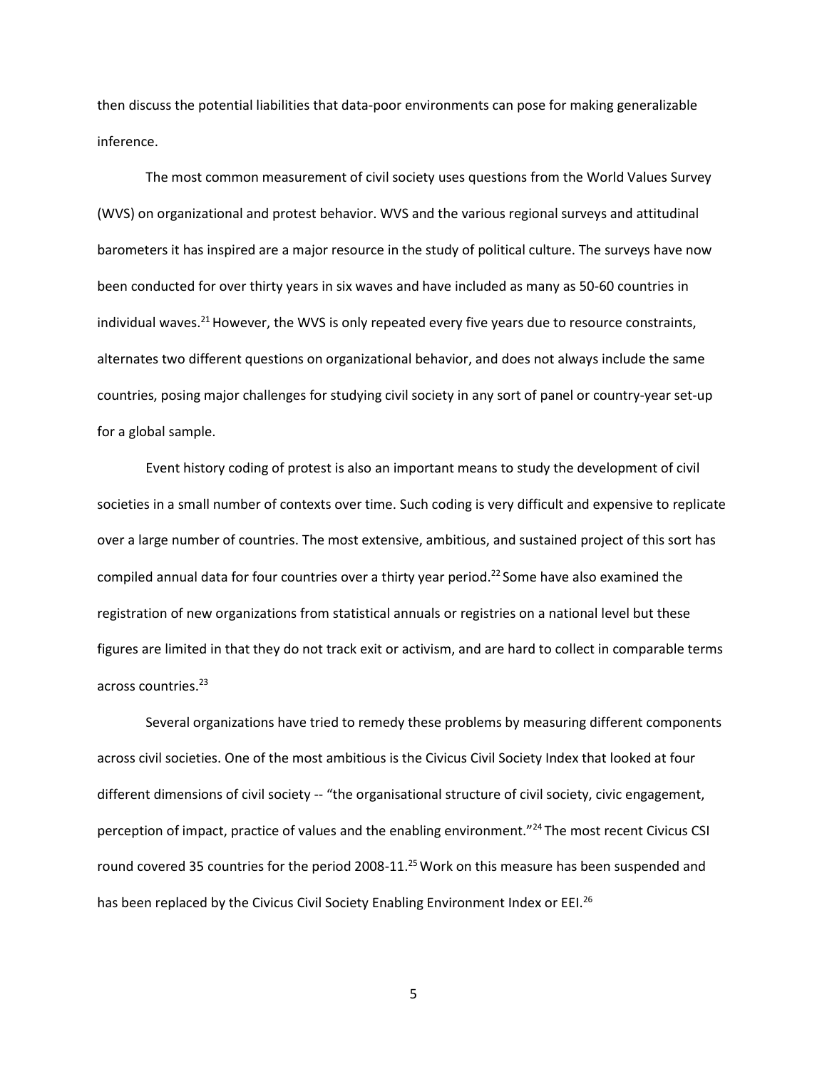then discuss the potential liabilities that data-poor environments can pose for making generalizable inference.

The most common measurement of civil society uses questions from the World Values Survey (WVS) on organizational and protest behavior. WVS and the various regional surveys and attitudinal barometers it has inspired are a major resource in the study of political culture. The surveys have now been conducted for over thirty years in six waves and have included as many as 50-60 countries in individual waves.[21] However, the WVS is only repeated every five years due to resource constraints, alternates two different questions on organizational behavior, and does not always include the same countries, posing major challenges for studying civil society in any sort of panel or country-year set-up for a global sample.

Event history coding of protest is also an important means to study the development of civil societies in a small number of contexts over time. Such coding is very difficult and expensive to replicate over a large number of countries. The most extensive, ambitious, and sustained project of this sort has compiled annual data for four countries over a thirty year period.[22] Some have also examined the registration of new organizations from statistical annuals or registries on a national level but these figures are limited in that they do not track exit or activism, and are hard to collect in comparable terms across countries.[23]

Several organizations have tried to remedy these problems by measuring different components across civil societies. One of the most ambitious is the Civicus Civil Society Index that looked at four different dimensions of civil society -- "the organisational structure of civil society, civic engagement, perception of impact, practice of values and the enabling environment."[24] The most recent Civicus CSI round covered 35 countries for the period 2008-11.[25] Work on this measure has been suspended and has been replaced by the Civicus Civil Society Enabling Environment Index or EEI.[26]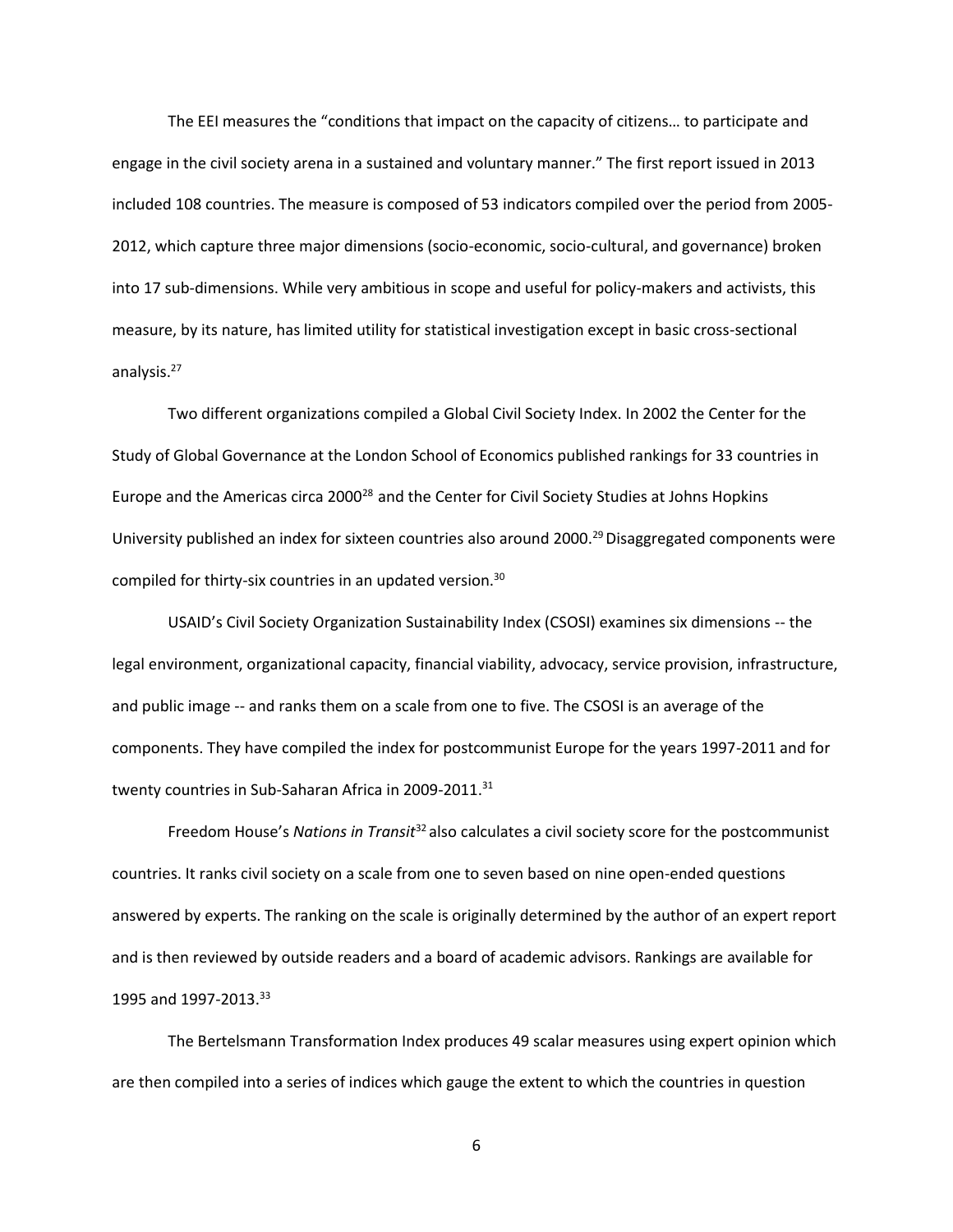The EEI measures the "conditions that impact on the capacity of citizens… to participate and engage in the civil society arena in a sustained and voluntary manner." The first report issued in 2013 included 108 countries. The measure is composed of 53 indicators compiled over the period from 2005-2012, which capture three major dimensions (socio-economic, socio-cultural, and governance) broken into 17 sub-dimensions. While very ambitious in scope and useful for policy-makers and activists, this measure, by its nature, has limited utility for statistical investigation except in basic cross-sectional analysis.[27]

Two different organizations compiled a Global Civil Society Index. In 2002 the Center for the Study of Global Governance at the London School of Economics published rankings for 33 countries in Europe and the Americas circa 2000[28] and the Center for Civil Society Studies at Johns Hopkins University published an index for sixteen countries also around 2000.[29] Disaggregated components were compiled for thirty-six countries in an updated version.[30]

USAID's Civil Society Organization Sustainability Index (CSOSI) examines six dimensions -- the legal environment, organizational capacity, financial viability, advocacy, service provision, infrastructure, and public image -- and ranks them on a scale from one to five. The CSOSI is an average of the components. They have compiled the index for postcommunist Europe for the years 1997-2011 and for twenty countries in Sub-Saharan Africa in 2009-2011.[31]

Freedom House's *Nations in Transit*[32] also calculates a civil society score for the postcommunist countries. It ranks civil society on a scale from one to seven based on nine open-ended questions answered by experts. The ranking on the scale is originally determined by the author of an expert report and is then reviewed by outside readers and a board of academic advisors. Rankings are available for 1995 and 1997-2013.[33]

The Bertelsmann Transformation Index produces 49 scalar measures using expert opinion which are then compiled into a series of indices which gauge the extent to which the countries in question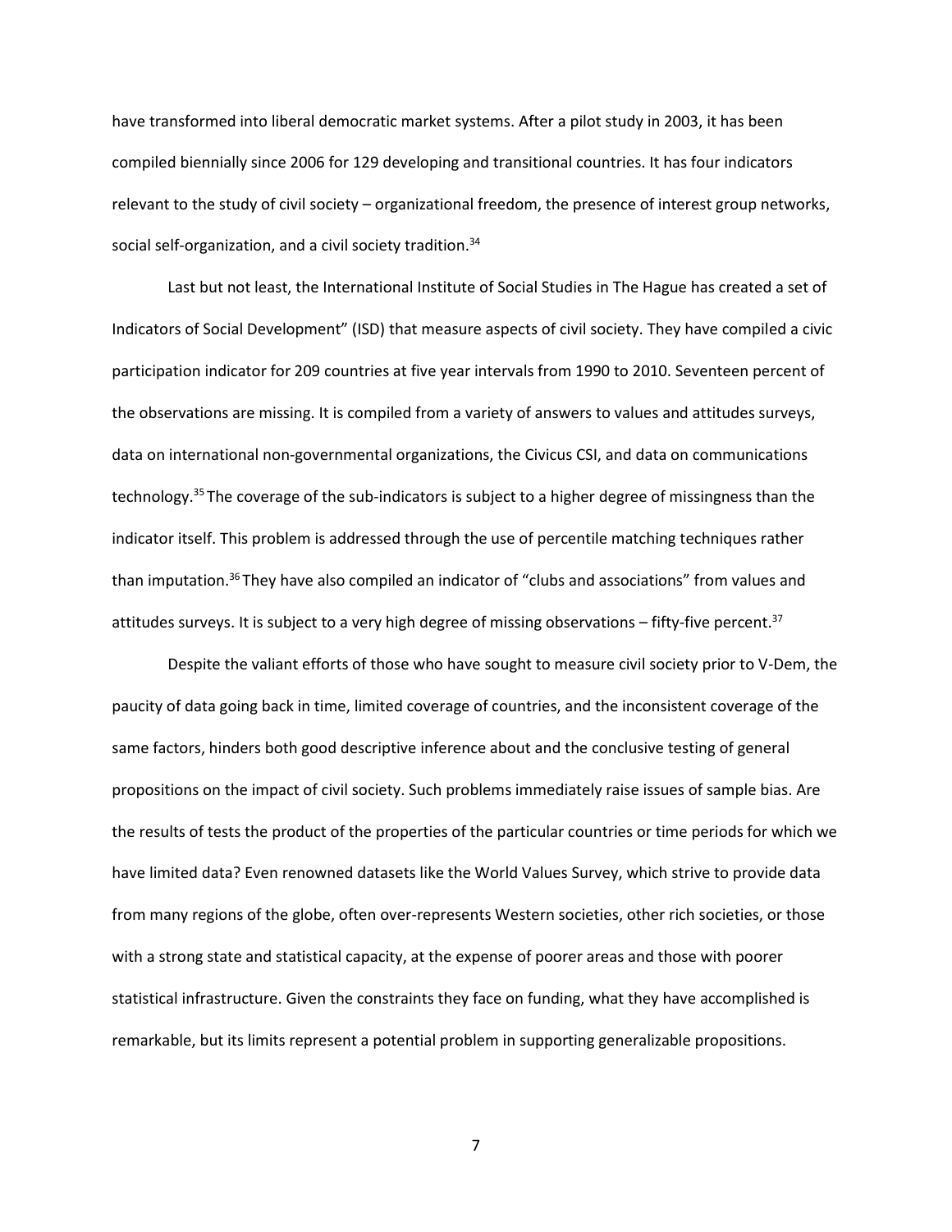have transformed into liberal democratic market systems. After a pilot study in 2003, it has been compiled biennially since 2006 for 129 developing and transitional countries. It has four indicators relevant to the study of civil society – organizational freedom, the presence of interest group networks, social self-organization, and a civil society tradition.[34]

Last but not least, the International Institute of Social Studies in The Hague has created a set of Indicators of Social Development" (ISD) that measure aspects of civil society. They have compiled a civic participation indicator for 209 countries at five year intervals from 1990 to 2010. Seventeen percent of the observations are missing. It is compiled from a variety of answers to values and attitudes surveys, data on international non-governmental organizations, the Civicus CSI, and data on communications technology.[35] The coverage of the sub-indicators is subject to a higher degree of missingness than the indicator itself. This problem is addressed through the use of percentile matching techniques rather than imputation.[36] They have also compiled an indicator of "clubs and associations" from values and attitudes surveys. It is subject to a very high degree of missing observations – fifty-five percent.[37]

Despite the valiant efforts of those who have sought to measure civil society prior to V-Dem, the paucity of data going back in time, limited coverage of countries, and the inconsistent coverage of the same factors, hinders both good descriptive inference about and the conclusive testing of general propositions on the impact of civil society. Such problems immediately raise issues of sample bias. Are the results of tests the product of the properties of the particular countries or time periods for which we have limited data? Even renowned datasets like the World Values Survey, which strive to provide data from many regions of the globe, often over-represents Western societies, other rich societies, or those with a strong state and statistical capacity, at the expense of poorer areas and those with poorer statistical infrastructure. Given the constraints they face on funding, what they have accomplished is remarkable, but its limits represent a potential problem in supporting generalizable propositions.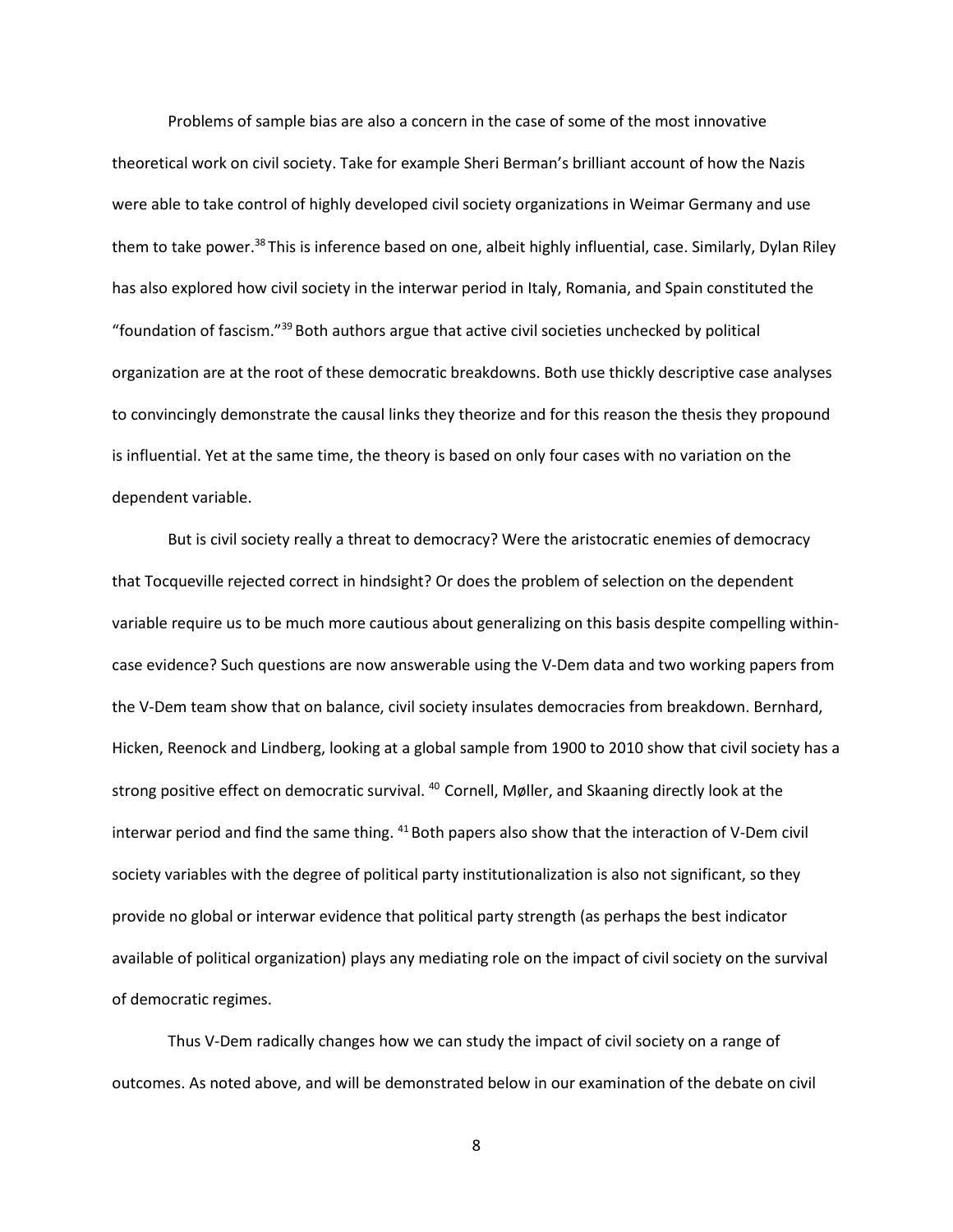Problems of sample bias are also a concern in the case of some of the most innovative theoretical work on civil society. Take for example Sheri Berman's brilliant account of how the Nazis were able to take control of highly developed civil society organizations in Weimar Germany and use them to take power.[38] This is inference based on one, albeit highly influential, case. Similarly, Dylan Riley has also explored how civil society in the interwar period in Italy, Romania, and Spain constituted the "foundation of fascism."[39] Both authors argue that active civil societies unchecked by political organization are at the root of these democratic breakdowns. Both use thickly descriptive case analyses to convincingly demonstrate the causal links they theorize and for this reason the thesis they propound is influential. Yet at the same time, the theory is based on only four cases with no variation on the dependent variable.

But is civil society really a threat to democracy? Were the aristocratic enemies of democracy that Tocqueville rejected correct in hindsight? Or does the problem of selection on the dependent variable require us to be much more cautious about generalizing on this basis despite compelling within-case evidence? Such questions are now answerable using the V-Dem data and two working papers from the V-Dem team show that on balance, civil society insulates democracies from breakdown. Bernhard, Hicken, Reenock and Lindberg, looking at a global sample from 1900 to 2010 show that civil society has a strong positive effect on democratic survival. [40] Cornell, Møller, and Skaaning directly look at the interwar period and find the same thing. [41] Both papers also show that the interaction of V-Dem civil society variables with the degree of political party institutionalization is also not significant, so they provide no global or interwar evidence that political party strength (as perhaps the best indicator available of political organization) plays any mediating role on the impact of civil society on the survival of democratic regimes.

Thus V-Dem radically changes how we can study the impact of civil society on a range of outcomes. As noted above, and will be demonstrated below in our examination of the debate on civil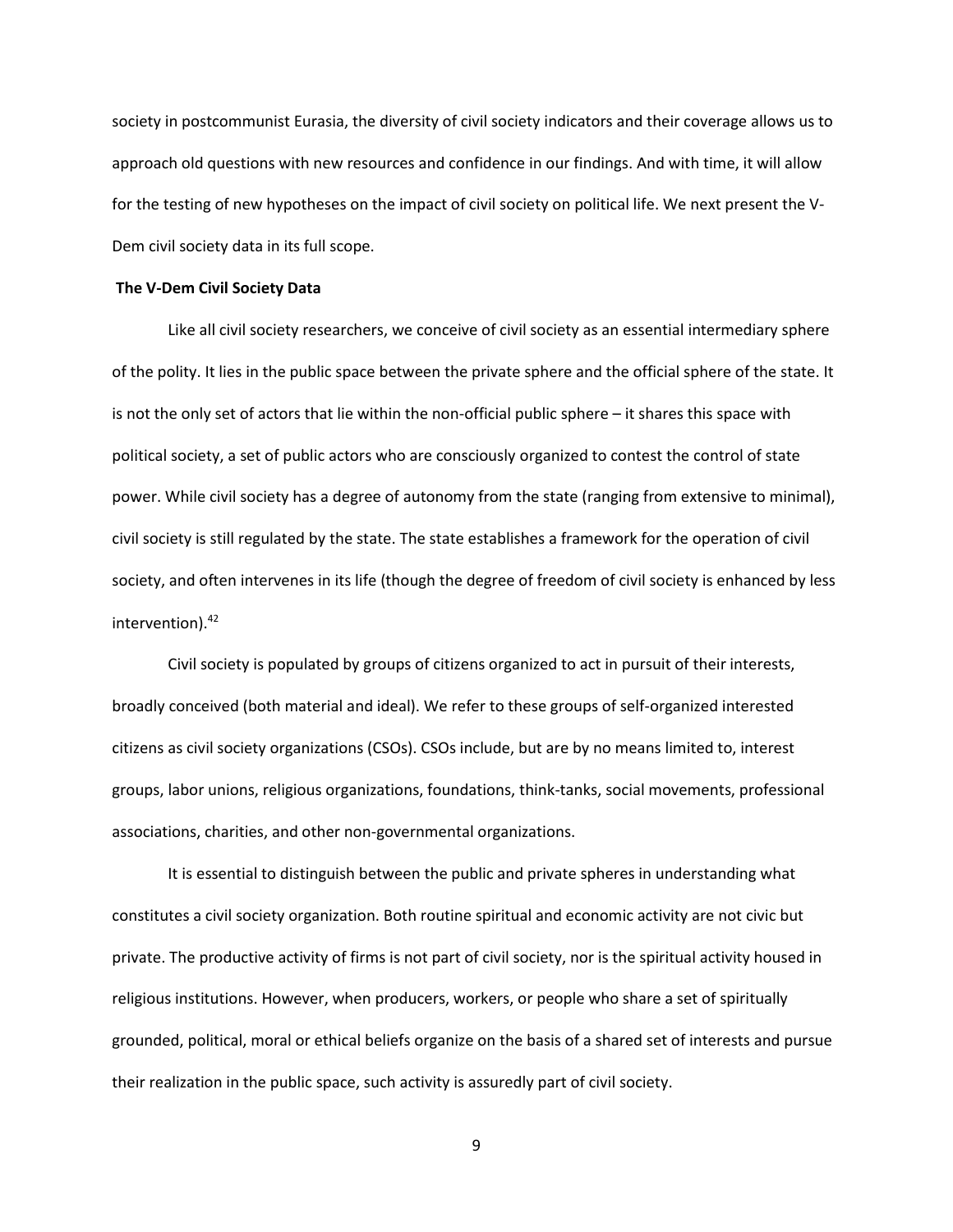society in postcommunist Eurasia, the diversity of civil society indicators and their coverage allows us to approach old questions with new resources and confidence in our findings. And with time, it will allow for the testing of new hypotheses on the impact of civil society on political life. We next present the V-Dem civil society data in its full scope.

## The V-Dem Civil Society Data

Like all civil society researchers, we conceive of civil society as an essential intermediary sphere of the polity. It lies in the public space between the private sphere and the official sphere of the state. It is not the only set of actors that lie within the non-official public sphere – it shares this space with political society, a set of public actors who are consciously organized to contest the control of state power. While civil society has a degree of autonomy from the state (ranging from extensive to minimal), civil society is still regulated by the state. The state establishes a framework for the operation of civil society, and often intervenes in its life (though the degree of freedom of civil society is enhanced by less intervention).[42]

Civil society is populated by groups of citizens organized to act in pursuit of their interests, broadly conceived (both material and ideal). We refer to these groups of self-organized interested citizens as civil society organizations (CSOs). CSOs include, but are by no means limited to, interest groups, labor unions, religious organizations, foundations, think-tanks, social movements, professional associations, charities, and other non-governmental organizations.

It is essential to distinguish between the public and private spheres in understanding what constitutes a civil society organization. Both routine spiritual and economic activity are not civic but private. The productive activity of firms is not part of civil society, nor is the spiritual activity housed in religious institutions. However, when producers, workers, or people who share a set of spiritually grounded, political, moral or ethical beliefs organize on the basis of a shared set of interests and pursue their realization in the public space, such activity is assuredly part of civil society.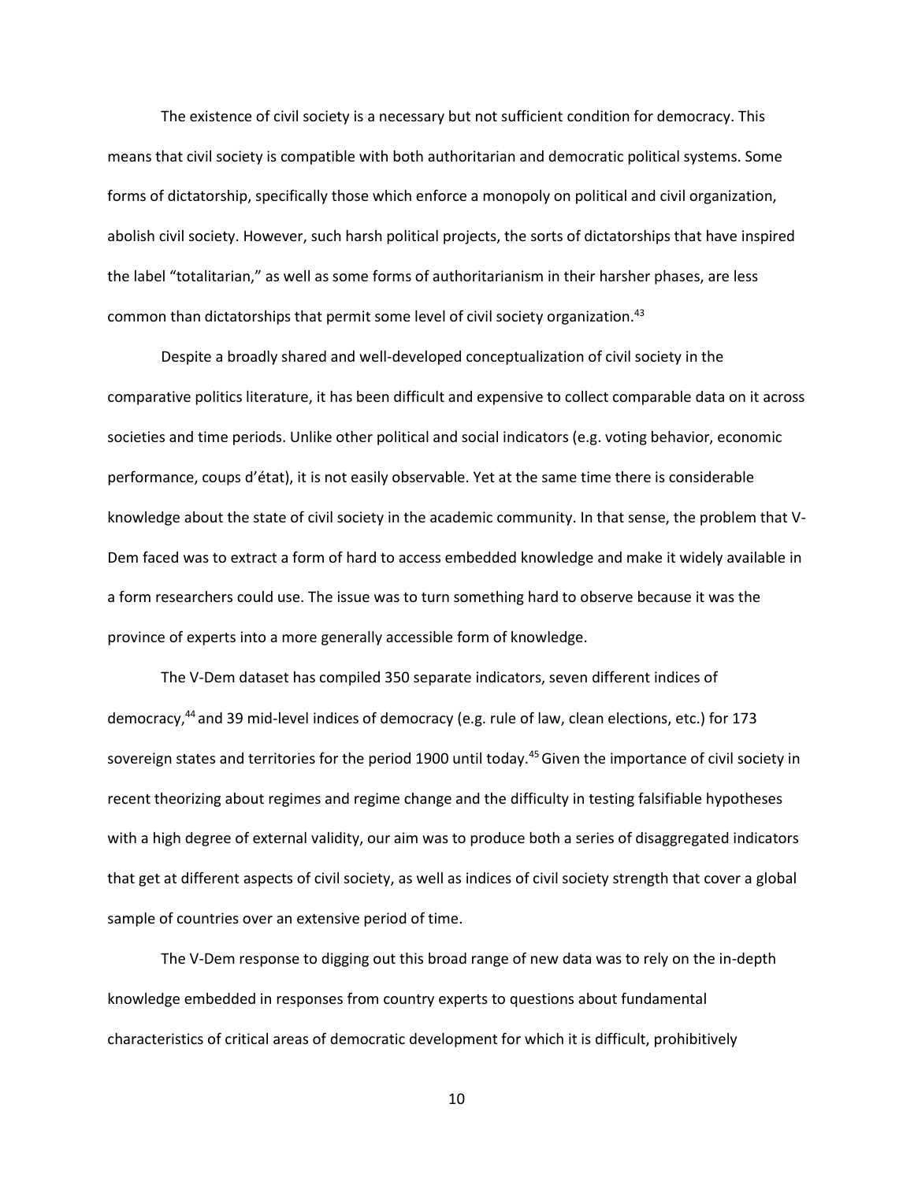The existence of civil society is a necessary but not sufficient condition for democracy. This means that civil society is compatible with both authoritarian and democratic political systems. Some forms of dictatorship, specifically those which enforce a monopoly on political and civil organization, abolish civil society. However, such harsh political projects, the sorts of dictatorships that have inspired the label "totalitarian," as well as some forms of authoritarianism in their harsher phases, are less common than dictatorships that permit some level of civil society organization.[43]

Despite a broadly shared and well-developed conceptualization of civil society in the comparative politics literature, it has been difficult and expensive to collect comparable data on it across societies and time periods. Unlike other political and social indicators (e.g. voting behavior, economic performance, coups d'état), it is not easily observable. Yet at the same time there is considerable knowledge about the state of civil society in the academic community. In that sense, the problem that V-Dem faced was to extract a form of hard to access embedded knowledge and make it widely available in a form researchers could use. The issue was to turn something hard to observe because it was the province of experts into a more generally accessible form of knowledge.

The V-Dem dataset has compiled 350 separate indicators, seven different indices of democracy,[44] and 39 mid-level indices of democracy (e.g. rule of law, clean elections, etc.) for 173 sovereign states and territories for the period 1900 until today.[45] Given the importance of civil society in recent theorizing about regimes and regime change and the difficulty in testing falsifiable hypotheses with a high degree of external validity, our aim was to produce both a series of disaggregated indicators that get at different aspects of civil society, as well as indices of civil society strength that cover a global sample of countries over an extensive period of time.

The V-Dem response to digging out this broad range of new data was to rely on the in-depth knowledge embedded in responses from country experts to questions about fundamental characteristics of critical areas of democratic development for which it is difficult, prohibitively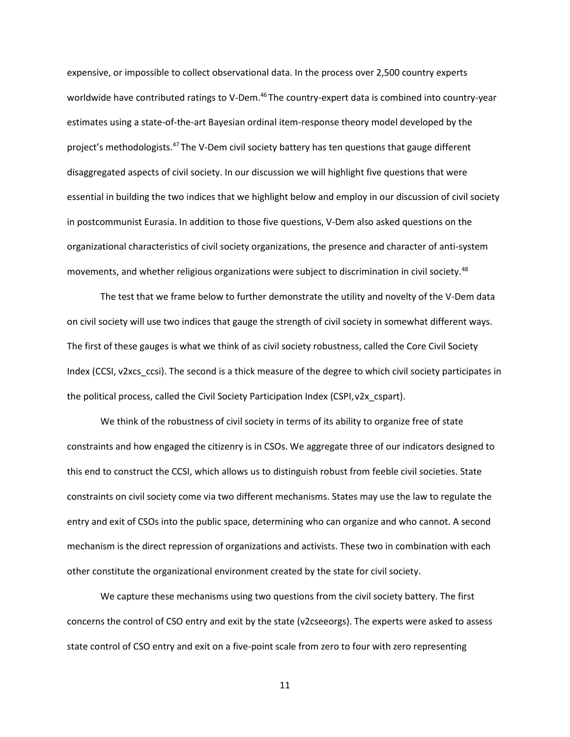expensive, or impossible to collect observational data. In the process over 2,500 country experts worldwide have contributed ratings to V-Dem.[46] The country-expert data is combined into country-year estimates using a state-of-the-art Bayesian ordinal item-response theory model developed by the project's methodologists.[47] The V-Dem civil society battery has ten questions that gauge different disaggregated aspects of civil society. In our discussion we will highlight five questions that were essential in building the two indices that we highlight below and employ in our discussion of civil society in postcommunist Eurasia. In addition to those five questions, V-Dem also asked questions on the organizational characteristics of civil society organizations, the presence and character of anti-system movements, and whether religious organizations were subject to discrimination in civil society.[48]

The test that we frame below to further demonstrate the utility and novelty of the V-Dem data on civil society will use two indices that gauge the strength of civil society in somewhat different ways. The first of these gauges is what we think of as civil society robustness, called the Core Civil Society Index (CCSI, v2xcs_ccsi). The second is a thick measure of the degree to which civil society participates in the political process, called the Civil Society Participation Index (CSPI, v2x_cspart).

We think of the robustness of civil society in terms of its ability to organize free of state constraints and how engaged the citizenry is in CSOs. We aggregate three of our indicators designed to this end to construct the CCSI, which allows us to distinguish robust from feeble civil societies. State constraints on civil society come via two different mechanisms. States may use the law to regulate the entry and exit of CSOs into the public space, determining who can organize and who cannot. A second mechanism is the direct repression of organizations and activists. These two in combination with each other constitute the organizational environment created by the state for civil society.

We capture these mechanisms using two questions from the civil society battery. The first concerns the control of CSO entry and exit by the state (v2cseeorgs). The experts were asked to assess state control of CSO entry and exit on a five-point scale from zero to four with zero representing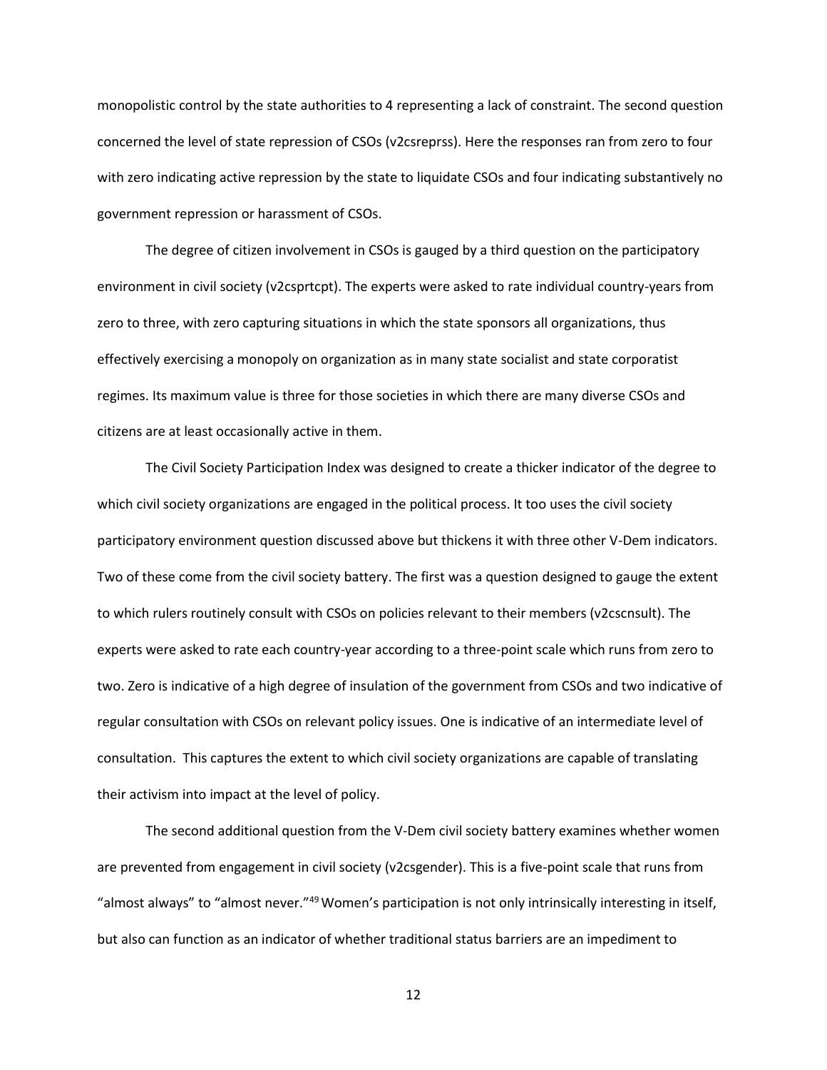monopolistic control by the state authorities to 4 representing a lack of constraint. The second question concerned the level of state repression of CSOs (v2csreprss). Here the responses ran from zero to four with zero indicating active repression by the state to liquidate CSOs and four indicating substantively no government repression or harassment of CSOs.

The degree of citizen involvement in CSOs is gauged by a third question on the participatory environment in civil society (v2csprtcpt). The experts were asked to rate individual country-years from zero to three, with zero capturing situations in which the state sponsors all organizations, thus effectively exercising a monopoly on organization as in many state socialist and state corporatist regimes. Its maximum value is three for those societies in which there are many diverse CSOs and citizens are at least occasionally active in them.

The Civil Society Participation Index was designed to create a thicker indicator of the degree to which civil society organizations are engaged in the political process. It too uses the civil society participatory environment question discussed above but thickens it with three other V-Dem indicators. Two of these come from the civil society battery. The first was a question designed to gauge the extent to which rulers routinely consult with CSOs on policies relevant to their members (v2cscnsult). The experts were asked to rate each country-year according to a three-point scale which runs from zero to two. Zero is indicative of a high degree of insulation of the government from CSOs and two indicative of regular consultation with CSOs on relevant policy issues. One is indicative of an intermediate level of consultation. This captures the extent to which civil society organizations are capable of translating their activism into impact at the level of policy.

The second additional question from the V-Dem civil society battery examines whether women are prevented from engagement in civil society (v2csgender). This is a five-point scale that runs from "almost always" to "almost never."[49] Women's participation is not only intrinsically interesting in itself, but also can function as an indicator of whether traditional status barriers are an impediment to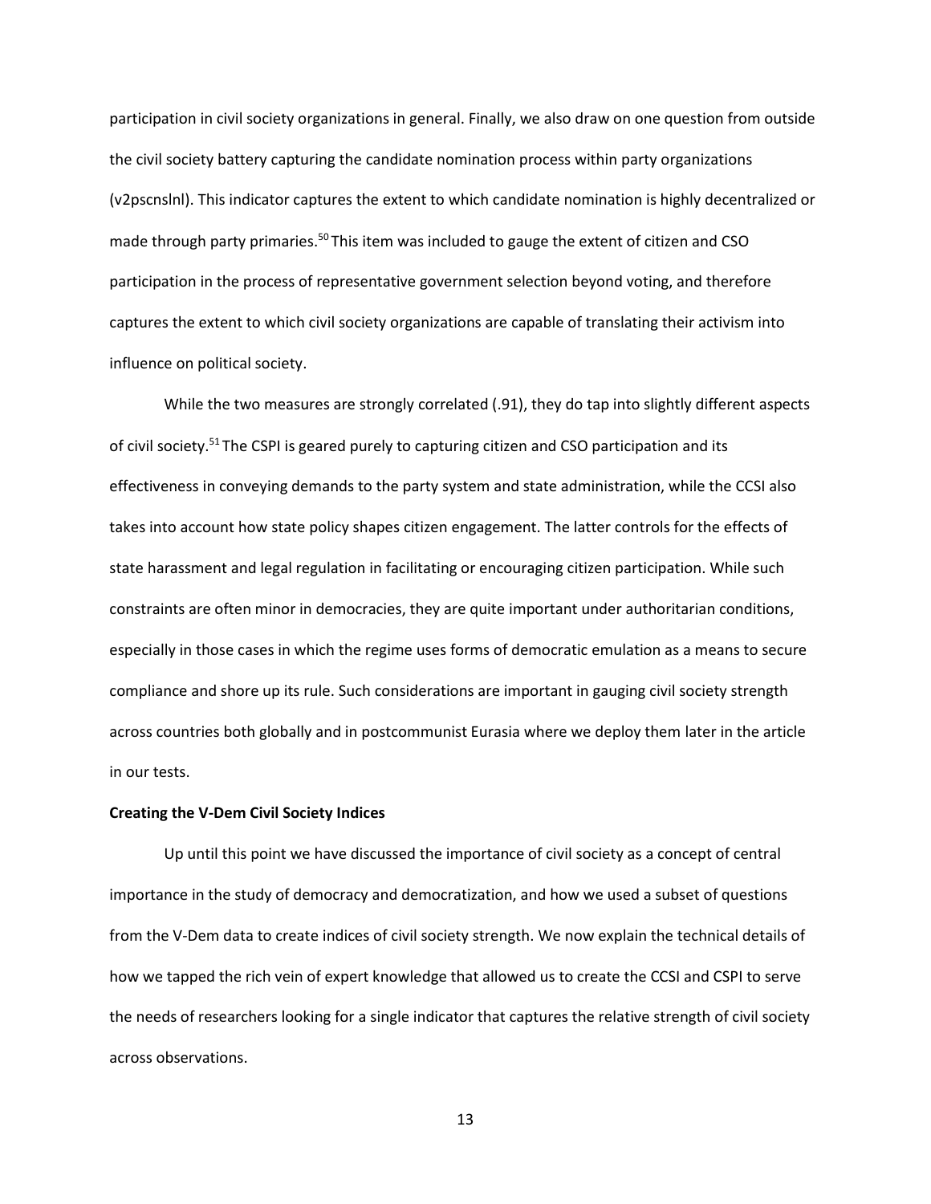participation in civil society organizations in general. Finally, we also draw on one question from outside the civil society battery capturing the candidate nomination process within party organizations (v2pscnslnl). This indicator captures the extent to which candidate nomination is highly decentralized or made through party primaries.[50] This item was included to gauge the extent of citizen and CSO participation in the process of representative government selection beyond voting, and therefore captures the extent to which civil society organizations are capable of translating their activism into influence on political society.

While the two measures are strongly correlated (.91), they do tap into slightly different aspects of civil society.[51] The CSPI is geared purely to capturing citizen and CSO participation and its effectiveness in conveying demands to the party system and state administration, while the CCSI also takes into account how state policy shapes citizen engagement. The latter controls for the effects of state harassment and legal regulation in facilitating or encouraging citizen participation. While such constraints are often minor in democracies, they are quite important under authoritarian conditions, especially in those cases in which the regime uses forms of democratic emulation as a means to secure compliance and shore up its rule. Such considerations are important in gauging civil society strength across countries both globally and in postcommunist Eurasia where we deploy them later in the article in our tests.

**Creating the V-Dem Civil Society Indices**

Up until this point we have discussed the importance of civil society as a concept of central importance in the study of democracy and democratization, and how we used a subset of questions from the V-Dem data to create indices of civil society strength. We now explain the technical details of how we tapped the rich vein of expert knowledge that allowed us to create the CCSI and CSPI to serve the needs of researchers looking for a single indicator that captures the relative strength of civil society across observations.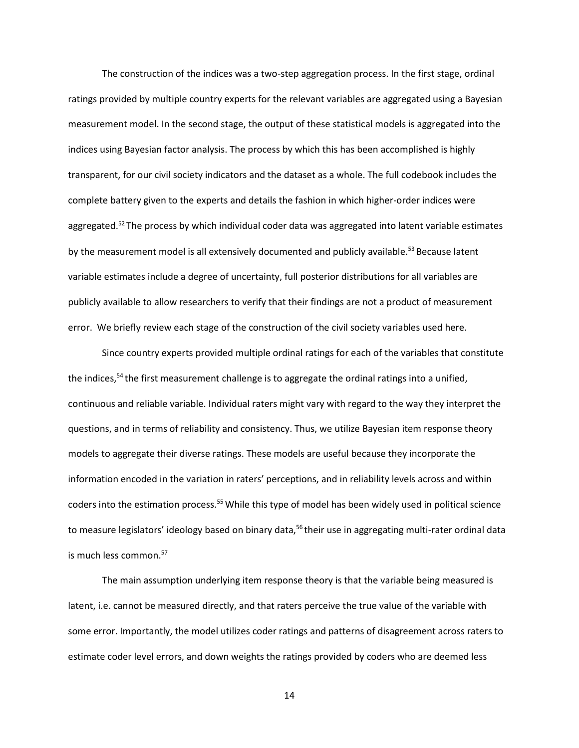The construction of the indices was a two-step aggregation process. In the first stage, ordinal ratings provided by multiple country experts for the relevant variables are aggregated using a Bayesian measurement model. In the second stage, the output of these statistical models is aggregated into the indices using Bayesian factor analysis. The process by which this has been accomplished is highly transparent, for our civil society indicators and the dataset as a whole. The full codebook includes the complete battery given to the experts and details the fashion in which higher-order indices were aggregated.[52] The process by which individual coder data was aggregated into latent variable estimates by the measurement model is all extensively documented and publicly available.[53] Because latent variable estimates include a degree of uncertainty, full posterior distributions for all variables are publicly available to allow researchers to verify that their findings are not a product of measurement error. We briefly review each stage of the construction of the civil society variables used here.

Since country experts provided multiple ordinal ratings for each of the variables that constitute the indices,[54] the first measurement challenge is to aggregate the ordinal ratings into a unified, continuous and reliable variable. Individual raters might vary with regard to the way they interpret the questions, and in terms of reliability and consistency. Thus, we utilize Bayesian item response theory models to aggregate their diverse ratings. These models are useful because they incorporate the information encoded in the variation in raters' perceptions, and in reliability levels across and within coders into the estimation process.[55] While this type of model has been widely used in political science to measure legislators' ideology based on binary data,[56] their use in aggregating multi-rater ordinal data is much less common.[57]

The main assumption underlying item response theory is that the variable being measured is latent, i.e. cannot be measured directly, and that raters perceive the true value of the variable with some error. Importantly, the model utilizes coder ratings and patterns of disagreement across raters to estimate coder level errors, and down weights the ratings provided by coders who are deemed less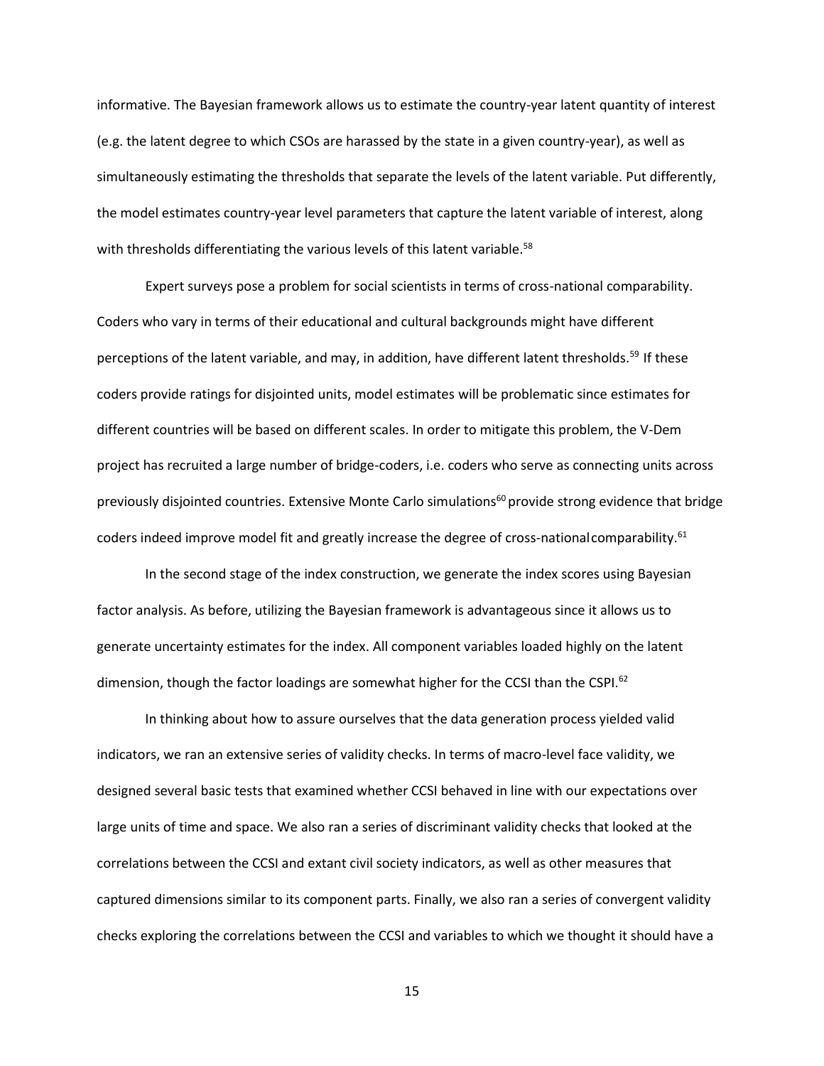informative. The Bayesian framework allows us to estimate the country-year latent quantity of interest (e.g. the latent degree to which CSOs are harassed by the state in a given country-year), as well as simultaneously estimating the thresholds that separate the levels of the latent variable. Put differently, the model estimates country-year level parameters that capture the latent variable of interest, along with thresholds differentiating the various levels of this latent variable.[58]

Expert surveys pose a problem for social scientists in terms of cross-national comparability. Coders who vary in terms of their educational and cultural backgrounds might have different perceptions of the latent variable, and may, in addition, have different latent thresholds.[59] If these coders provide ratings for disjointed units, model estimates will be problematic since estimates for different countries will be based on different scales. In order to mitigate this problem, the V-Dem project has recruited a large number of bridge-coders, i.e. coders who serve as connecting units across previously disjointed countries. Extensive Monte Carlo simulations[60] provide strong evidence that bridge coders indeed improve model fit and greatly increase the degree of cross-national comparability.[61]

In the second stage of the index construction, we generate the index scores using Bayesian factor analysis. As before, utilizing the Bayesian framework is advantageous since it allows us to generate uncertainty estimates for the index. All component variables loaded highly on the latent dimension, though the factor loadings are somewhat higher for the CCSI than the CSPI.[62]

In thinking about how to assure ourselves that the data generation process yielded valid indicators, we ran an extensive series of validity checks. In terms of macro-level face validity, we designed several basic tests that examined whether CCSI behaved in line with our expectations over large units of time and space. We also ran a series of discriminant validity checks that looked at the correlations between the CCSI and extant civil society indicators, as well as other measures that captured dimensions similar to its component parts. Finally, we also ran a series of convergent validity checks exploring the correlations between the CCSI and variables to which we thought it should have a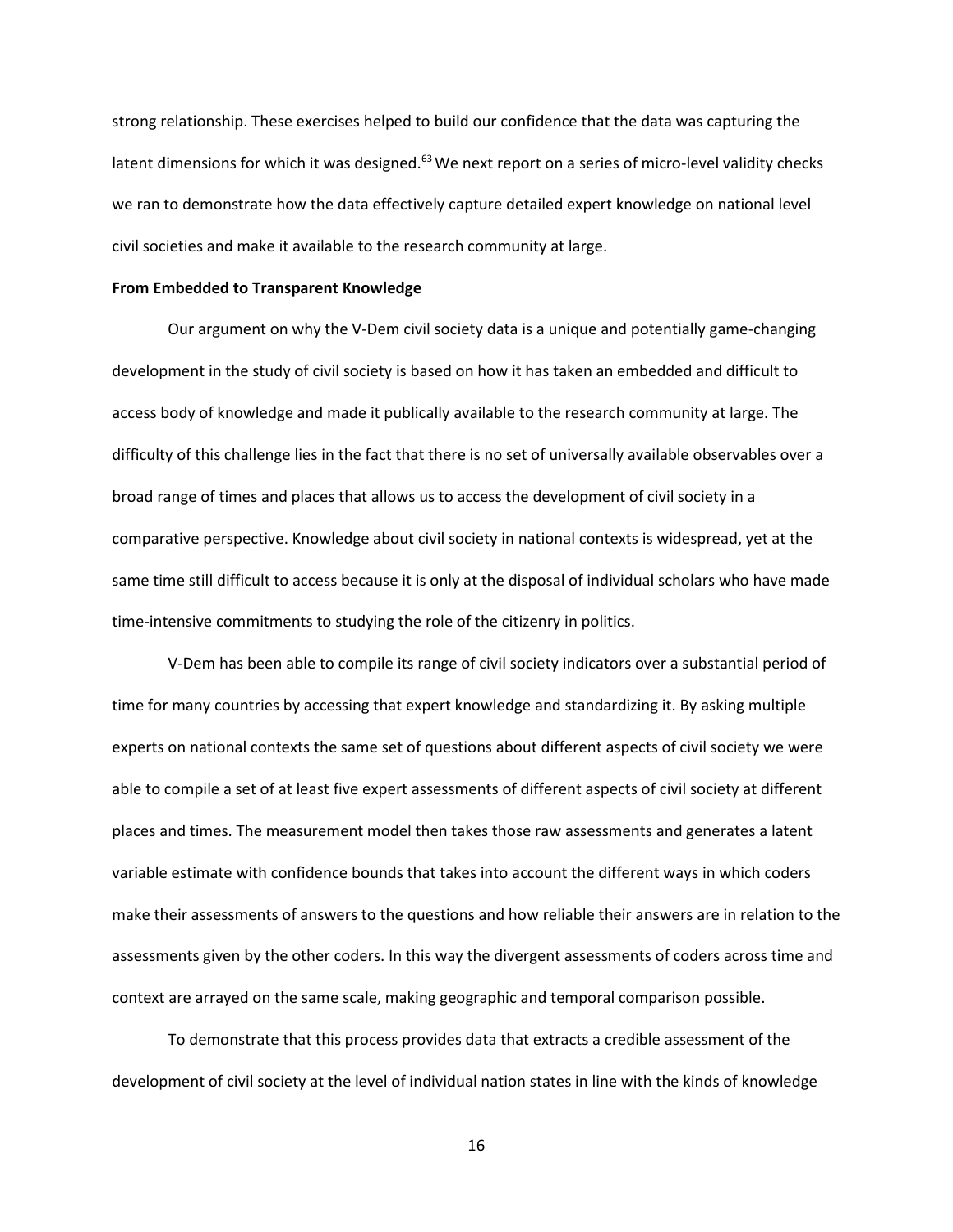strong relationship. These exercises helped to build our confidence that the data was capturing the latent dimensions for which it was designed.[63] We next report on a series of micro-level validity checks we ran to demonstrate how the data effectively capture detailed expert knowledge on national level civil societies and make it available to the research community at large.

**From Embedded to Transparent Knowledge**

Our argument on why the V-Dem civil society data is a unique and potentially game-changing development in the study of civil society is based on how it has taken an embedded and difficult to access body of knowledge and made it publically available to the research community at large. The difficulty of this challenge lies in the fact that there is no set of universally available observables over a broad range of times and places that allows us to access the development of civil society in a comparative perspective. Knowledge about civil society in national contexts is widespread, yet at the same time still difficult to access because it is only at the disposal of individual scholars who have made time-intensive commitments to studying the role of the citizenry in politics.

V-Dem has been able to compile its range of civil society indicators over a substantial period of time for many countries by accessing that expert knowledge and standardizing it. By asking multiple experts on national contexts the same set of questions about different aspects of civil society we were able to compile a set of at least five expert assessments of different aspects of civil society at different places and times. The measurement model then takes those raw assessments and generates a latent variable estimate with confidence bounds that takes into account the different ways in which coders make their assessments of answers to the questions and how reliable their answers are in relation to the assessments given by the other coders. In this way the divergent assessments of coders across time and context are arrayed on the same scale, making geographic and temporal comparison possible.

To demonstrate that this process provides data that extracts a credible assessment of the development of civil society at the level of individual nation states in line with the kinds of knowledge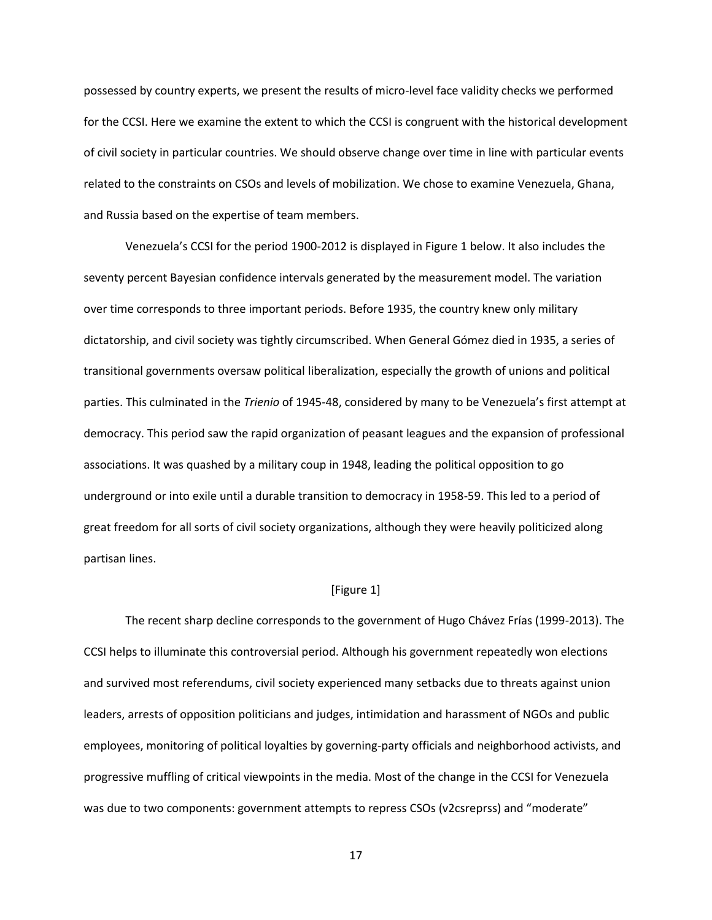possessed by country experts, we present the results of micro-level face validity checks we performed for the CCSI. Here we examine the extent to which the CCSI is congruent with the historical development of civil society in particular countries. We should observe change over time in line with particular events related to the constraints on CSOs and levels of mobilization. We chose to examine Venezuela, Ghana, and Russia based on the expertise of team members.

Venezuela's CCSI for the period 1900-2012 is displayed in Figure 1 below. It also includes the seventy percent Bayesian confidence intervals generated by the measurement model. The variation over time corresponds to three important periods. Before 1935, the country knew only military dictatorship, and civil society was tightly circumscribed. When General Gómez died in 1935, a series of transitional governments oversaw political liberalization, especially the growth of unions and political parties. This culminated in the *Trienio* of 1945-48, considered by many to be Venezuela's first attempt at democracy. This period saw the rapid organization of peasant leagues and the expansion of professional associations. It was quashed by a military coup in 1948, leading the political opposition to go underground or into exile until a durable transition to democracy in 1958-59. This led to a period of great freedom for all sorts of civil society organizations, although they were heavily politicized along partisan lines.

[Figure 1]

The recent sharp decline corresponds to the government of Hugo Chávez Frías (1999-2013). The CCSI helps to illuminate this controversial period. Although his government repeatedly won elections and survived most referendums, civil society experienced many setbacks due to threats against union leaders, arrests of opposition politicians and judges, intimidation and harassment of NGOs and public employees, monitoring of political loyalties by governing-party officials and neighborhood activists, and progressive muffling of critical viewpoints in the media. Most of the change in the CCSI for Venezuela was due to two components: government attempts to repress CSOs (v2csreprss) and "moderate"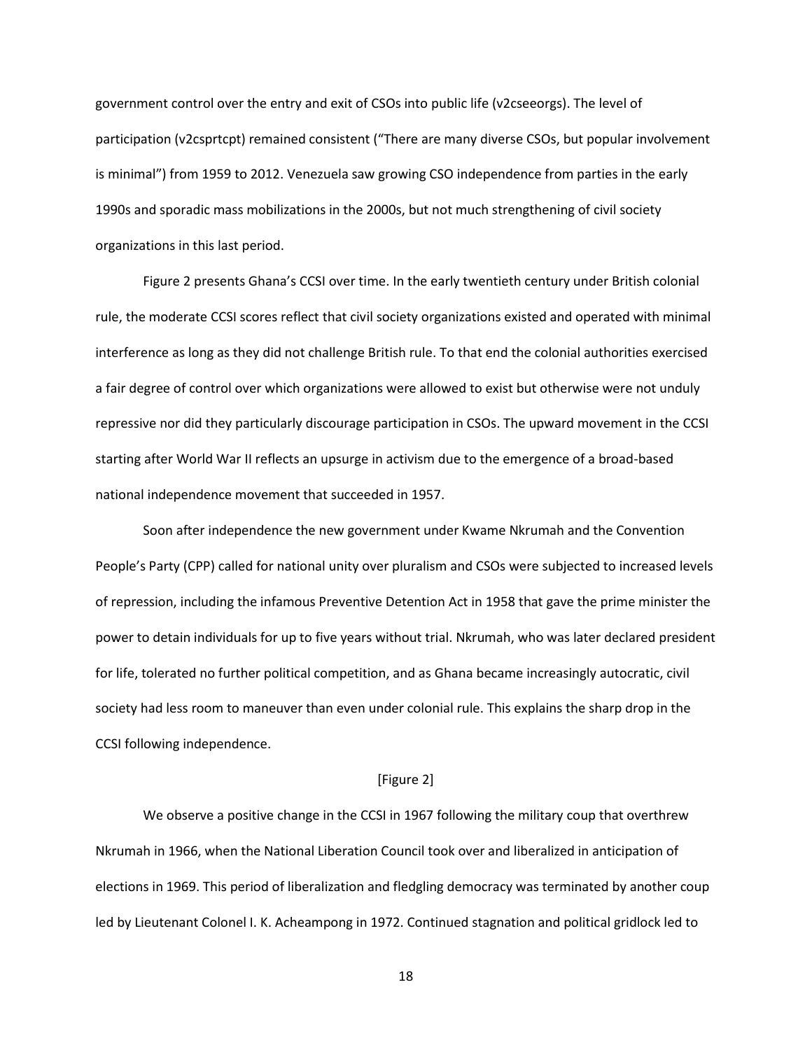government control over the entry and exit of CSOs into public life (v2cseeorgs). The level of participation (v2csprtcpt) remained consistent ("There are many diverse CSOs, but popular involvement is minimal") from 1959 to 2012. Venezuela saw growing CSO independence from parties in the early 1990s and sporadic mass mobilizations in the 2000s, but not much strengthening of civil society organizations in this last period.

Figure 2 presents Ghana's CCSI over time. In the early twentieth century under British colonial rule, the moderate CCSI scores reflect that civil society organizations existed and operated with minimal interference as long as they did not challenge British rule. To that end the colonial authorities exercised a fair degree of control over which organizations were allowed to exist but otherwise were not unduly repressive nor did they particularly discourage participation in CSOs. The upward movement in the CCSI starting after World War II reflects an upsurge in activism due to the emergence of a broad-based national independence movement that succeeded in 1957.

Soon after independence the new government under Kwame Nkrumah and the Convention People's Party (CPP) called for national unity over pluralism and CSOs were subjected to increased levels of repression, including the infamous Preventive Detention Act in 1958 that gave the prime minister the power to detain individuals for up to five years without trial. Nkrumah, who was later declared president for life, tolerated no further political competition, and as Ghana became increasingly autocratic, civil society had less room to maneuver than even under colonial rule. This explains the sharp drop in the CCSI following independence.

[Figure 2]

We observe a positive change in the CCSI in 1967 following the military coup that overthrew Nkrumah in 1966, when the National Liberation Council took over and liberalized in anticipation of elections in 1969. This period of liberalization and fledgling democracy was terminated by another coup led by Lieutenant Colonel I. K. Acheampong in 1972. Continued stagnation and political gridlock led to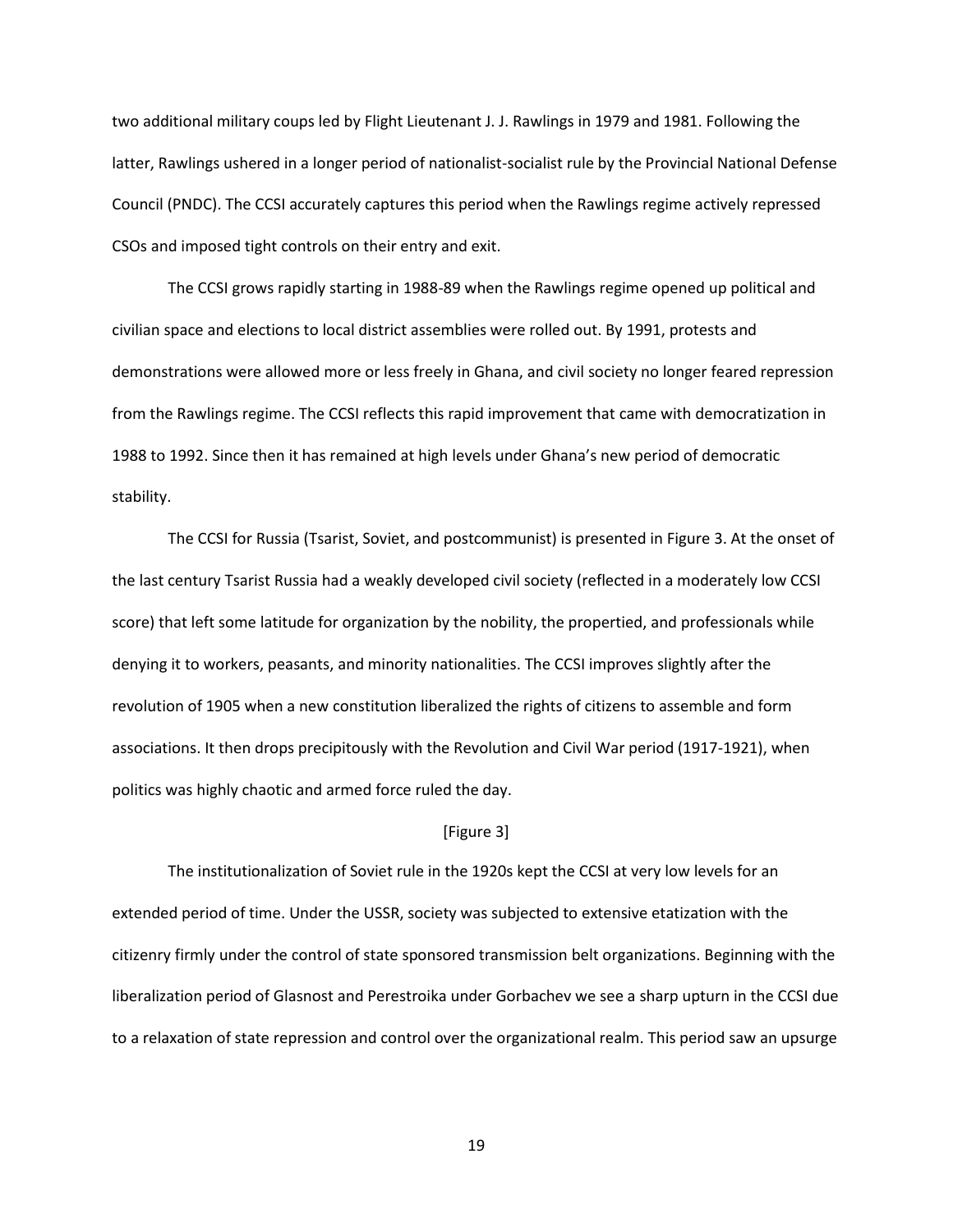two additional military coups led by Flight Lieutenant J. J. Rawlings in 1979 and 1981. Following the latter, Rawlings ushered in a longer period of nationalist-socialist rule by the Provincial National Defense Council (PNDC). The CCSI accurately captures this period when the Rawlings regime actively repressed CSOs and imposed tight controls on their entry and exit.

The CCSI grows rapidly starting in 1988-89 when the Rawlings regime opened up political and civilian space and elections to local district assemblies were rolled out. By 1991, protests and demonstrations were allowed more or less freely in Ghana, and civil society no longer feared repression from the Rawlings regime. The CCSI reflects this rapid improvement that came with democratization in 1988 to 1992. Since then it has remained at high levels under Ghana's new period of democratic stability.

The CCSI for Russia (Tsarist, Soviet, and postcommunist) is presented in Figure 3. At the onset of the last century Tsarist Russia had a weakly developed civil society (reflected in a moderately low CCSI score) that left some latitude for organization by the nobility, the propertied, and professionals while denying it to workers, peasants, and minority nationalities. The CCSI improves slightly after the revolution of 1905 when a new constitution liberalized the rights of citizens to assemble and form associations. It then drops precipitously with the Revolution and Civil War period (1917-1921), when politics was highly chaotic and armed force ruled the day.

[Figure 3]

The institutionalization of Soviet rule in the 1920s kept the CCSI at very low levels for an extended period of time. Under the USSR, society was subjected to extensive etatization with the citizenry firmly under the control of state sponsored transmission belt organizations. Beginning with the liberalization period of Glasnost and Perestroika under Gorbachev we see a sharp upturn in the CCSI due to a relaxation of state repression and control over the organizational realm. This period saw an upsurge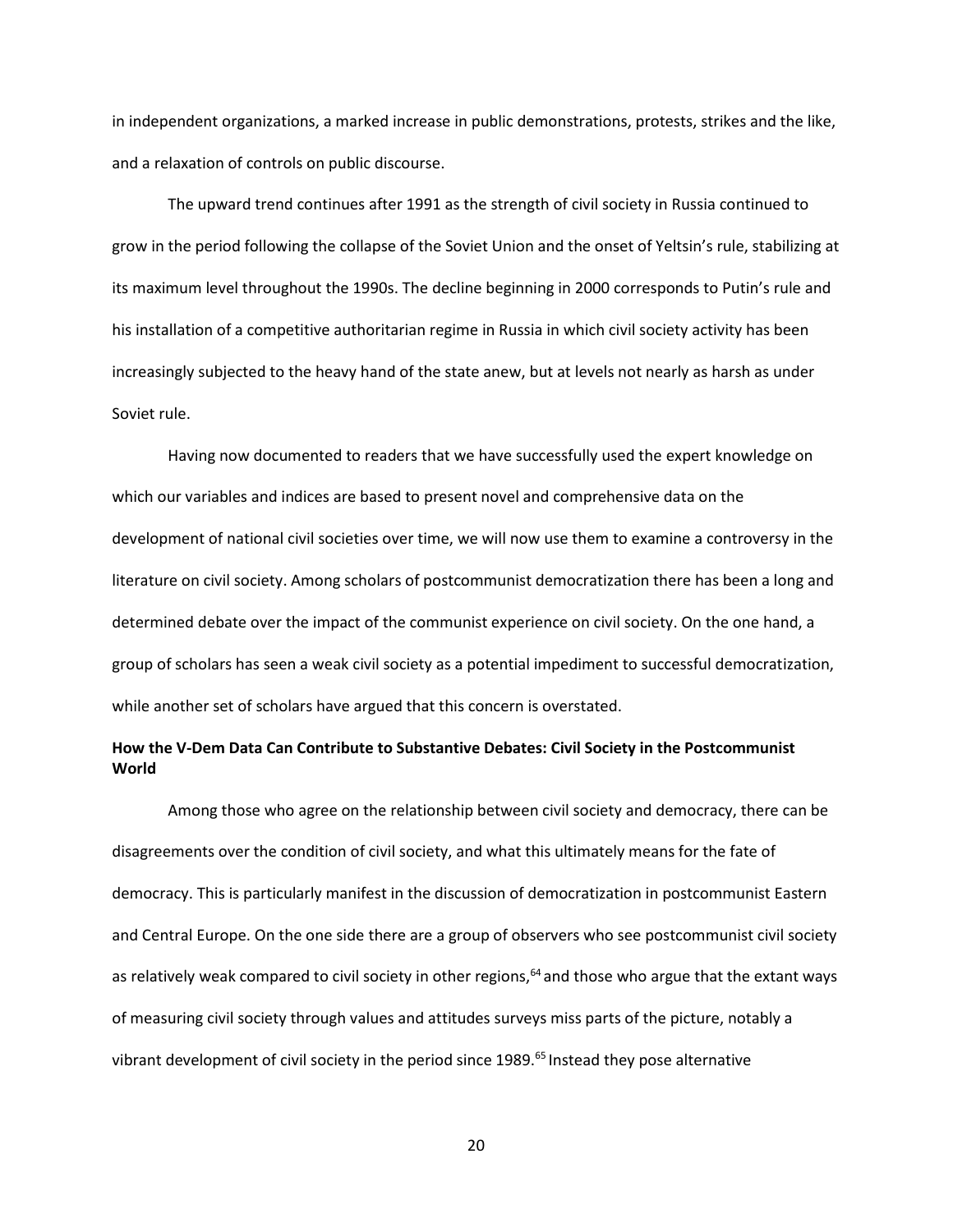in independent organizations, a marked increase in public demonstrations, protests, strikes and the like, and a relaxation of controls on public discourse.

The upward trend continues after 1991 as the strength of civil society in Russia continued to grow in the period following the collapse of the Soviet Union and the onset of Yeltsin's rule, stabilizing at its maximum level throughout the 1990s. The decline beginning in 2000 corresponds to Putin's rule and his installation of a competitive authoritarian regime in Russia in which civil society activity has been increasingly subjected to the heavy hand of the state anew, but at levels not nearly as harsh as under Soviet rule.

Having now documented to readers that we have successfully used the expert knowledge on which our variables and indices are based to present novel and comprehensive data on the development of national civil societies over time, we will now use them to examine a controversy in the literature on civil society. Among scholars of postcommunist democratization there has been a long and determined debate over the impact of the communist experience on civil society. On the one hand, a group of scholars has seen a weak civil society as a potential impediment to successful democratization, while another set of scholars have argued that this concern is overstated.

**How the V-Dem Data Can Contribute to Substantive Debates: Civil Society in the Postcommunist World**

Among those who agree on the relationship between civil society and democracy, there can be disagreements over the condition of civil society, and what this ultimately means for the fate of democracy. This is particularly manifest in the discussion of democratization in postcommunist Eastern and Central Europe. On the one side there are a group of observers who see postcommunist civil society as relatively weak compared to civil society in other regions,[64] and those who argue that the extant ways of measuring civil society through values and attitudes surveys miss parts of the picture, notably a vibrant development of civil society in the period since 1989.[65] Instead they pose alternative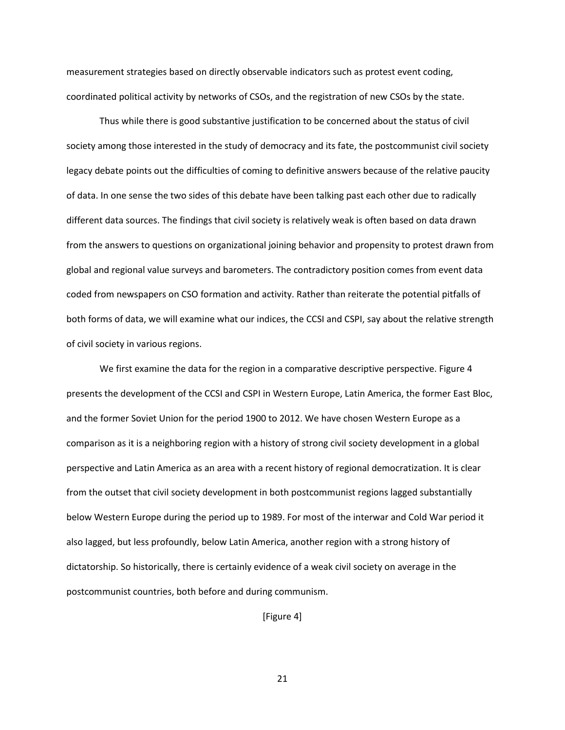measurement strategies based on directly observable indicators such as protest event coding, coordinated political activity by networks of CSOs, and the registration of new CSOs by the state.

Thus while there is good substantive justification to be concerned about the status of civil society among those interested in the study of democracy and its fate, the postcommunist civil society legacy debate points out the difficulties of coming to definitive answers because of the relative paucity of data. In one sense the two sides of this debate have been talking past each other due to radically different data sources. The findings that civil society is relatively weak is often based on data drawn from the answers to questions on organizational joining behavior and propensity to protest drawn from global and regional value surveys and barometers. The contradictory position comes from event data coded from newspapers on CSO formation and activity. Rather than reiterate the potential pitfalls of both forms of data, we will examine what our indices, the CCSI and CSPI, say about the relative strength of civil society in various regions.

We first examine the data for the region in a comparative descriptive perspective. Figure 4 presents the development of the CCSI and CSPI in Western Europe, Latin America, the former East Bloc, and the former Soviet Union for the period 1900 to 2012. We have chosen Western Europe as a comparison as it is a neighboring region with a history of strong civil society development in a global perspective and Latin America as an area with a recent history of regional democratization. It is clear from the outset that civil society development in both postcommunist regions lagged substantially below Western Europe during the period up to 1989. For most of the interwar and Cold War period it also lagged, but less profoundly, below Latin America, another region with a strong history of dictatorship. So historically, there is certainly evidence of a weak civil society on average in the postcommunist countries, both before and during communism.

[Figure 4]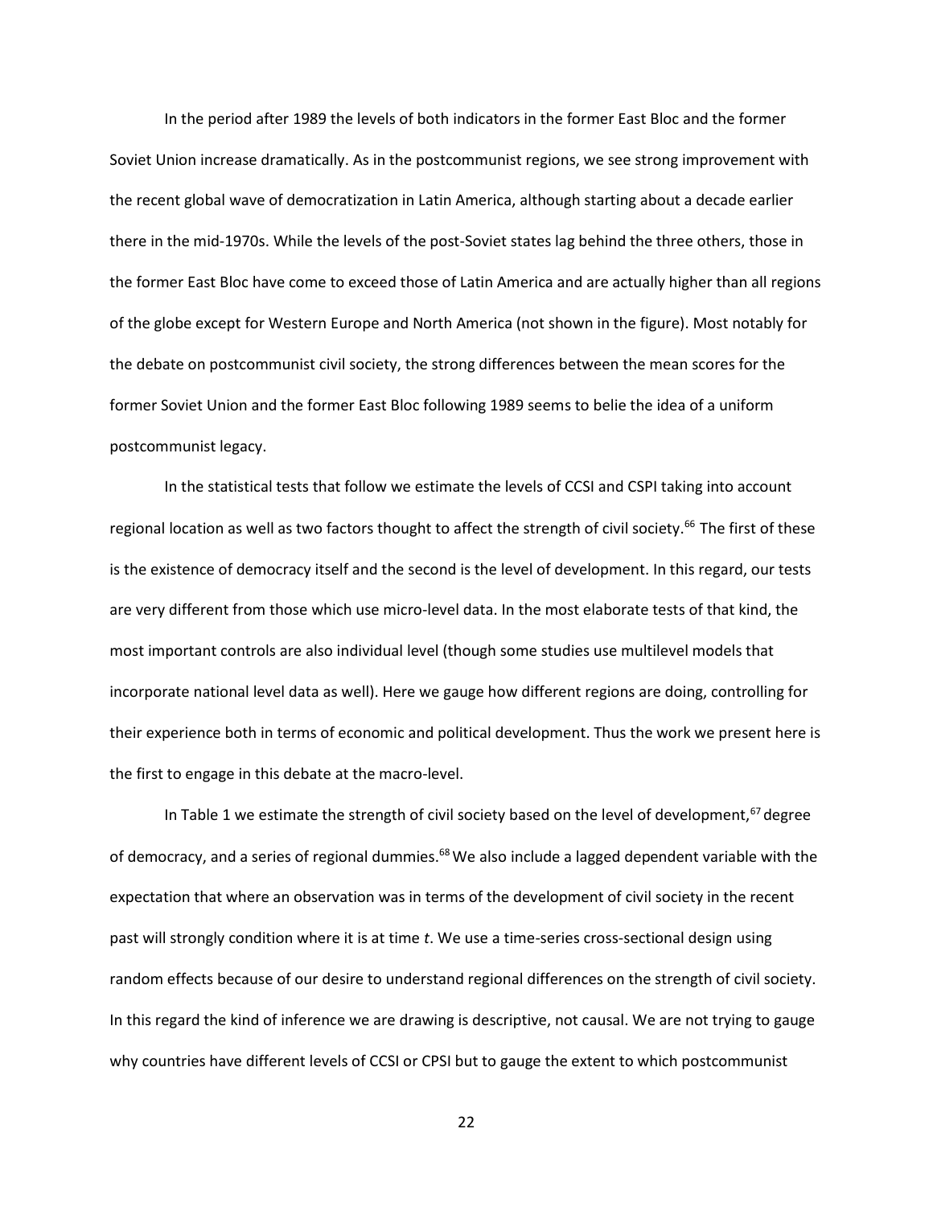In the period after 1989 the levels of both indicators in the former East Bloc and the former Soviet Union increase dramatically. As in the postcommunist regions, we see strong improvement with the recent global wave of democratization in Latin America, although starting about a decade earlier there in the mid-1970s. While the levels of the post-Soviet states lag behind the three others, those in the former East Bloc have come to exceed those of Latin America and are actually higher than all regions of the globe except for Western Europe and North America (not shown in the figure). Most notably for the debate on postcommunist civil society, the strong differences between the mean scores for the former Soviet Union and the former East Bloc following 1989 seems to belie the idea of a uniform postcommunist legacy.

In the statistical tests that follow we estimate the levels of CCSI and CSPI taking into account regional location as well as two factors thought to affect the strength of civil society.[66] The first of these is the existence of democracy itself and the second is the level of development. In this regard, our tests are very different from those which use micro-level data. In the most elaborate tests of that kind, the most important controls are also individual level (though some studies use multilevel models that incorporate national level data as well). Here we gauge how different regions are doing, controlling for their experience both in terms of economic and political development. Thus the work we present here is the first to engage in this debate at the macro-level.

In Table 1 we estimate the strength of civil society based on the level of development,[67] degree of democracy, and a series of regional dummies.[68] We also include a lagged dependent variable with the expectation that where an observation was in terms of the development of civil society in the recent past will strongly condition where it is at time *t*. We use a time-series cross-sectional design using random effects because of our desire to understand regional differences on the strength of civil society. In this regard the kind of inference we are drawing is descriptive, not causal. We are not trying to gauge why countries have different levels of CCSI or CPSI but to gauge the extent to which postcommunist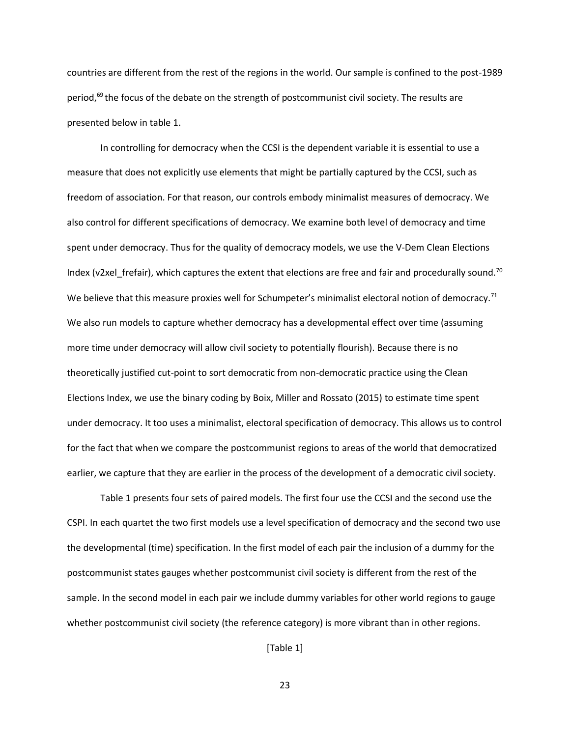countries are different from the rest of the regions in the world. Our sample is confined to the post-1989 period,[69] the focus of the debate on the strength of postcommunist civil society. The results are presented below in table 1.

In controlling for democracy when the CCSI is the dependent variable it is essential to use a measure that does not explicitly use elements that might be partially captured by the CCSI, such as freedom of association. For that reason, our controls embody minimalist measures of democracy. We also control for different specifications of democracy. We examine both level of democracy and time spent under democracy. Thus for the quality of democracy models, we use the V-Dem Clean Elections Index (v2xel_frefair), which captures the extent that elections are free and fair and procedurally sound.[70] We believe that this measure proxies well for Schumpeter's minimalist electoral notion of democracy.[71] We also run models to capture whether democracy has a developmental effect over time (assuming more time under democracy will allow civil society to potentially flourish). Because there is no theoretically justified cut-point to sort democratic from non-democratic practice using the Clean Elections Index, we use the binary coding by Boix, Miller and Rossato (2015) to estimate time spent under democracy. It too uses a minimalist, electoral specification of democracy. This allows us to control for the fact that when we compare the postcommunist regions to areas of the world that democratized earlier, we capture that they are earlier in the process of the development of a democratic civil society.

Table 1 presents four sets of paired models. The first four use the CCSI and the second use the CSPI. In each quartet the two first models use a level specification of democracy and the second two use the developmental (time) specification. In the first model of each pair the inclusion of a dummy for the postcommunist states gauges whether postcommunist civil society is different from the rest of the sample. In the second model in each pair we include dummy variables for other world regions to gauge whether postcommunist civil society (the reference category) is more vibrant than in other regions.

[Table 1]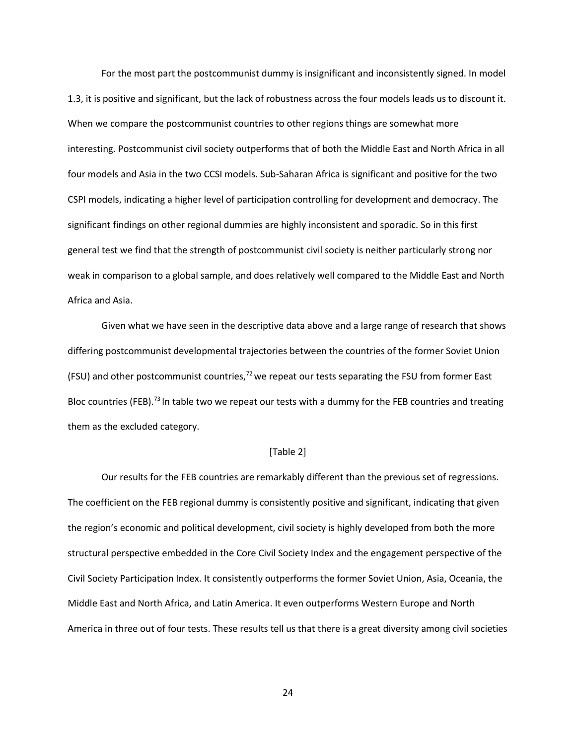For the most part the postcommunist dummy is insignificant and inconsistently signed. In model 1.3, it is positive and significant, but the lack of robustness across the four models leads us to discount it. When we compare the postcommunist countries to other regions things are somewhat more interesting. Postcommunist civil society outperforms that of both the Middle East and North Africa in all four models and Asia in the two CCSI models. Sub-Saharan Africa is significant and positive for the two CSPI models, indicating a higher level of participation controlling for development and democracy. The significant findings on other regional dummies are highly inconsistent and sporadic. So in this first general test we find that the strength of postcommunist civil society is neither particularly strong nor weak in comparison to a global sample, and does relatively well compared to the Middle East and North Africa and Asia.

Given what we have seen in the descriptive data above and a large range of research that shows differing postcommunist developmental trajectories between the countries of the former Soviet Union (FSU) and other postcommunist countries,[72] we repeat our tests separating the FSU from former East Bloc countries (FEB).[73] In table two we repeat our tests with a dummy for the FEB countries and treating them as the excluded category.

[Table 2]

Our results for the FEB countries are remarkably different than the previous set of regressions. The coefficient on the FEB regional dummy is consistently positive and significant, indicating that given the region's economic and political development, civil society is highly developed from both the more structural perspective embedded in the Core Civil Society Index and the engagement perspective of the Civil Society Participation Index. It consistently outperforms the former Soviet Union, Asia, Oceania, the Middle East and North Africa, and Latin America. It even outperforms Western Europe and North America in three out of four tests. These results tell us that there is a great diversity among civil societies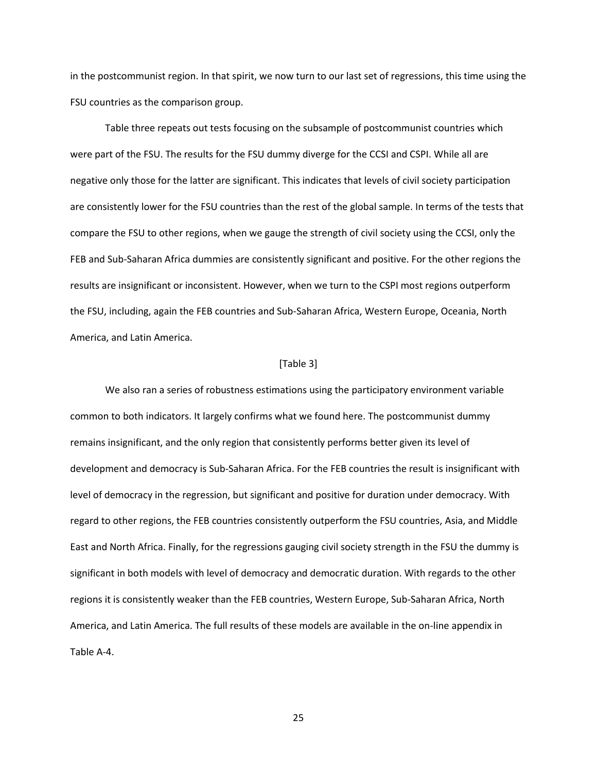in the postcommunist region. In that spirit, we now turn to our last set of regressions, this time using the FSU countries as the comparison group.

Table three repeats out tests focusing on the subsample of postcommunist countries which were part of the FSU. The results for the FSU dummy diverge for the CCSI and CSPI. While all are negative only those for the latter are significant. This indicates that levels of civil society participation are consistently lower for the FSU countries than the rest of the global sample. In terms of the tests that compare the FSU to other regions, when we gauge the strength of civil society using the CCSI, only the FEB and Sub-Saharan Africa dummies are consistently significant and positive. For the other regions the results are insignificant or inconsistent. However, when we turn to the CSPI most regions outperform the FSU, including, again the FEB countries and Sub-Saharan Africa, Western Europe, Oceania, North America, and Latin America.

[Table 3]

We also ran a series of robustness estimations using the participatory environment variable common to both indicators. It largely confirms what we found here. The postcommunist dummy remains insignificant, and the only region that consistently performs better given its level of development and democracy is Sub-Saharan Africa. For the FEB countries the result is insignificant with level of democracy in the regression, but significant and positive for duration under democracy. With regard to other regions, the FEB countries consistently outperform the FSU countries, Asia, and Middle East and North Africa. Finally, for the regressions gauging civil society strength in the FSU the dummy is significant in both models with level of democracy and democratic duration. With regards to the other regions it is consistently weaker than the FEB countries, Western Europe, Sub-Saharan Africa, North America, and Latin America. The full results of these models are available in the on-line appendix in Table A-4.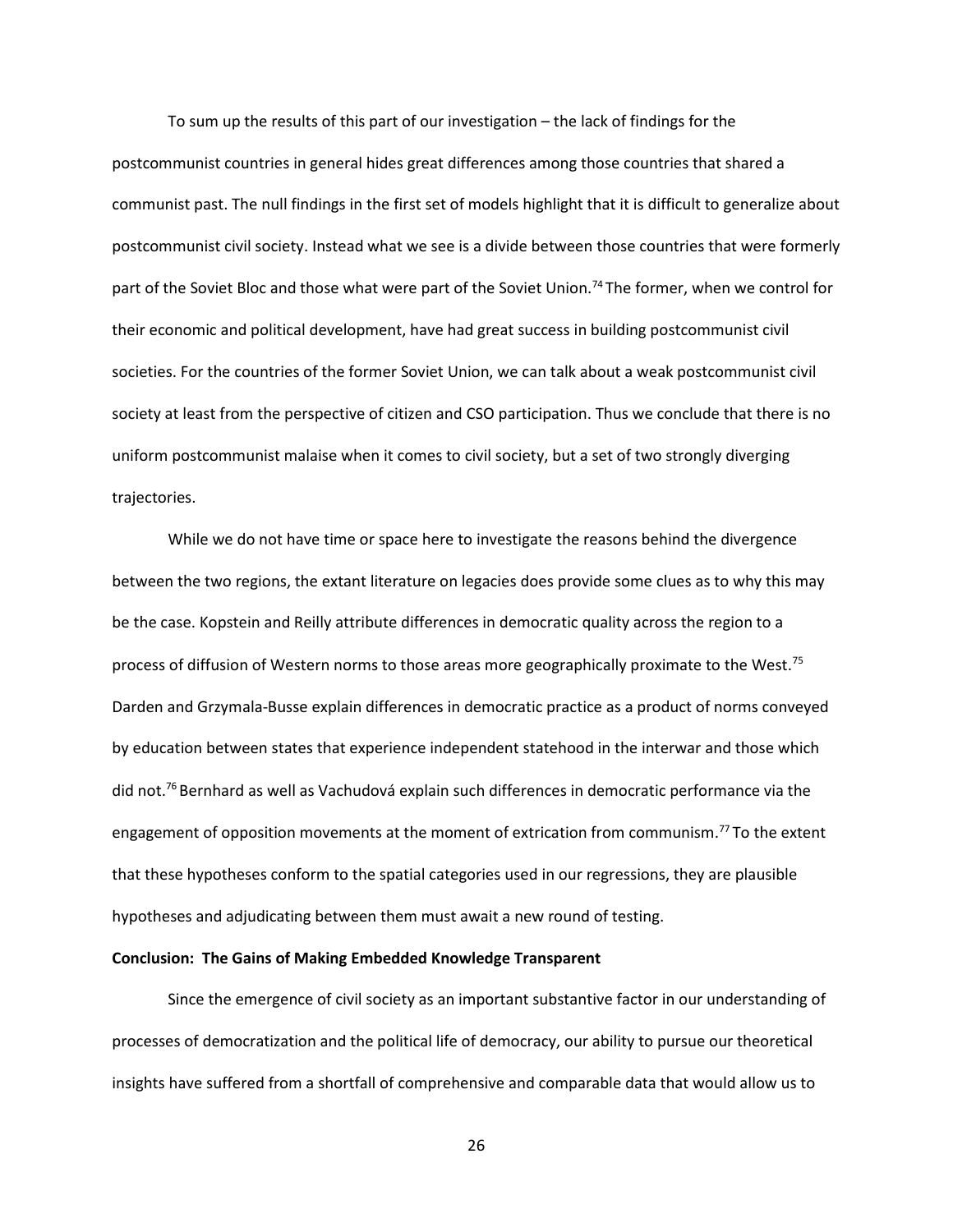To sum up the results of this part of our investigation – the lack of findings for the postcommunist countries in general hides great differences among those countries that shared a communist past. The null findings in the first set of models highlight that it is difficult to generalize about postcommunist civil society. Instead what we see is a divide between those countries that were formerly part of the Soviet Bloc and those what were part of the Soviet Union.[74] The former, when we control for their economic and political development, have had great success in building postcommunist civil societies. For the countries of the former Soviet Union, we can talk about a weak postcommunist civil society at least from the perspective of citizen and CSO participation. Thus we conclude that there is no uniform postcommunist malaise when it comes to civil society, but a set of two strongly diverging trajectories.

While we do not have time or space here to investigate the reasons behind the divergence between the two regions, the extant literature on legacies does provide some clues as to why this may be the case. Kopstein and Reilly attribute differences in democratic quality across the region to a process of diffusion of Western norms to those areas more geographically proximate to the West.[75] Darden and Grzymala-Busse explain differences in democratic practice as a product of norms conveyed by education between states that experience independent statehood in the interwar and those which did not.[76] Bernhard as well as Vachudová explain such differences in democratic performance via the engagement of opposition movements at the moment of extrication from communism.[77] To the extent that these hypotheses conform to the spatial categories used in our regressions, they are plausible hypotheses and adjudicating between them must await a new round of testing.

**Conclusion: The Gains of Making Embedded Knowledge Transparent**

Since the emergence of civil society as an important substantive factor in our understanding of processes of democratization and the political life of democracy, our ability to pursue our theoretical insights have suffered from a shortfall of comprehensive and comparable data that would allow us to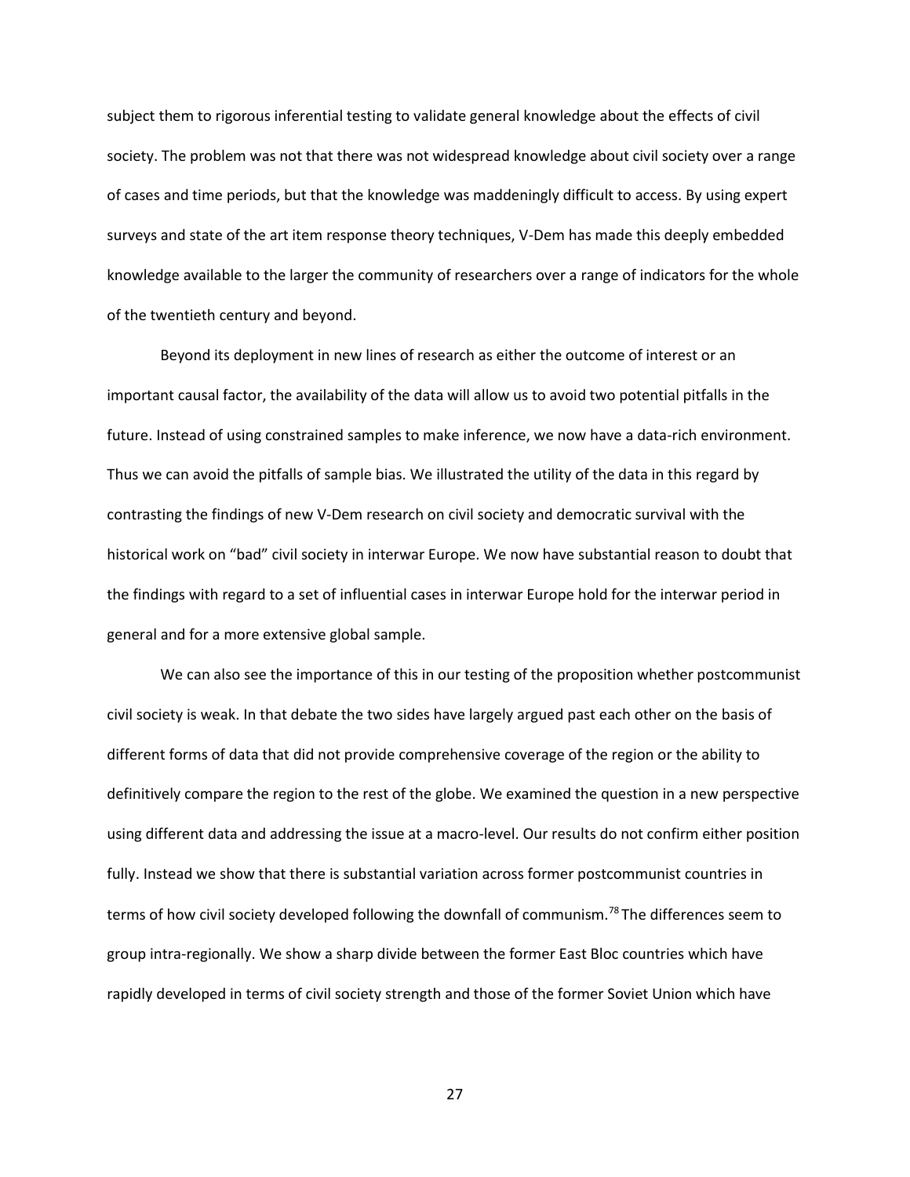subject them to rigorous inferential testing to validate general knowledge about the effects of civil society. The problem was not that there was not widespread knowledge about civil society over a range of cases and time periods, but that the knowledge was maddeningly difficult to access. By using expert surveys and state of the art item response theory techniques, V-Dem has made this deeply embedded knowledge available to the larger the community of researchers over a range of indicators for the whole of the twentieth century and beyond.

Beyond its deployment in new lines of research as either the outcome of interest or an important causal factor, the availability of the data will allow us to avoid two potential pitfalls in the future. Instead of using constrained samples to make inference, we now have a data-rich environment. Thus we can avoid the pitfalls of sample bias. We illustrated the utility of the data in this regard by contrasting the findings of new V-Dem research on civil society and democratic survival with the historical work on "bad" civil society in interwar Europe. We now have substantial reason to doubt that the findings with regard to a set of influential cases in interwar Europe hold for the interwar period in general and for a more extensive global sample.

We can also see the importance of this in our testing of the proposition whether postcommunist civil society is weak. In that debate the two sides have largely argued past each other on the basis of different forms of data that did not provide comprehensive coverage of the region or the ability to definitively compare the region to the rest of the globe. We examined the question in a new perspective using different data and addressing the issue at a macro-level. Our results do not confirm either position fully. Instead we show that there is substantial variation across former postcommunist countries in terms of how civil society developed following the downfall of communism.[78] The differences seem to group intra-regionally. We show a sharp divide between the former East Bloc countries which have rapidly developed in terms of civil society strength and those of the former Soviet Union which have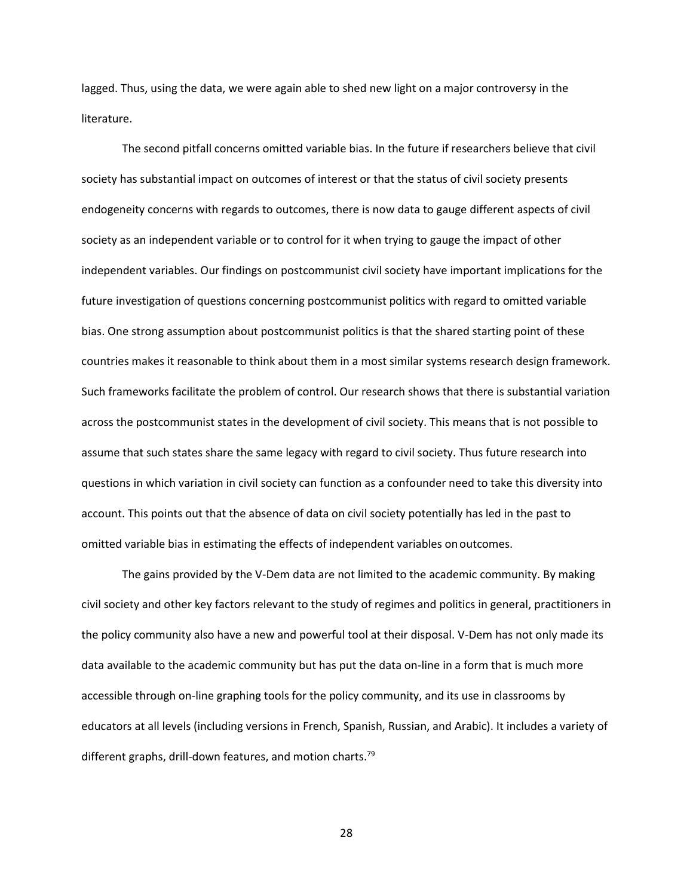lagged. Thus, using the data, we were again able to shed new light on a major controversy in the literature.

The second pitfall concerns omitted variable bias. In the future if researchers believe that civil society has substantial impact on outcomes of interest or that the status of civil society presents endogeneity concerns with regards to outcomes, there is now data to gauge different aspects of civil society as an independent variable or to control for it when trying to gauge the impact of other independent variables. Our findings on postcommunist civil society have important implications for the future investigation of questions concerning postcommunist politics with regard to omitted variable bias. One strong assumption about postcommunist politics is that the shared starting point of these countries makes it reasonable to think about them in a most similar systems research design framework. Such frameworks facilitate the problem of control. Our research shows that there is substantial variation across the postcommunist states in the development of civil society. This means that is not possible to assume that such states share the same legacy with regard to civil society. Thus future research into questions in which variation in civil society can function as a confounder need to take this diversity into account. This points out that the absence of data on civil society potentially has led in the past to omitted variable bias in estimating the effects of independent variables on outcomes.

The gains provided by the V-Dem data are not limited to the academic community. By making civil society and other key factors relevant to the study of regimes and politics in general, practitioners in the policy community also have a new and powerful tool at their disposal. V-Dem has not only made its data available to the academic community but has put the data on-line in a form that is much more accessible through on-line graphing tools for the policy community, and its use in classrooms by educators at all levels (including versions in French, Spanish, Russian, and Arabic). It includes a variety of different graphs, drill-down features, and motion charts.[79]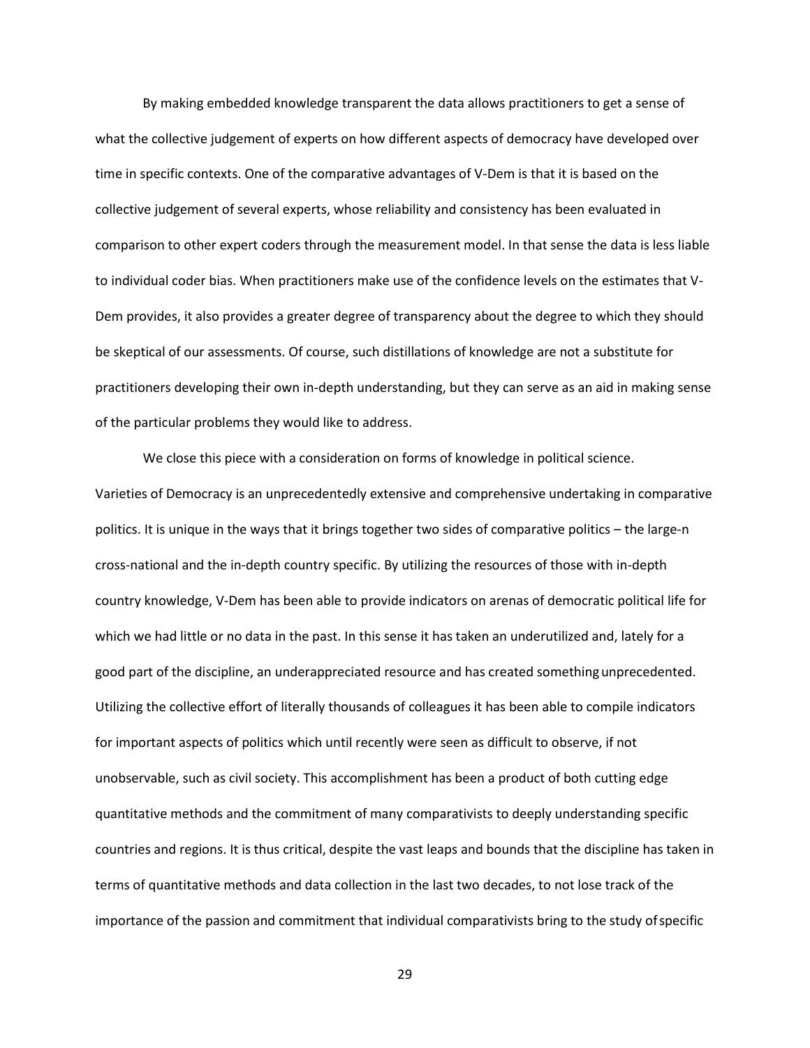By making embedded knowledge transparent the data allows practitioners to get a sense of what the collective judgement of experts on how different aspects of democracy have developed over time in specific contexts. One of the comparative advantages of V-Dem is that it is based on the collective judgement of several experts, whose reliability and consistency has been evaluated in comparison to other expert coders through the measurement model. In that sense the data is less liable to individual coder bias. When practitioners make use of the confidence levels on the estimates that V-Dem provides, it also provides a greater degree of transparency about the degree to which they should be skeptical of our assessments. Of course, such distillations of knowledge are not a substitute for practitioners developing their own in-depth understanding, but they can serve as an aid in making sense of the particular problems they would like to address.

We close this piece with a consideration on forms of knowledge in political science. Varieties of Democracy is an unprecedentedly extensive and comprehensive undertaking in comparative politics. It is unique in the ways that it brings together two sides of comparative politics – the large-n cross-national and the in-depth country specific. By utilizing the resources of those with in-depth country knowledge, V-Dem has been able to provide indicators on arenas of democratic political life for which we had little or no data in the past. In this sense it has taken an underutilized and, lately for a good part of the discipline, an underappreciated resource and has created something unprecedented. Utilizing the collective effort of literally thousands of colleagues it has been able to compile indicators for important aspects of politics which until recently were seen as difficult to observe, if not unobservable, such as civil society. This accomplishment has been a product of both cutting edge quantitative methods and the commitment of many comparativists to deeply understanding specific countries and regions. It is thus critical, despite the vast leaps and bounds that the discipline has taken in terms of quantitative methods and data collection in the last two decades, to not lose track of the importance of the passion and commitment that individual comparativists bring to the study of specific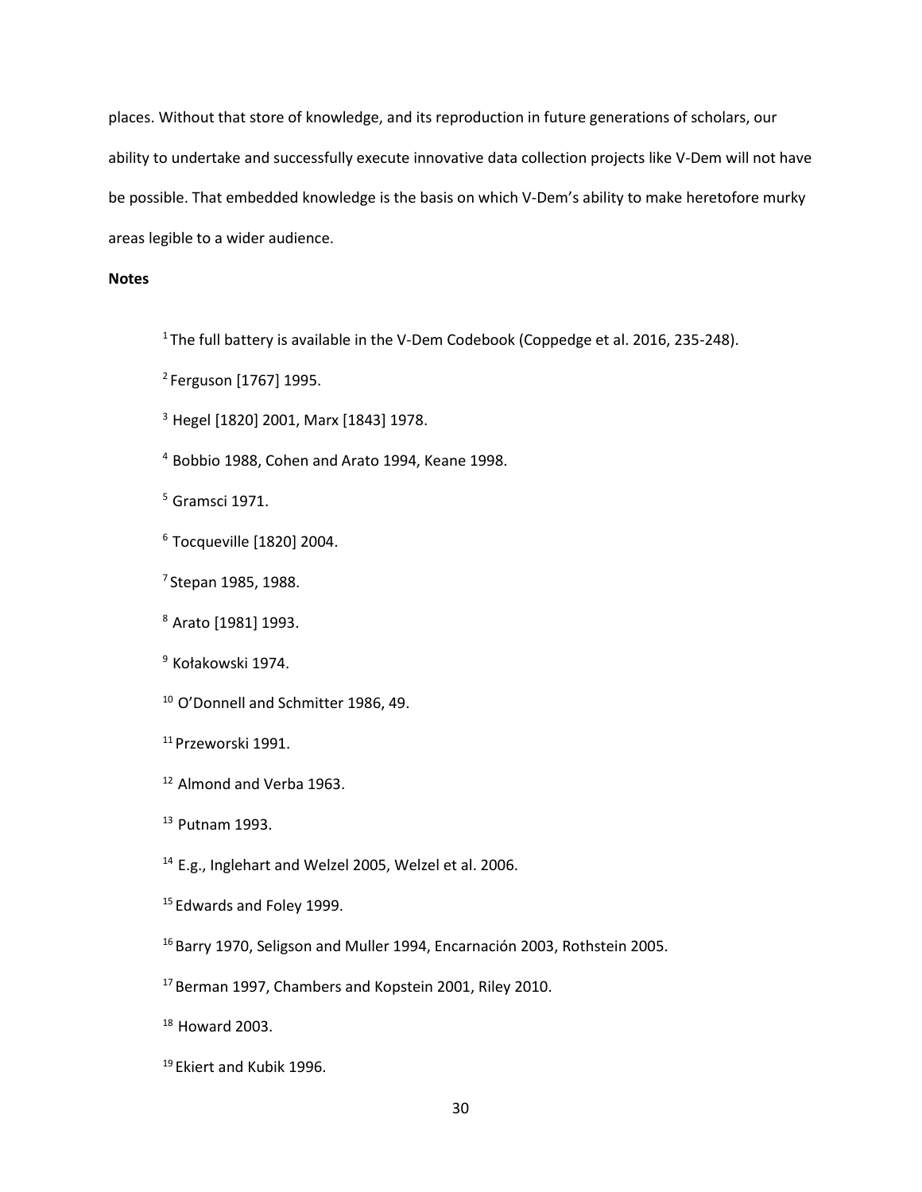places. Without that store of knowledge, and its reproduction in future generations of scholars, our ability to undertake and successfully execute innovative data collection projects like V-Dem will not have be possible. That embedded knowledge is the basis on which V-Dem's ability to make heretofore murky areas legible to a wider audience.

**Notes**

[1] The full battery is available in the V-Dem Codebook (Coppedge et al. 2016, 235-248).

[2] Ferguson [1767] 1995.

[3] Hegel [1820] 2001, Marx [1843] 1978.

[4] Bobbio 1988, Cohen and Arato 1994, Keane 1998.

[5] Gramsci 1971.

[6] Tocqueville [1820] 2004.

[7] Stepan 1985, 1988.

[8] Arato [1981] 1993.

[9] Kołakowski 1974.

[10] O'Donnell and Schmitter 1986, 49.

[11] Przeworski 1991.

[12] Almond and Verba 1963.

[13] Putnam 1993.

[14] E.g., Inglehart and Welzel 2005, Welzel et al. 2006.

[15] Edwards and Foley 1999.

[16] Barry 1970, Seligson and Muller 1994, Encarnación 2003, Rothstein 2005.

[17] Berman 1997, Chambers and Kopstein 2001, Riley 2010.

[18] Howard 2003.

[19] Ekiert and Kubik 1996.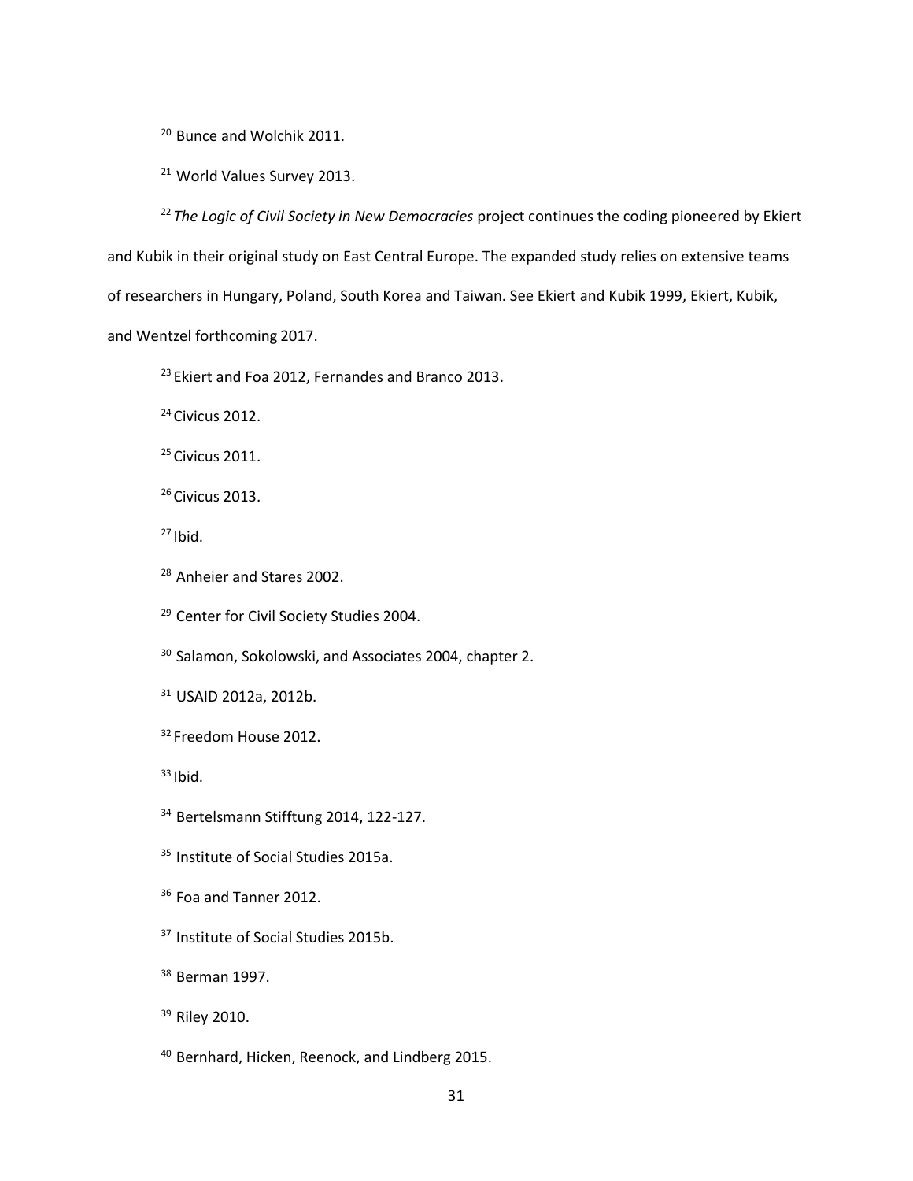[20] Bunce and Wolchik 2011.

[21] World Values Survey 2013.

[22] *The Logic of Civil Society in New Democracies* project continues the coding pioneered by Ekiert and Kubik in their original study on East Central Europe. The expanded study relies on extensive teams of researchers in Hungary, Poland, South Korea and Taiwan. See Ekiert and Kubik 1999, Ekiert, Kubik, and Wentzel forthcoming 2017.

[23] Ekiert and Foa 2012, Fernandes and Branco 2013.

[24] Civicus 2012.

[25] Civicus 2011.

[26] Civicus 2013.

[27] Ibid.

[28] Anheier and Stares 2002.

[29] Center for Civil Society Studies 2004.

[30] Salamon, Sokolowski, and Associates 2004, chapter 2.

[31] USAID 2012a, 2012b.

[32] Freedom House 2012.

[33] Ibid.

[34] Bertelsmann Stifftung 2014, 122-127.

[35] Institute of Social Studies 2015a.

[36] Foa and Tanner 2012.

[37] Institute of Social Studies 2015b.

[38] Berman 1997.

[39] Riley 2010.

[40] Bernhard, Hicken, Reenock, and Lindberg 2015.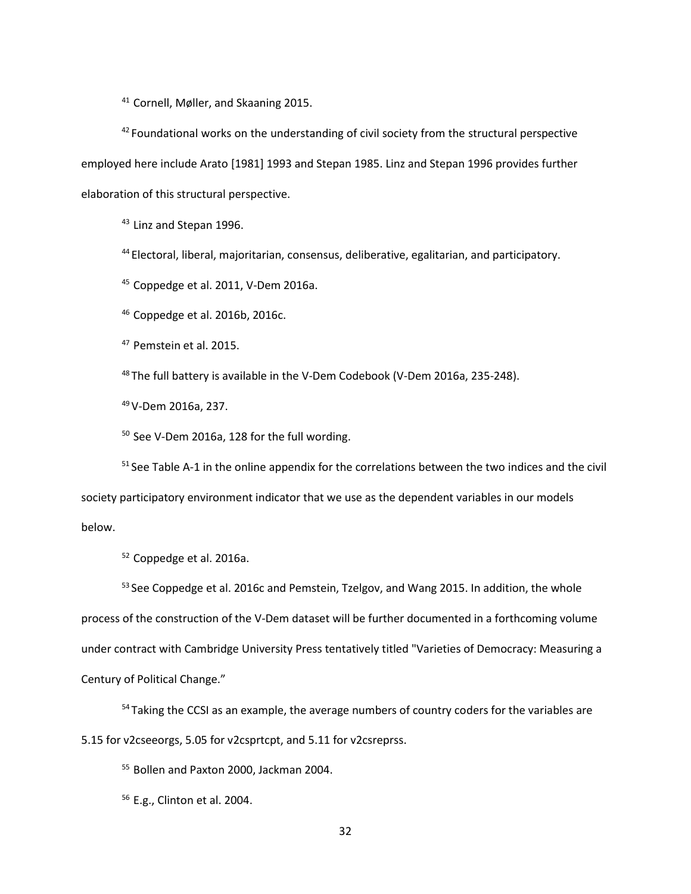[41] Cornell, Møller, and Skaaning 2015.

[42] Foundational works on the understanding of civil society from the structural perspective employed here include Arato [1981] 1993 and Stepan 1985. Linz and Stepan 1996 provides further elaboration of this structural perspective.

[43] Linz and Stepan 1996.

[44] Electoral, liberal, majoritarian, consensus, deliberative, egalitarian, and participatory.

[45] Coppedge et al. 2011, V-Dem 2016a.

[46] Coppedge et al. 2016b, 2016c.

[47] Pemstein et al. 2015.

[48] The full battery is available in the V-Dem Codebook (V-Dem 2016a, 235-248).

[49] V-Dem 2016a, 237.

[50] See V-Dem 2016a, 128 for the full wording.

[51] See Table A-1 in the online appendix for the correlations between the two indices and the civil society participatory environment indicator that we use as the dependent variables in our models below.

[52] Coppedge et al. 2016a.

[53] See Coppedge et al. 2016c and Pemstein, Tzelgov, and Wang 2015. In addition, the whole process of the construction of the V-Dem dataset will be further documented in a forthcoming volume under contract with Cambridge University Press tentatively titled "Varieties of Democracy: Measuring a Century of Political Change."

[54] Taking the CCSI as an example, the average numbers of country coders for the variables are 5.15 for v2cseeorgs, 5.05 for v2csprtcpt, and 5.11 for v2csreprss.

[55] Bollen and Paxton 2000, Jackman 2004.

[56] E.g., Clinton et al. 2004.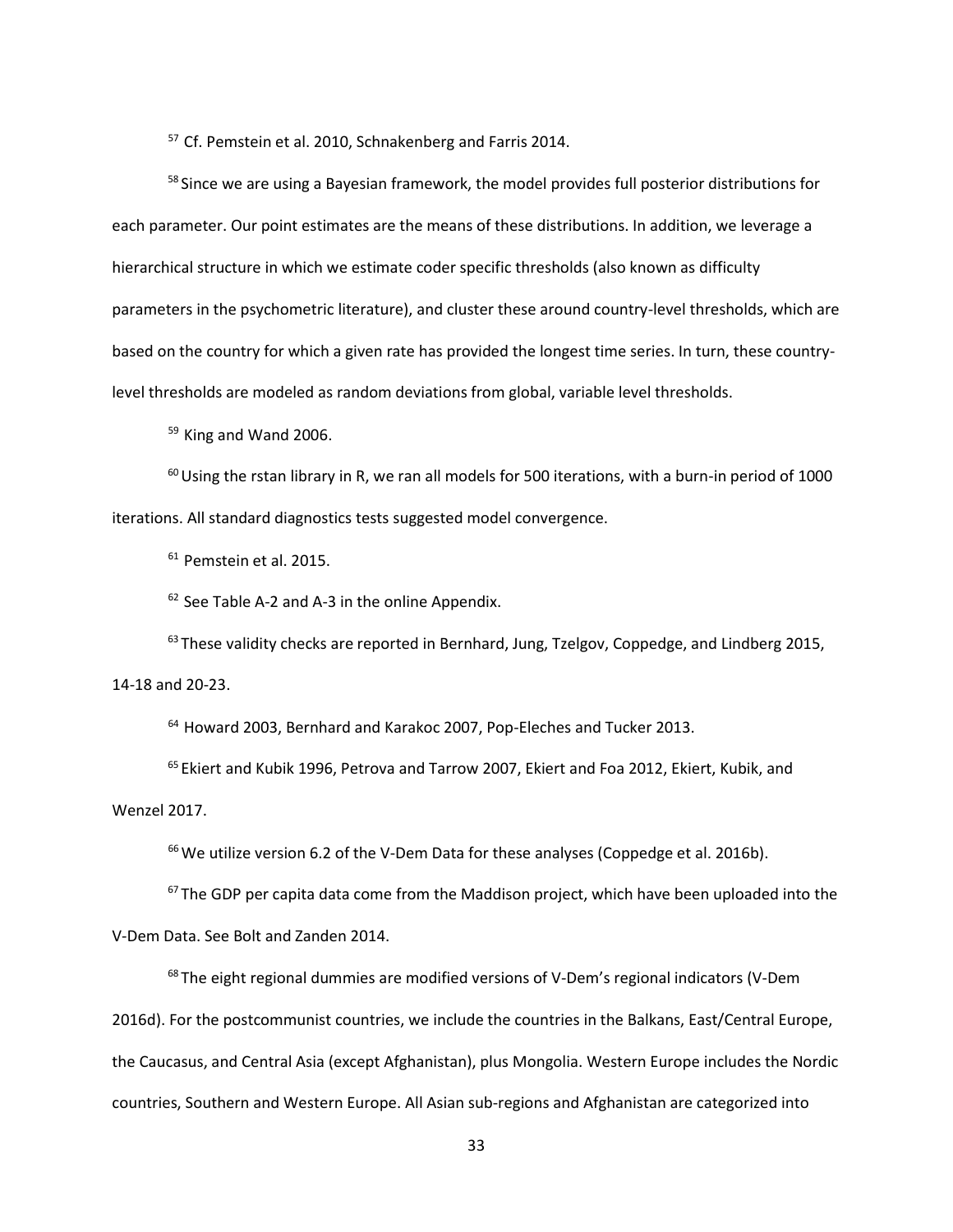[57] Cf. Pemstein et al. 2010, Schnakenberg and Farris 2014.

[58] Since we are using a Bayesian framework, the model provides full posterior distributions for each parameter. Our point estimates are the means of these distributions. In addition, we leverage a hierarchical structure in which we estimate coder specific thresholds (also known as difficulty parameters in the psychometric literature), and cluster these around country-level thresholds, which are based on the country for which a given rate has provided the longest time series. In turn, these country-level thresholds are modeled as random deviations from global, variable level thresholds.

[59] King and Wand 2006.

[60] Using the rstan library in R, we ran all models for 500 iterations, with a burn-in period of 1000 iterations. All standard diagnostics tests suggested model convergence.

[61] Pemstein et al. 2015.

[62] See Table A-2 and A-3 in the online Appendix.

[63] These validity checks are reported in Bernhard, Jung, Tzelgov, Coppedge, and Lindberg 2015, 14-18 and 20-23.

[64] Howard 2003, Bernhard and Karakoc 2007, Pop-Eleches and Tucker 2013.

[65] Ekiert and Kubik 1996, Petrova and Tarrow 2007, Ekiert and Foa 2012, Ekiert, Kubik, and Wenzel 2017.

[66] We utilize version 6.2 of the V-Dem Data for these analyses (Coppedge et al. 2016b).

[67] The GDP per capita data come from the Maddison project, which have been uploaded into the V-Dem Data. See Bolt and Zanden 2014.

[68] The eight regional dummies are modified versions of V-Dem's regional indicators (V-Dem 2016d). For the postcommunist countries, we include the countries in the Balkans, East/Central Europe, the Caucasus, and Central Asia (except Afghanistan), plus Mongolia. Western Europe includes the Nordic countries, Southern and Western Europe. All Asian sub-regions and Afghanistan are categorized into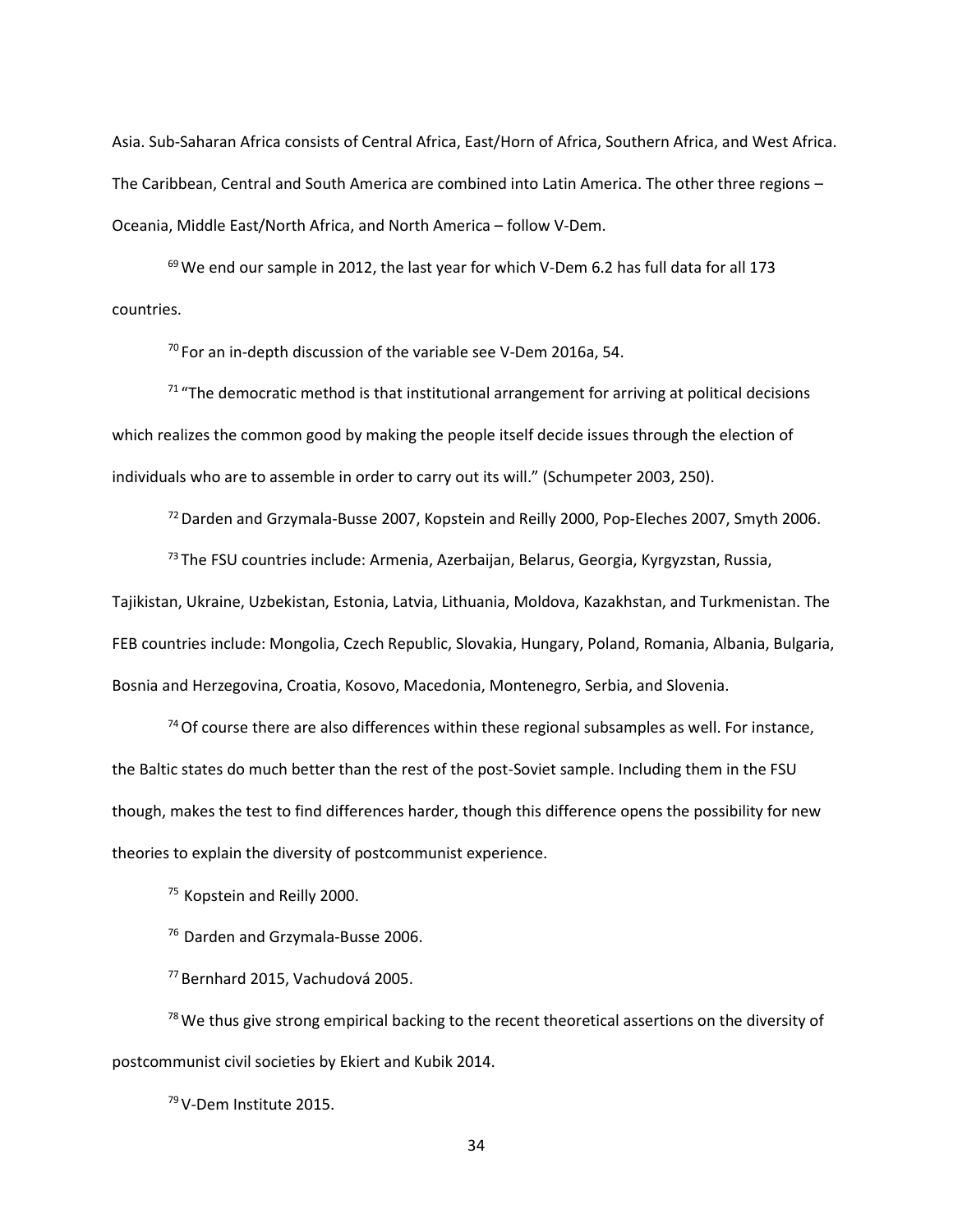Asia. Sub-Saharan Africa consists of Central Africa, East/Horn of Africa, Southern Africa, and West Africa. The Caribbean, Central and South America are combined into Latin America. The other three regions – Oceania, Middle East/North Africa, and North America – follow V-Dem.

[69] We end our sample in 2012, the last year for which V-Dem 6.2 has full data for all 173 countries.

[70] For an in-depth discussion of the variable see V-Dem 2016a, 54.

[71] "The democratic method is that institutional arrangement for arriving at political decisions which realizes the common good by making the people itself decide issues through the election of individuals who are to assemble in order to carry out its will." (Schumpeter 2003, 250).

[72] Darden and Grzymala-Busse 2007, Kopstein and Reilly 2000, Pop-Eleches 2007, Smyth 2006.

[73] The FSU countries include: Armenia, Azerbaijan, Belarus, Georgia, Kyrgyzstan, Russia, Tajikistan, Ukraine, Uzbekistan, Estonia, Latvia, Lithuania, Moldova, Kazakhstan, and Turkmenistan. The FEB countries include: Mongolia, Czech Republic, Slovakia, Hungary, Poland, Romania, Albania, Bulgaria, Bosnia and Herzegovina, Croatia, Kosovo, Macedonia, Montenegro, Serbia, and Slovenia.

[74] Of course there are also differences within these regional subsamples as well. For instance, the Baltic states do much better than the rest of the post-Soviet sample. Including them in the FSU though, makes the test to find differences harder, though this difference opens the possibility for new theories to explain the diversity of postcommunist experience.

[75] Kopstein and Reilly 2000.

[76] Darden and Grzymala-Busse 2006.

[77] Bernhard 2015, Vachudová 2005.

[78] We thus give strong empirical backing to the recent theoretical assertions on the diversity of postcommunist civil societies by Ekiert and Kubik 2014.

[79] V-Dem Institute 2015.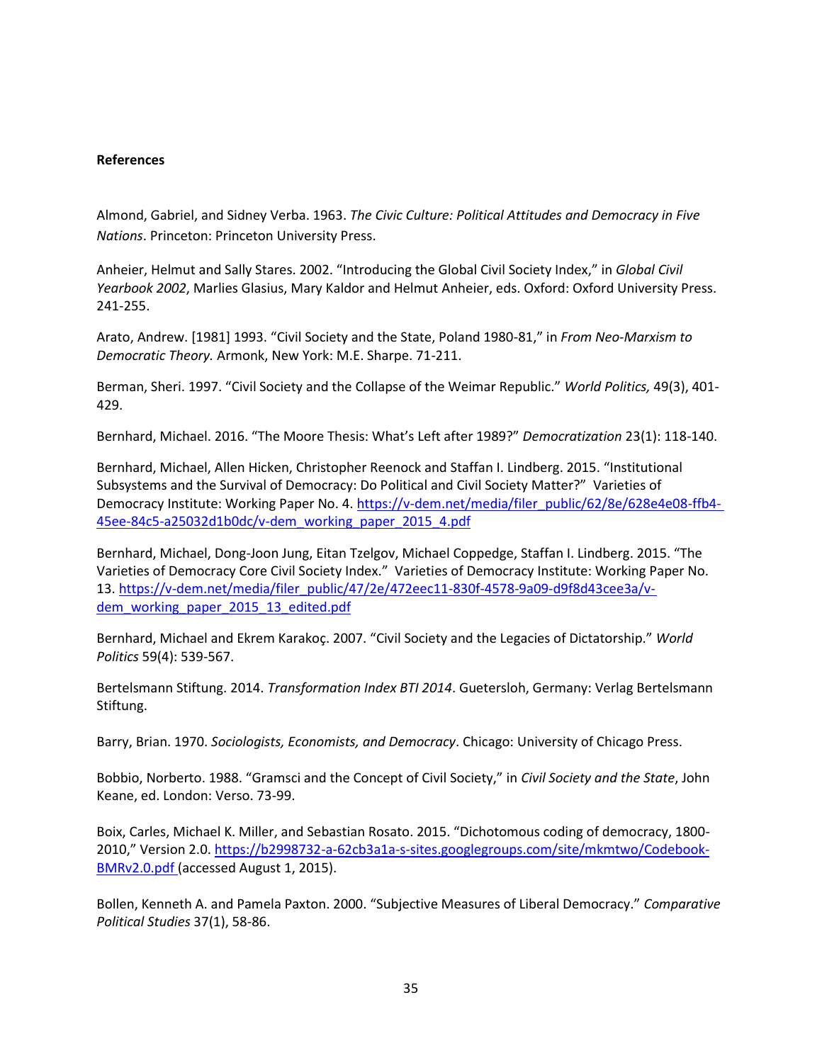**References**

Almond, Gabriel, and Sidney Verba. 1963. *The Civic Culture: Political Attitudes and Democracy in Five Nations*. Princeton: Princeton University Press.

Anheier, Helmut and Sally Stares. 2002. "Introducing the Global Civil Society Index," in *Global Civil Yearbook 2002*, Marlies Glasius, Mary Kaldor and Helmut Anheier, eds. Oxford: Oxford University Press. 241-255.

Arato, Andrew. [1981] 1993. "Civil Society and the State, Poland 1980-81," in *From Neo-Marxism to Democratic Theory.* Armonk, New York: M.E. Sharpe. 71-211.

Berman, Sheri. 1997. "Civil Society and the Collapse of the Weimar Republic." *World Politics,* 49(3), 401-429.

Bernhard, Michael. 2016. "The Moore Thesis: What's Left after 1989?" *Democratization* 23(1): 118-140.

Bernhard, Michael, Allen Hicken, Christopher Reenock and Staffan I. Lindberg. 2015. "Institutional Subsystems and the Survival of Democracy: Do Political and Civil Society Matter?" Varieties of Democracy Institute: Working Paper No. 4. https://v-dem.net/media/filer_public/62/8e/628e4e08-ffb4-45ee-84c5-a25032d1b0dc/v-dem_working_paper_2015_4.pdf

Bernhard, Michael, Dong-Joon Jung, Eitan Tzelgov, Michael Coppedge, Staffan I. Lindberg. 2015. "The Varieties of Democracy Core Civil Society Index." Varieties of Democracy Institute: Working Paper No. 13. https://v-dem.net/media/filer_public/47/2e/472eec11-830f-4578-9a09-d9f8d43cee3a/v-dem_working_paper_2015_13_edited.pdf

Bernhard, Michael and Ekrem Karakoç. 2007. "Civil Society and the Legacies of Dictatorship." *World Politics* 59(4): 539-567.

Bertelsmann Stiftung. 2014. *Transformation Index BTI 2014*. Guetersloh, Germany: Verlag Bertelsmann Stiftung.

Barry, Brian. 1970. *Sociologists, Economists, and Democracy*. Chicago: University of Chicago Press.

Bobbio, Norberto. 1988. "Gramsci and the Concept of Civil Society," in *Civil Society and the State*, John Keane, ed. London: Verso. 73-99.

Boix, Carles, Michael K. Miller, and Sebastian Rosato. 2015. "Dichotomous coding of democracy, 1800-2010," Version 2.0. https://b2998732-a-62cb3a1a-s-sites.googlegroups.com/site/mkmtwo/Codebook-BMRv2.0.pdf (accessed August 1, 2015).

Bollen, Kenneth A. and Pamela Paxton. 2000. "Subjective Measures of Liberal Democracy." *Comparative Political Studies* 37(1), 58-86.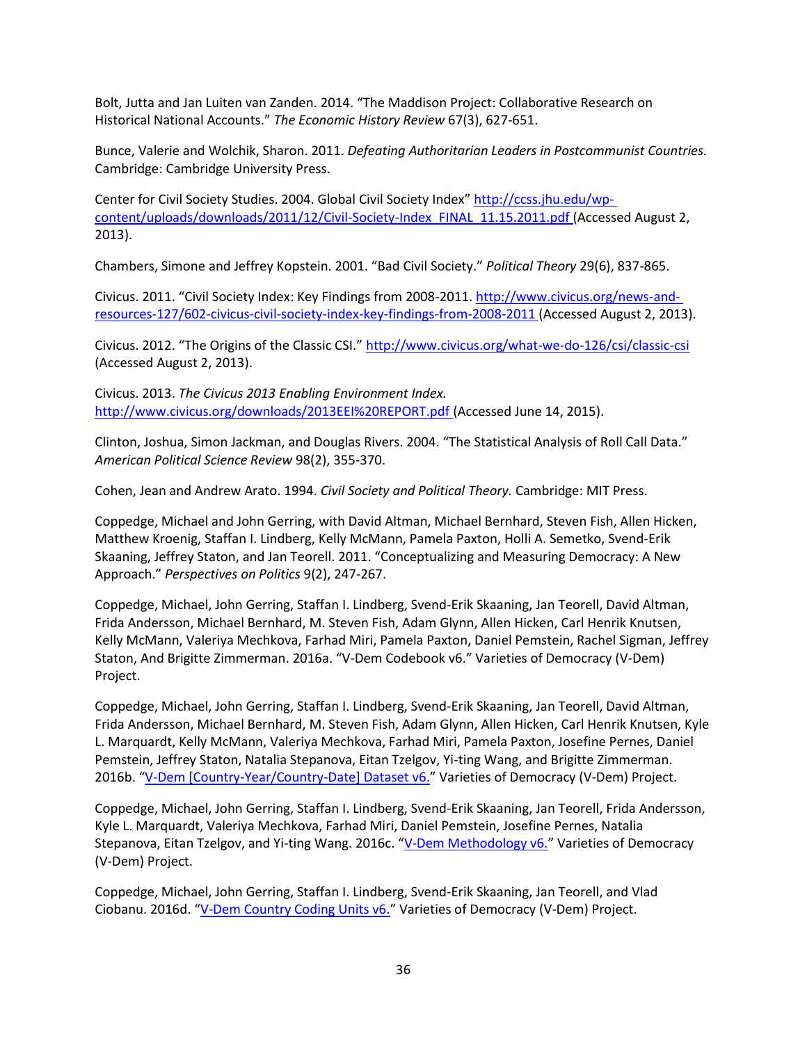Bolt, Jutta and Jan Luiten van Zanden. 2014. “The Maddison Project: Collaborative Research on Historical National Accounts.” *The Economic History Review* 67(3), 627-651.

Bunce, Valerie and Wolchik, Sharon. 2011. *Defeating Authoritarian Leaders in Postcommunist Countries.* Cambridge: Cambridge University Press.

Center for Civil Society Studies. 2004. Global Civil Society Index” http://ccss.jhu.edu/wp-content/uploads/downloads/2011/12/Civil-Society-Index_FINAL_11.15.2011.pdf (Accessed August 2, 2013).

Chambers, Simone and Jeffrey Kopstein. 2001. “Bad Civil Society.” *Political Theory* 29(6), 837-865.

Civicus. 2011. “Civil Society Index: Key Findings from 2008-2011. http://www.civicus.org/news-and-resources-127/602-civicus-civil-society-index-key-findings-from-2008-2011 (Accessed August 2, 2013).

Civicus. 2012. “The Origins of the Classic CSI.” http://www.civicus.org/what-we-do-126/csi/classic-csi (Accessed August 2, 2013).

Civicus. 2013. *The Civicus 2013 Enabling Environment Index.* http://www.civicus.org/downloads/2013EEI%20REPORT.pdf (Accessed June 14, 2015).

Clinton, Joshua, Simon Jackman, and Douglas Rivers. 2004. “The Statistical Analysis of Roll Call Data.” *American Political Science Review* 98(2), 355-370.

Cohen, Jean and Andrew Arato. 1994. *Civil Society and Political Theory.* Cambridge: MIT Press.

Coppedge, Michael and John Gerring, with David Altman, Michael Bernhard, Steven Fish, Allen Hicken, Matthew Kroenig, Staffan I. Lindberg, Kelly McMann, Pamela Paxton, Holli A. Semetko, Svend-Erik Skaaning, Jeffrey Staton, and Jan Teorell. 2011. “Conceptualizing and Measuring Democracy: A New Approach.” *Perspectives on Politics* 9(2), 247-267.

Coppedge, Michael, John Gerring, Staffan I. Lindberg, Svend-Erik Skaaning, Jan Teorell, David Altman, Frida Andersson, Michael Bernhard, M. Steven Fish, Adam Glynn, Allen Hicken, Carl Henrik Knutsen, Kelly McMann, Valeriya Mechkova, Farhad Miri, Pamela Paxton, Daniel Pemstein, Rachel Sigman, Jeffrey Staton, And Brigitte Zimmerman. 2016a. “V-Dem Codebook v6.” Varieties of Democracy (V-Dem) Project.

Coppedge, Michael, John Gerring, Staffan I. Lindberg, Svend-Erik Skaaning, Jan Teorell, David Altman, Frida Andersson, Michael Bernhard, M. Steven Fish, Adam Glynn, Allen Hicken, Carl Henrik Knutsen, Kyle L. Marquardt, Kelly McMann, Valeriya Mechkova, Farhad Miri, Pamela Paxton, Josefine Pernes, Daniel Pemstein, Jeffrey Staton, Natalia Stepanova, Eitan Tzelgov, Yi-ting Wang, and Brigitte Zimmerman. 2016b. “V-Dem [Country-Year/Country-Date] Dataset v6.” Varieties of Democracy (V-Dem) Project.

Coppedge, Michael, John Gerring, Staffan I. Lindberg, Svend-Erik Skaaning, Jan Teorell, Frida Andersson, Kyle L. Marquardt, Valeriya Mechkova, Farhad Miri, Daniel Pemstein, Josefine Pernes, Natalia Stepanova, Eitan Tzelgov, and Yi-ting Wang. 2016c. “V-Dem Methodology v6.” Varieties of Democracy (V-Dem) Project.

Coppedge, Michael, John Gerring, Staffan I. Lindberg, Svend-Erik Skaaning, Jan Teorell, and Vlad Ciobanu. 2016d. “V-Dem Country Coding Units v6.” Varieties of Democracy (V-Dem) Project.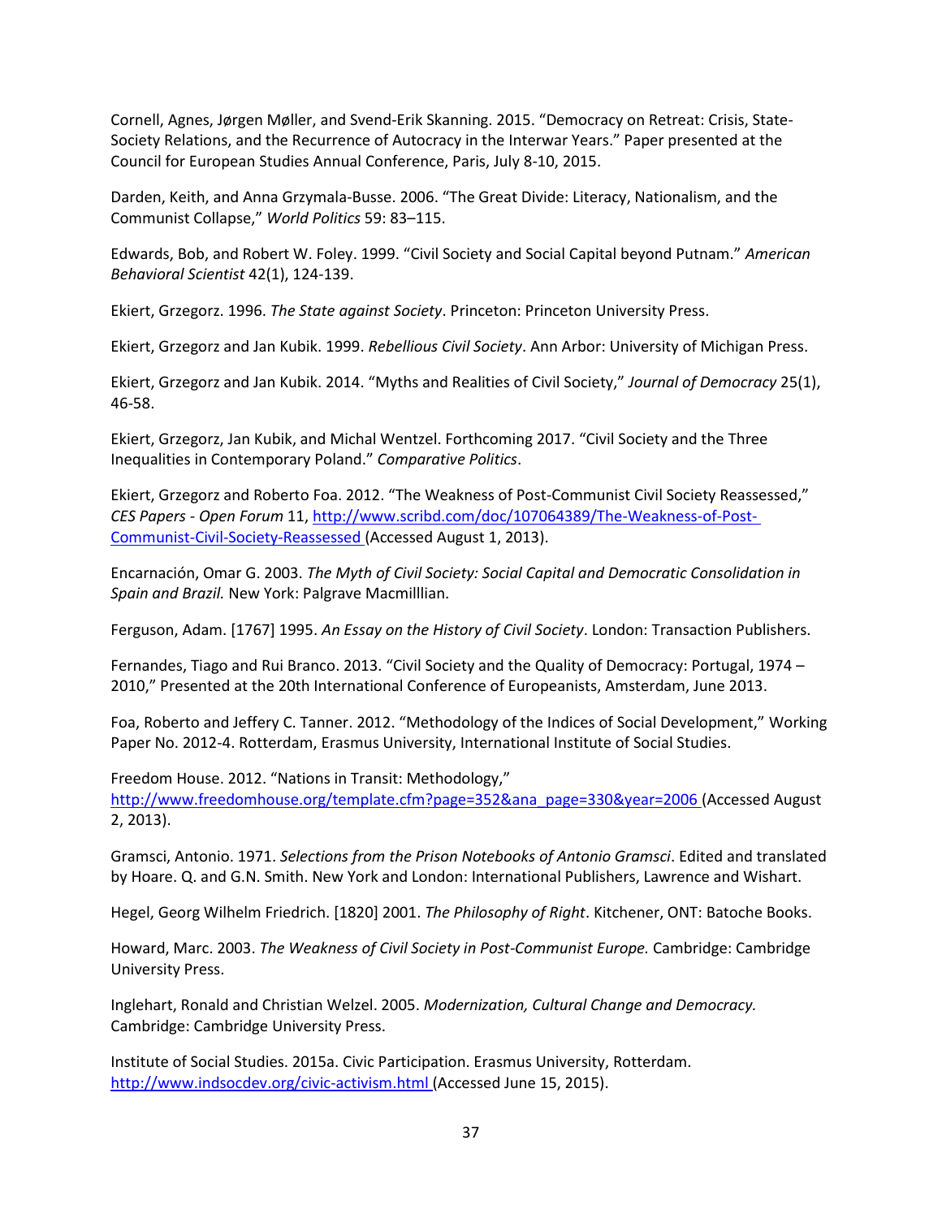Cornell, Agnes, Jørgen Møller, and Svend-Erik Skanning. 2015. "Democracy on Retreat: Crisis, State-Society Relations, and the Recurrence of Autocracy in the Interwar Years." Paper presented at the Council for European Studies Annual Conference, Paris, July 8-10, 2015.

Darden, Keith, and Anna Grzymala-Busse. 2006. "The Great Divide: Literacy, Nationalism, and the Communist Collapse," *World Politics* 59: 83–115.

Edwards, Bob, and Robert W. Foley. 1999. "Civil Society and Social Capital beyond Putnam." *American Behavioral Scientist* 42(1), 124-139.

Ekiert, Grzegorz. 1996. *The State against Society*. Princeton: Princeton University Press.

Ekiert, Grzegorz and Jan Kubik. 1999. *Rebellious Civil Society*. Ann Arbor: University of Michigan Press.

Ekiert, Grzegorz and Jan Kubik. 2014. "Myths and Realities of Civil Society," *Journal of Democracy* 25(1), 46-58.

Ekiert, Grzegorz, Jan Kubik, and Michal Wentzel. Forthcoming 2017. "Civil Society and the Three Inequalities in Contemporary Poland." *Comparative Politics*.

Ekiert, Grzegorz and Roberto Foa. 2012. "The Weakness of Post-Communist Civil Society Reassessed," *CES Papers - Open Forum* 11, http://www.scribd.com/doc/107064389/The-Weakness-of-Post-Communist-Civil-Society-Reassessed (Accessed August 1, 2013).

Encarnación, Omar G. 2003. *The Myth of Civil Society: Social Capital and Democratic Consolidation in Spain and Brazil.* New York: Palgrave Macmilllian.

Ferguson, Adam. [1767] 1995. *An Essay on the History of Civil Society*. London: Transaction Publishers.

Fernandes, Tiago and Rui Branco. 2013. "Civil Society and the Quality of Democracy: Portugal, 1974 – 2010," Presented at the 20th International Conference of Europeanists, Amsterdam, June 2013.

Foa, Roberto and Jeffery C. Tanner. 2012. "Methodology of the Indices of Social Development," Working Paper No. 2012-4. Rotterdam, Erasmus University, International Institute of Social Studies.

Freedom House. 2012. "Nations in Transit: Methodology," http://www.freedomhouse.org/template.cfm?page=352&ana_page=330&year=2006 (Accessed August 2, 2013).

Gramsci, Antonio. 1971. *Selections from the Prison Notebooks of Antonio Gramsci*. Edited and translated by Hoare. Q. and G.N. Smith. New York and London: International Publishers, Lawrence and Wishart.

Hegel, Georg Wilhelm Friedrich. [1820] 2001. *The Philosophy of Right*. Kitchener, ONT: Batoche Books.

Howard, Marc. 2003. *The Weakness of Civil Society in Post-Communist Europe.* Cambridge: Cambridge University Press.

Inglehart, Ronald and Christian Welzel. 2005. *Modernization, Cultural Change and Democracy.* Cambridge: Cambridge University Press.

Institute of Social Studies. 2015a. Civic Participation. Erasmus University, Rotterdam. http://www.indsocdev.org/civic-activism.html (Accessed June 15, 2015).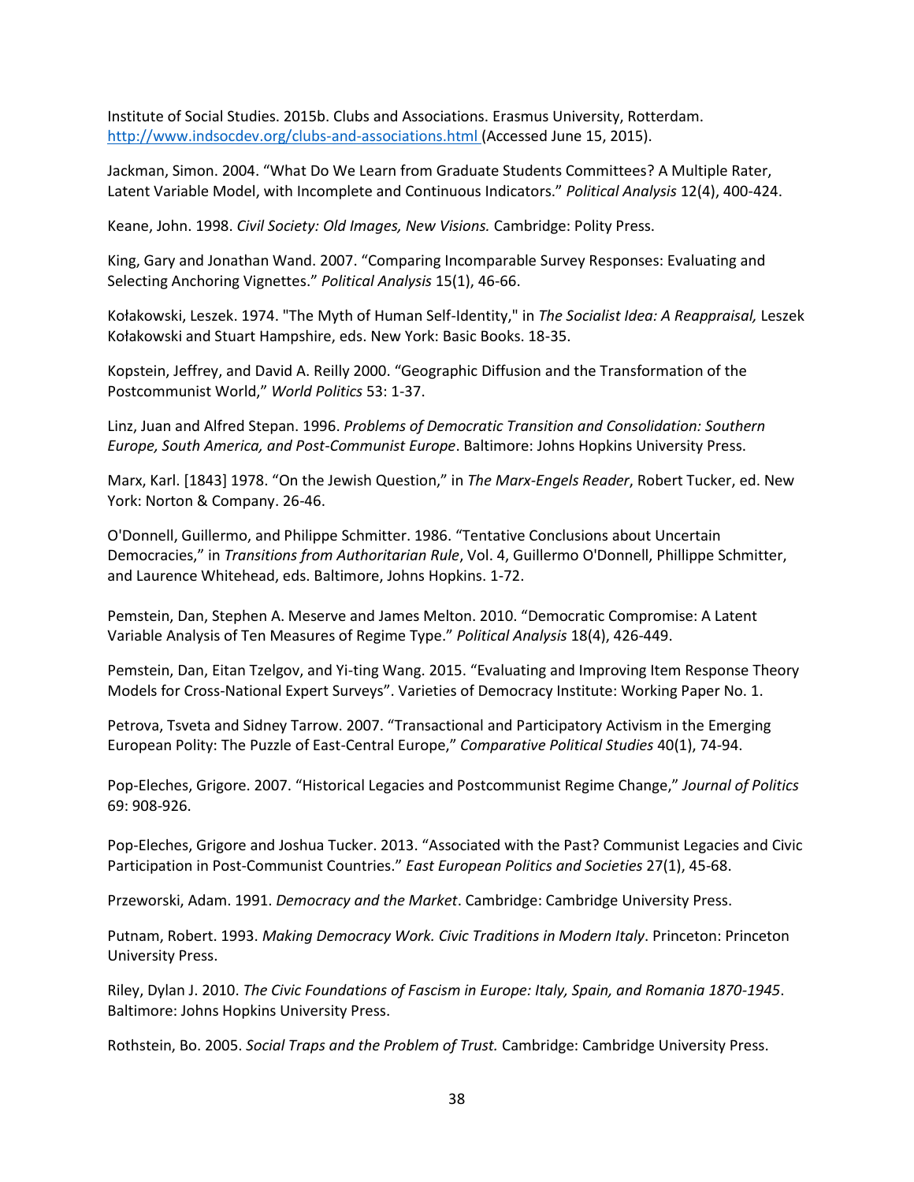Institute of Social Studies. 2015b. Clubs and Associations. Erasmus University, Rotterdam. http://www.indsocdev.org/clubs-and-associations.html (Accessed June 15, 2015).

Jackman, Simon. 2004. "What Do We Learn from Graduate Students Committees? A Multiple Rater, Latent Variable Model, with Incomplete and Continuous Indicators." *Political Analysis* 12(4), 400-424.

Keane, John. 1998. *Civil Society: Old Images, New Visions.* Cambridge: Polity Press.

King, Gary and Jonathan Wand. 2007. "Comparing Incomparable Survey Responses: Evaluating and Selecting Anchoring Vignettes." *Political Analysis* 15(1), 46-66.

Kołakowski, Leszek. 1974. "The Myth of Human Self-Identity," in *The Socialist Idea: A Reappraisal,* Leszek Kołakowski and Stuart Hampshire, eds. New York: Basic Books. 18-35.

Kopstein, Jeffrey, and David A. Reilly 2000. "Geographic Diffusion and the Transformation of the Postcommunist World," *World Politics* 53: 1-37.

Linz, Juan and Alfred Stepan. 1996. *Problems of Democratic Transition and Consolidation: Southern Europe, South America, and Post-Communist Europe*. Baltimore: Johns Hopkins University Press.

Marx, Karl. [1843] 1978. "On the Jewish Question," in *The Marx-Engels Reader*, Robert Tucker, ed. New York: Norton & Company. 26-46.

O'Donnell, Guillermo, and Philippe Schmitter. 1986. "Tentative Conclusions about Uncertain Democracies," in *Transitions from Authoritarian Rule*, Vol. 4, Guillermo O'Donnell, Phillippe Schmitter, and Laurence Whitehead, eds. Baltimore, Johns Hopkins. 1-72.

Pemstein, Dan, Stephen A. Meserve and James Melton. 2010. "Democratic Compromise: A Latent Variable Analysis of Ten Measures of Regime Type." *Political Analysis* 18(4), 426-449.

Pemstein, Dan, Eitan Tzelgov, and Yi-ting Wang. 2015. "Evaluating and Improving Item Response Theory Models for Cross-National Expert Surveys". Varieties of Democracy Institute: Working Paper No. 1.

Petrova, Tsveta and Sidney Tarrow. 2007. "Transactional and Participatory Activism in the Emerging European Polity: The Puzzle of East-Central Europe," *Comparative Political Studies* 40(1), 74-94.

Pop-Eleches, Grigore. 2007. "Historical Legacies and Postcommunist Regime Change," *Journal of Politics* 69: 908-926.

Pop-Eleches, Grigore and Joshua Tucker. 2013. "Associated with the Past? Communist Legacies and Civic Participation in Post-Communist Countries." *East European Politics and Societies* 27(1), 45-68.

Przeworski, Adam. 1991. *Democracy and the Market*. Cambridge: Cambridge University Press.

Putnam, Robert. 1993. *Making Democracy Work. Civic Traditions in Modern Italy*. Princeton: Princeton University Press.

Riley, Dylan J. 2010. *The Civic Foundations of Fascism in Europe: Italy, Spain, and Romania 1870-1945*. Baltimore: Johns Hopkins University Press.

Rothstein, Bo. 2005. *Social Traps and the Problem of Trust.* Cambridge: Cambridge University Press.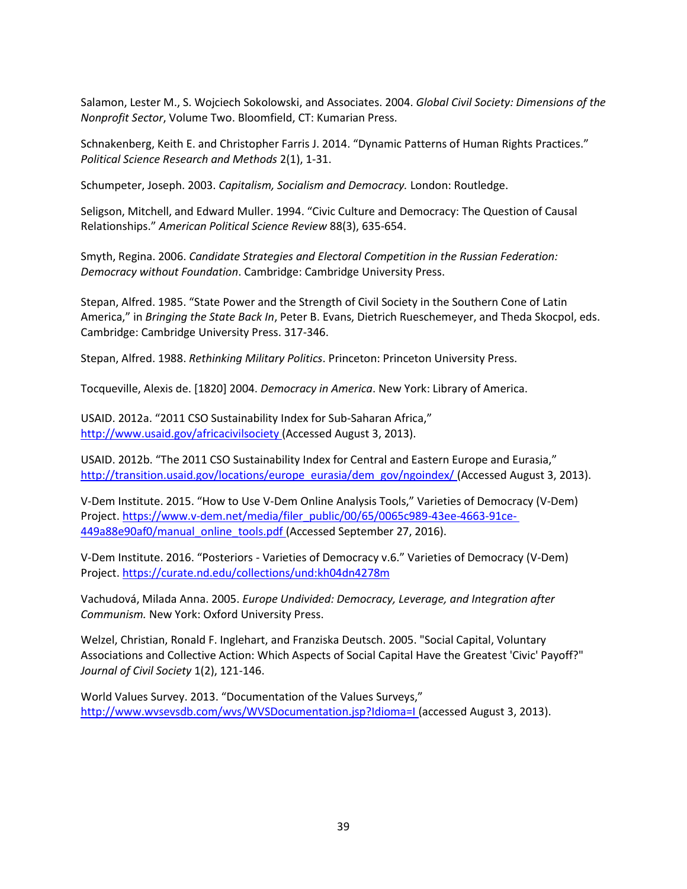Salamon, Lester M., S. Wojciech Sokolowski, and Associates. 2004. *Global Civil Society: Dimensions of the Nonprofit Sector*, Volume Two. Bloomfield, CT: Kumarian Press.

Schnakenberg, Keith E. and Christopher Farris J. 2014. "Dynamic Patterns of Human Rights Practices." *Political Science Research and Methods* 2(1), 1-31.

Schumpeter, Joseph. 2003. *Capitalism, Socialism and Democracy.* London: Routledge.

Seligson, Mitchell, and Edward Muller. 1994. "Civic Culture and Democracy: The Question of Causal Relationships." *American Political Science Review* 88(3), 635-654.

Smyth, Regina. 2006. *Candidate Strategies and Electoral Competition in the Russian Federation: Democracy without Foundation*. Cambridge: Cambridge University Press.

Stepan, Alfred. 1985. "State Power and the Strength of Civil Society in the Southern Cone of Latin America," in *Bringing the State Back In*, Peter B. Evans, Dietrich Rueschemeyer, and Theda Skocpol, eds. Cambridge: Cambridge University Press. 317-346.

Stepan, Alfred. 1988. *Rethinking Military Politics*. Princeton: Princeton University Press.

Tocqueville, Alexis de. [1820] 2004. *Democracy in America*. New York: Library of America.

USAID. 2012a. "2011 CSO Sustainability Index for Sub-Saharan Africa," http://www.usaid.gov/africacivilsociety (Accessed August 3, 2013).

USAID. 2012b. "The 2011 CSO Sustainability Index for Central and Eastern Europe and Eurasia," http://transition.usaid.gov/locations/europe_eurasia/dem_gov/ngoindex/ (Accessed August 3, 2013).

V-Dem Institute. 2015. "How to Use V-Dem Online Analysis Tools," Varieties of Democracy (V-Dem) Project. https://www.v-dem.net/media/filer_public/00/65/0065c989-43ee-4663-91ce-449a88e90af0/manual_online_tools.pdf (Accessed September 27, 2016).

V-Dem Institute. 2016. "Posteriors - Varieties of Democracy v.6." Varieties of Democracy (V-Dem) Project. https://curate.nd.edu/collections/und:kh04dn4278m

Vachudová, Milada Anna. 2005. *Europe Undivided: Democracy, Leverage, and Integration after Communism.* New York: Oxford University Press.

Welzel, Christian, Ronald F. Inglehart, and Franziska Deutsch. 2005. "Social Capital, Voluntary Associations and Collective Action: Which Aspects of Social Capital Have the Greatest 'Civic' Payoff?" *Journal of Civil Society* 1(2), 121-146.

World Values Survey. 2013. "Documentation of the Values Surveys," http://www.wvsevsdb.com/wvs/WVSDocumentation.jsp?Idioma=I (accessed August 3, 2013).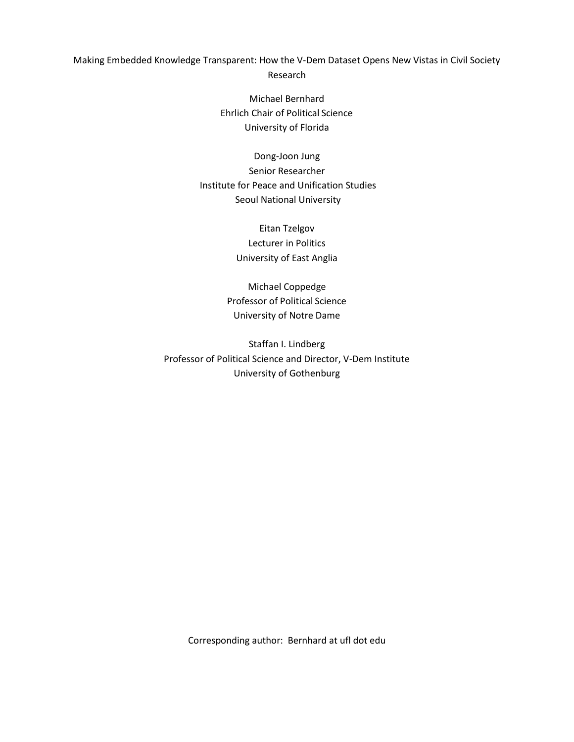# Making Embedded Knowledge Transparent: How the V-Dem Dataset Opens New Vistas in Civil Society Research

Michael Bernhard
Ehrlich Chair of Political Science
University of Florida

Dong-Joon Jung
Senior Researcher
Institute for Peace and Unification Studies
Seoul National University

Eitan Tzelgov
Lecturer in Politics
University of East Anglia

Michael Coppedge
Professor of Political Science
University of Notre Dame

Staffan I. Lindberg
Professor of Political Science and Director, V-Dem Institute
University of Gothenburg

Corresponding author: Bernhard at ufl dot edu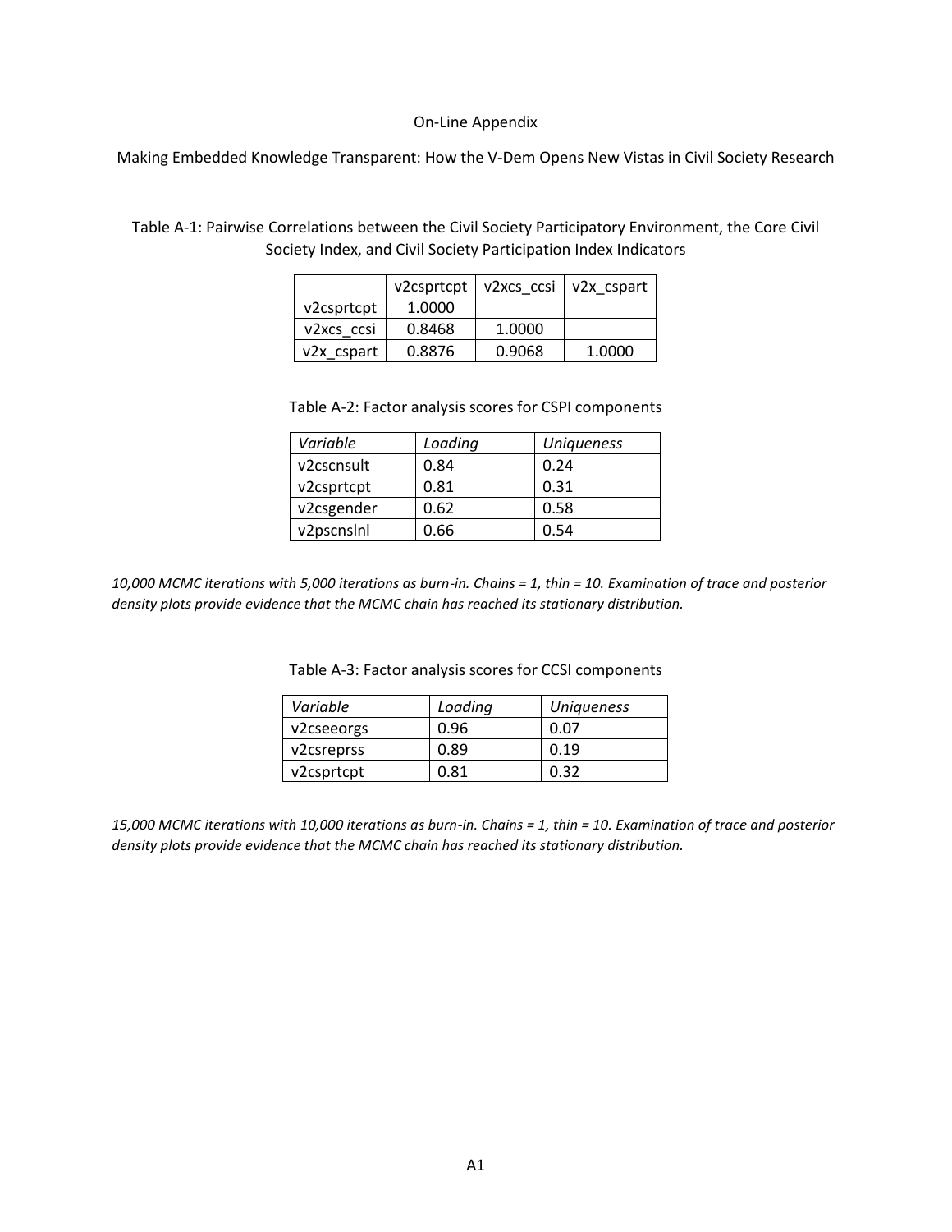On-Line Appendix

Making Embedded Knowledge Transparent: How the V-Dem Opens New Vistas in Civil Society Research

Table A-1: Pairwise Correlations between the Civil Society Participatory Environment, the Core Civil Society Index, and Civil Society Participation Index Indicators

| | v2csprtcpt | v2xcs_ccsi | v2x_cspart |
|---|---|---|---|
| v2csprtcpt | 1.0000 | | |
| v2xcs_ccsi | 0.8468 | 1.0000 | |
| v2x_cspart | 0.8876 | 0.9068 | 1.0000 |

Table A-2: Factor analysis scores for CSPI components

| *Variable* | *Loading* | *Uniqueness* |
|---|---|---|
| v2cscnsult | 0.84 | 0.24 |
| v2csprtcpt | 0.81 | 0.31 |
| v2csgender | 0.62 | 0.58 |
| v2pscnslnl | 0.66 | 0.54 |

*10,000 MCMC iterations with 5,000 iterations as burn-in. Chains = 1, thin = 10. Examination of trace and posterior density plots provide evidence that the MCMC chain has reached its stationary distribution.*

Table A-3: Factor analysis scores for CCSI components

| *Variable* | *Loading* | *Uniqueness* |
|---|---|---|
| v2cseeorgs | 0.96 | 0.07 |
| v2csreprss | 0.89 | 0.19 |
| v2csprtcpt | 0.81 | 0.32 |

*15,000 MCMC iterations with 10,000 iterations as burn-in. Chains = 1, thin = 10. Examination of trace and posterior density plots provide evidence that the MCMC chain has reached its stationary distribution.*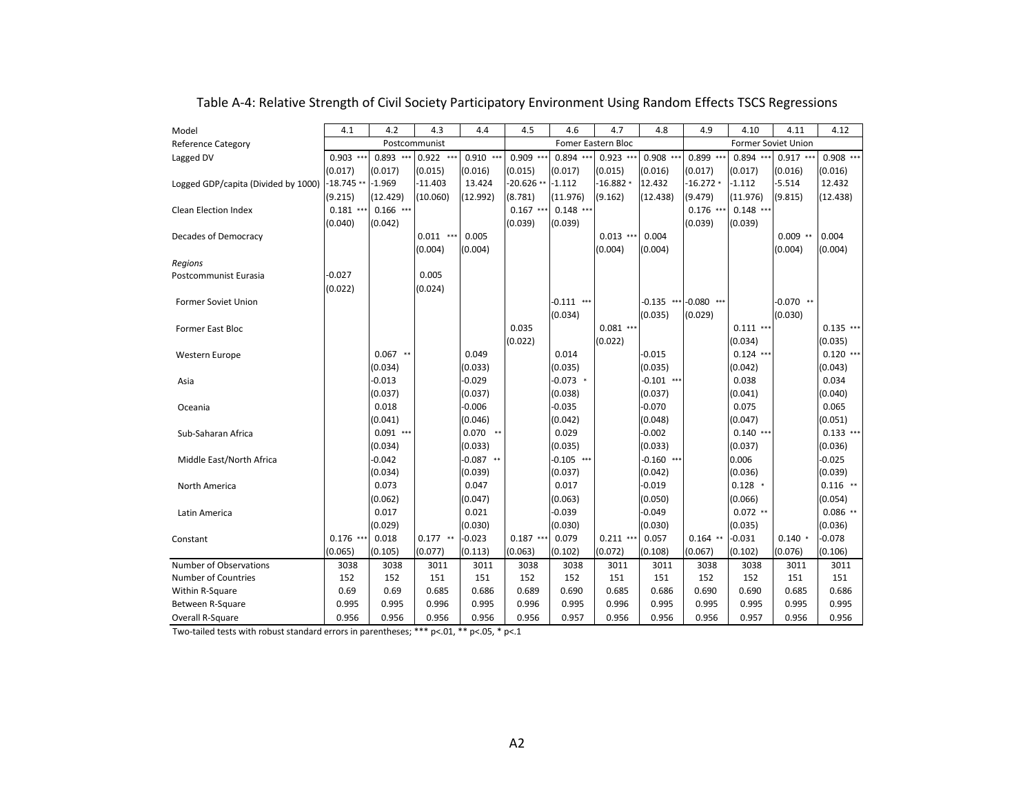Table A-4: Relative Strength of Civil Society Participatory Environment Using Random Effects TSCS Regressions

| Model | 4.1 | 4.2 | 4.3 | 4.4 | 4.5 | 4.6 | 4.7 | 4.8 | 4.9 | 4.10 | 4.11 | 4.12 |
|---|---|---|---|---|---|---|---|---|---|---|---|---|
| Reference Category | Postcommunist | | | | Fomer Eastern Bloc | | | | Former Soviet Union | | | |
| Lagged DV | 0.903 *** | 0.893 *** | 0.922 *** | 0.910 *** | 0.909 *** | 0.894 *** | 0.923 *** | 0.908 *** | 0.899 *** | 0.894 *** | 0.917 *** | 0.908 *** |
| | (0.017) | (0.017) | (0.015) | (0.016) | (0.015) | (0.017) | (0.015) | (0.016) | (0.017) | (0.017) | (0.016) | (0.016) |
| Logged GDP/capita (Divided by 1000) | -18.745 ** | -1.969 | -11.403 | 13.424 | -20.626 ** | -1.112 | -16.882 * | 12.432 | -16.272 * | -1.112 | -5.514 | 12.432 |
| | (9.215) | (12.429) | (10.060) | (12.992) | (8.781) | (11.976) | (9.162) | (12.438) | (9.479) | (11.976) | (9.815) | (12.438) |
| Clean Election Index | 0.181 *** | 0.166 *** | | | 0.167 *** | 0.148 *** | | | 0.176 *** | 0.148 *** | | |
| | (0.040) | (0.042) | | | (0.039) | (0.039) | | | (0.039) | (0.039) | | |
| Decades of Democracy | | | 0.011 *** | 0.005 | | | 0.013 *** | 0.004 | | | 0.009 ** | 0.004 |
| | | | (0.004) | (0.004) | | | (0.004) | (0.004) | | | (0.004) | (0.004) |
| *Regions* | | | | | | | | | | | | |
| Postcommunist Eurasia | -0.027 | | 0.005 | | | | | | | | | |
| | (0.022) | | (0.024) | | | | | | | | | |
| Former Soviet Union | | | | | | -0.111 *** | | -0.135 *** | -0.080 *** | | -0.070 ** | |
| | | | | | | (0.034) | | (0.035) | (0.029) | | (0.030) | |
| Former East Bloc | | | | | 0.035 | | 0.081 *** | | | 0.111 *** | | 0.135 *** |
| | | | | | (0.022) | | (0.022) | | | (0.034) | | (0.035) |
| Western Europe | | 0.067 ** | | 0.049 | | 0.014 | | -0.015 | | 0.124 *** | | 0.120 *** |
| | | (0.034) | | (0.033) | | (0.035) | | (0.035) | | (0.042) | | (0.043) |
| Asia | | -0.013 | | -0.029 | | -0.073 * | | -0.101 *** | | 0.038 | | 0.034 |
| | | (0.037) | | (0.037) | | (0.038) | | (0.037) | | (0.041) | | (0.040) |
| Oceania | | 0.018 | | -0.006 | | -0.035 | | -0.070 | | 0.075 | | 0.065 |
| | | (0.041) | | (0.046) | | (0.042) | | (0.048) | | (0.047) | | (0.051) |
| Sub-Saharan Africa | | 0.091 *** | | 0.070 ** | | 0.029 | | -0.002 | | 0.140 *** | | 0.133 *** |
| | | (0.034) | | (0.033) | | (0.035) | | (0.033) | | (0.037) | | (0.036) |
| Middle East/North Africa | | -0.042 | | -0.087 ** | | -0.105 *** | | -0.160 *** | | 0.006 | | -0.025 |
| | | (0.034) | | (0.039) | | (0.037) | | (0.042) | | (0.036) | | (0.039) |
| North America | | 0.073 | | 0.047 | | 0.017 | | -0.019 | | 0.128 * | | 0.116 ** |
| | | (0.062) | | (0.047) | | (0.063) | | (0.050) | | (0.066) | | (0.054) |
| Latin America | | 0.017 | | 0.021 | | -0.039 | | -0.049 | | 0.072 ** | | 0.086 ** |
| | | (0.029) | | (0.030) | | (0.030) | | (0.030) | | (0.035) | | (0.036) |
| Constant | 0.176 *** | 0.018 | 0.177 ** | -0.023 | 0.187 *** | 0.079 | 0.211 *** | 0.057 | 0.164 ** | -0.031 | 0.140 * | -0.078 |
| | (0.065) | (0.105) | (0.077) | (0.113) | (0.063) | (0.102) | (0.072) | (0.108) | (0.067) | (0.102) | (0.076) | (0.106) |
| Number of Observations | 3038 | 3038 | 3011 | 3011 | 3038 | 3038 | 3011 | 3011 | 3038 | 3038 | 3011 | 3011 |
| Number of Countries | 152 | 152 | 151 | 151 | 152 | 152 | 151 | 151 | 152 | 152 | 151 | 151 |
| Within R-Square | 0.69 | 0.69 | 0.685 | 0.686 | 0.689 | 0.690 | 0.685 | 0.686 | 0.690 | 0.690 | 0.685 | 0.686 |
| Between R-Square | 0.995 | 0.995 | 0.996 | 0.995 | 0.996 | 0.995 | 0.996 | 0.995 | 0.995 | 0.995 | 0.995 | 0.995 |
| Overall R-Square | 0.956 | 0.956 | 0.956 | 0.956 | 0.956 | 0.957 | 0.956 | 0.956 | 0.956 | 0.957 | 0.956 | 0.956 |

Two-tailed tests with robust standard errors in parentheses; *** p<.01, ** p<.05, * p<.1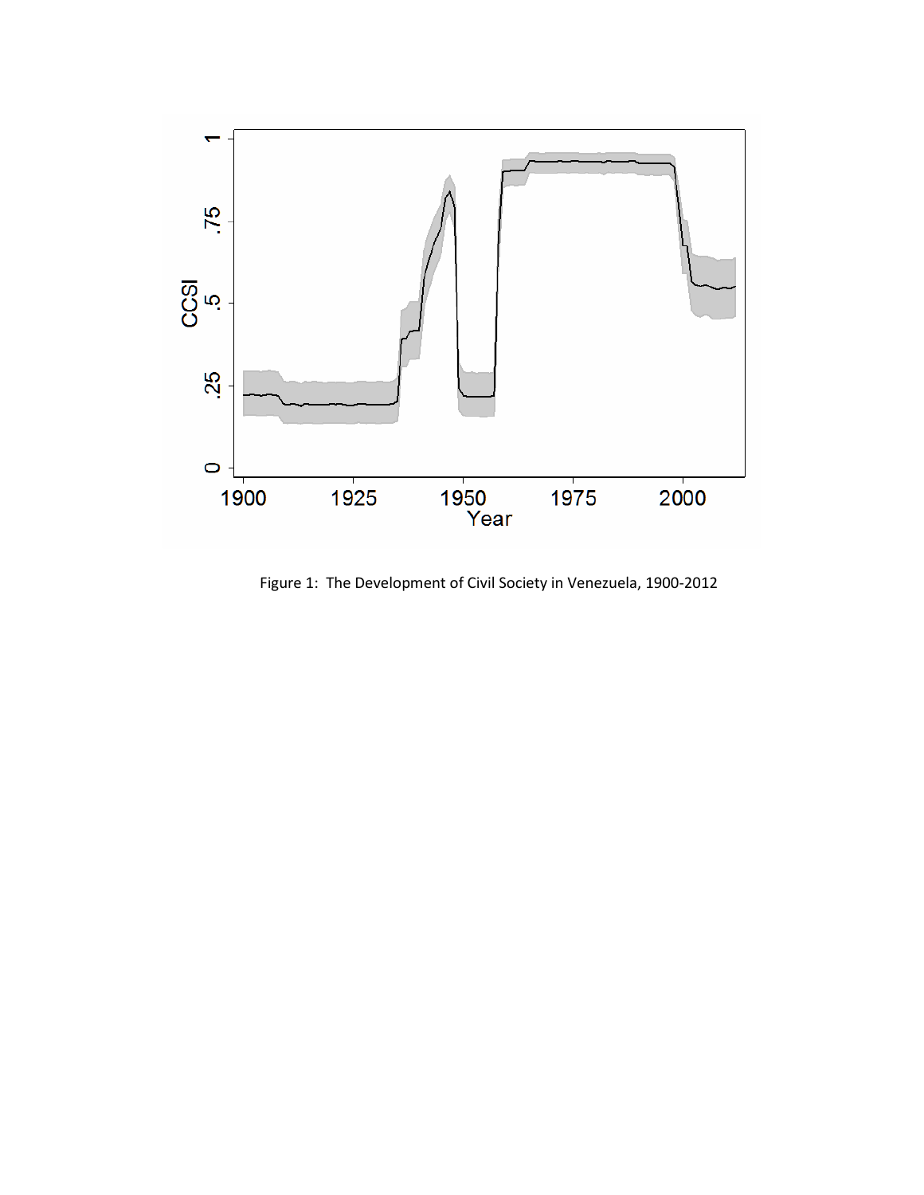Figure 1: The Development of Civil Society in Venezuela, 1900-2012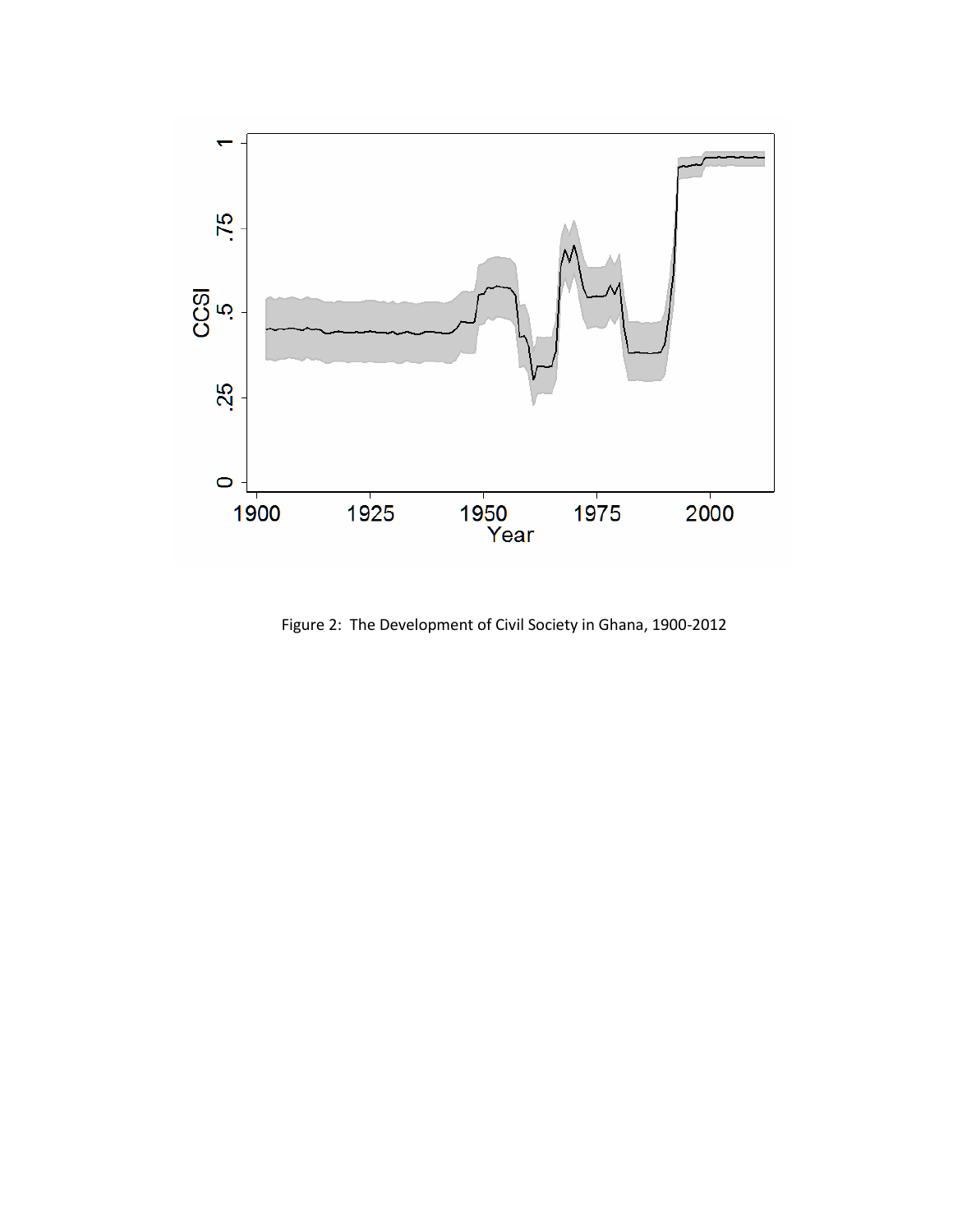Figure 2: The Development of Civil Society in Ghana, 1900-2012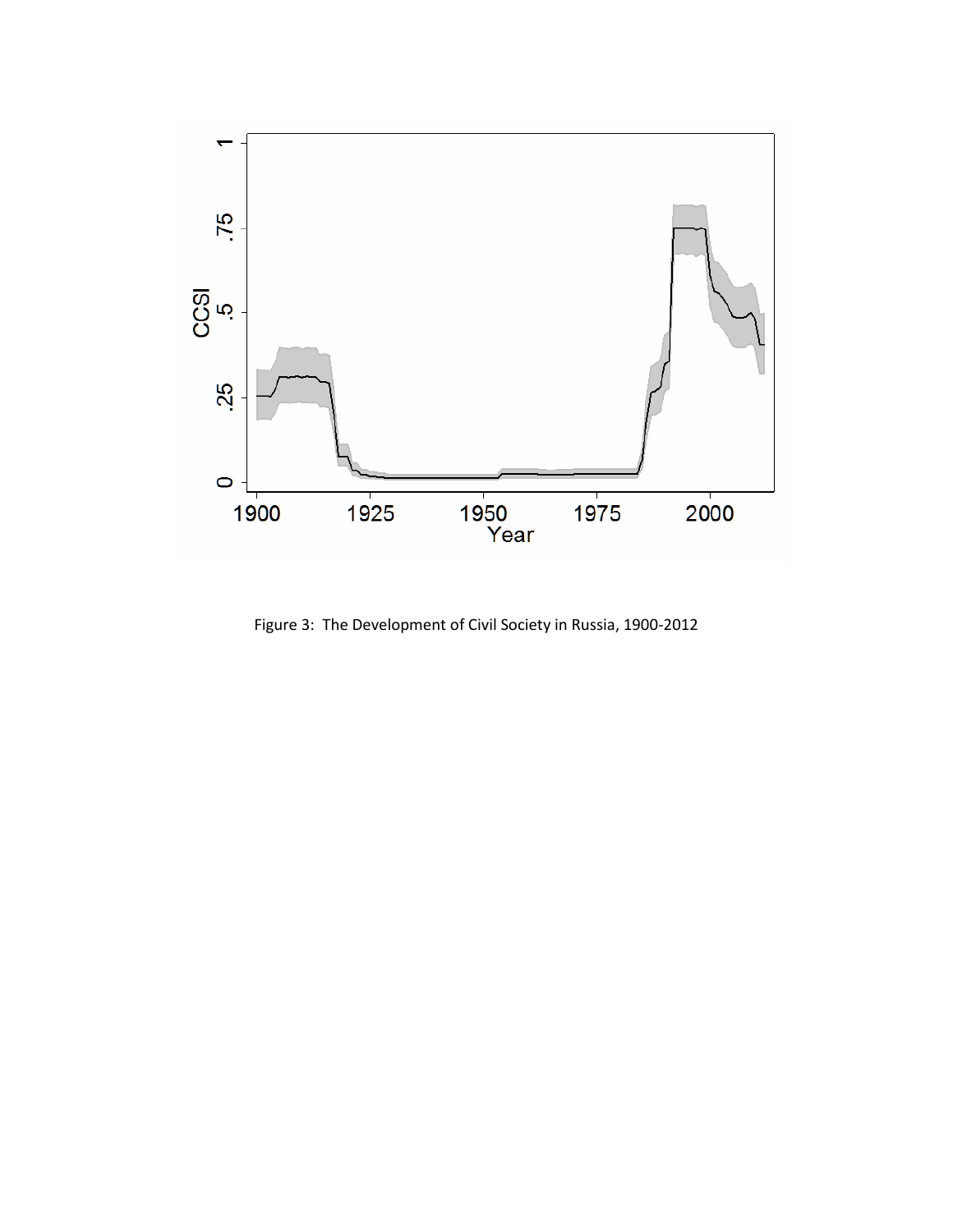Figure 3: The Development of Civil Society in Russia, 1900-2012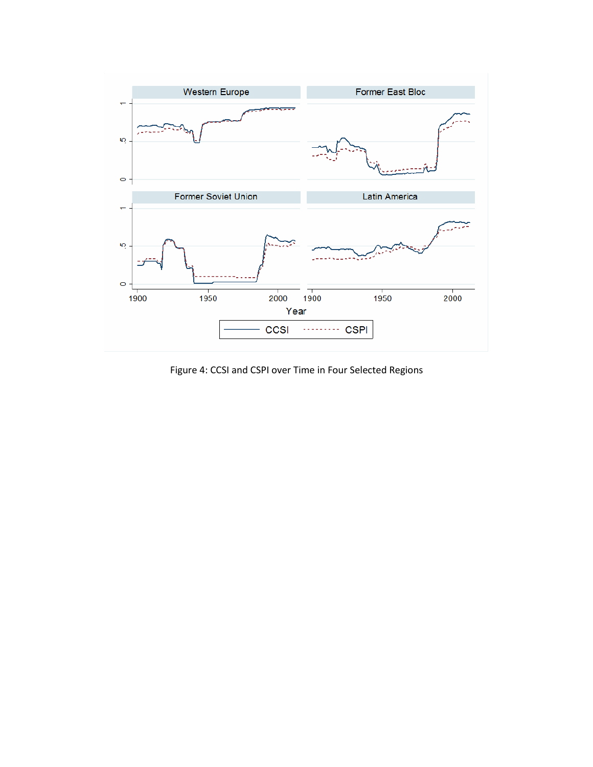Figure 4: CCSI and CSPI over Time in Four Selected Regions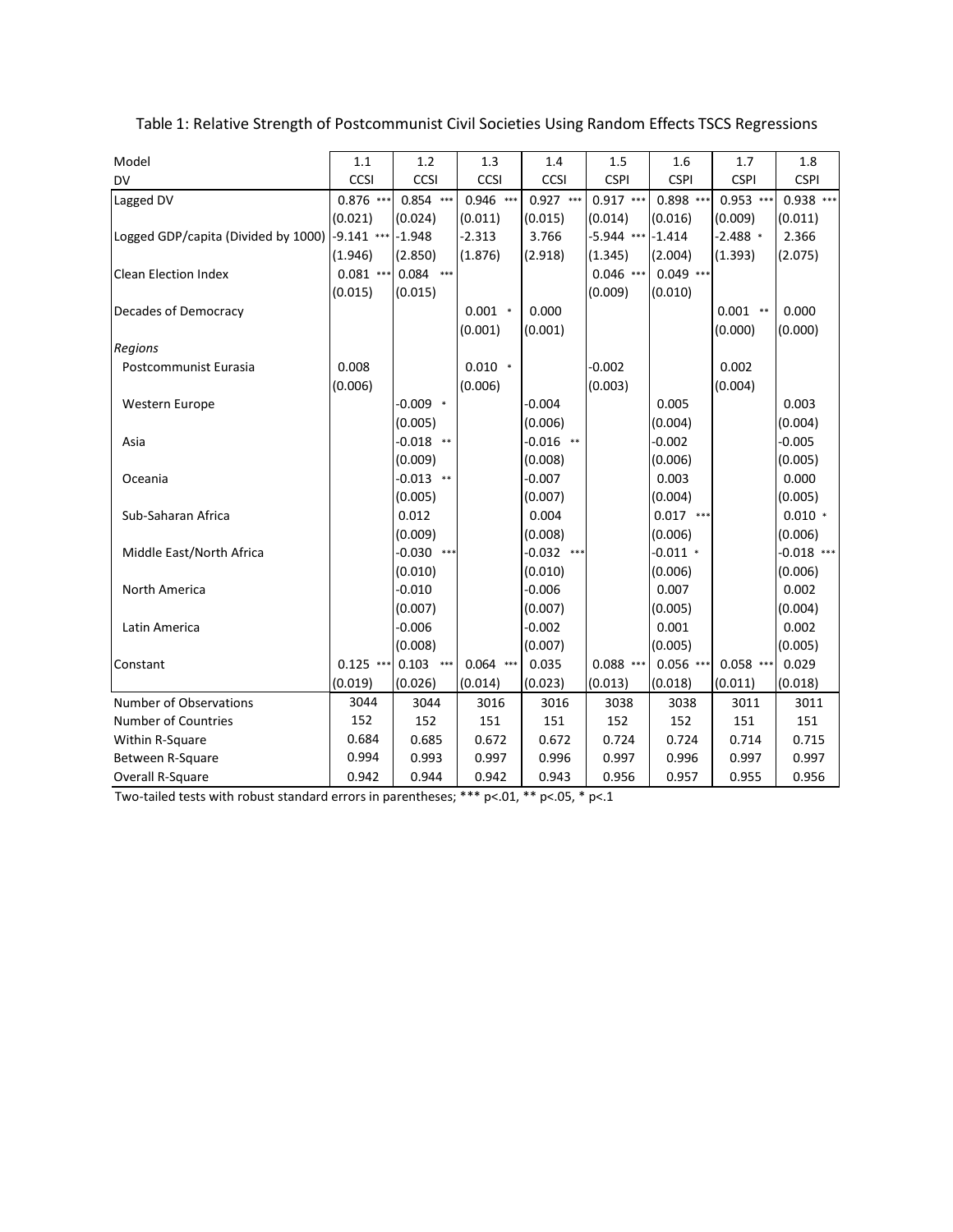Table 1: Relative Strength of Postcommunist Civil Societies Using Random Effects TSCS Regressions

| Model | 1.1 | 1.2 | 1.3 | 1.4 | 1.5 | 1.6 | 1.7 | 1.8 |
|---|---|---|---|---|---|---|---|---|
| DV | CCSI | CCSI | CCSI | CCSI | CSPI | CSPI | CSPI | CSPI |
| Lagged DV | 0.876 *** | 0.854 *** | 0.946 *** | 0.927 *** | 0.917 *** | 0.898 *** | 0.953 *** | 0.938 *** |
| | (0.021) | (0.024) | (0.011) | (0.015) | (0.014) | (0.016) | (0.009) | (0.011) |
| Logged GDP/capita (Divided by 1000) | -9.141 *** | -1.948 | -2.313 | 3.766 | -5.944 *** | -1.414 | -2.488 * | 2.366 |
| | (1.946) | (2.850) | (1.876) | (2.918) | (1.345) | (2.004) | (1.393) | (2.075) |
| Clean Election Index | 0.081 *** | 0.084 *** | | | 0.046 *** | 0.049 *** | | |
| | (0.015) | (0.015) | | | (0.009) | (0.010) | | |
| Decades of Democracy | | | 0.001 * | 0.000 | | | 0.001 ** | 0.000 |
| | | | (0.001) | (0.001) | | | (0.000) | (0.000) |
| *Regions* | | | | | | | | |
| Postcommunist Eurasia | 0.008 | | 0.010 * | | -0.002 | | 0.002 | |
| | (0.006) | | (0.006) | | (0.003) | | (0.004) | |
| Western Europe | | -0.009 * | | -0.004 | | 0.005 | | 0.003 |
| | | (0.005) | | (0.006) | | (0.004) | | (0.004) |
| Asia | | -0.018 ** | | -0.016 ** | | -0.002 | | -0.005 |
| | | (0.009) | | (0.008) | | (0.006) | | (0.005) |
| Oceania | | -0.013 ** | | -0.007 | | 0.003 | | 0.000 |
| | | (0.005) | | (0.007) | | (0.004) | | (0.005) |
| Sub-Saharan Africa | | 0.012 | | 0.004 | | 0.017 *** | | 0.010 * |
| | | (0.009) | | (0.008) | | (0.006) | | (0.006) |
| Middle East/North Africa | | -0.030 *** | | -0.032 *** | | -0.011 * | | -0.018 *** |
| | | (0.010) | | (0.010) | | (0.006) | | (0.006) |
| North America | | -0.010 | | -0.006 | | 0.007 | | 0.002 |
| | | (0.007) | | (0.007) | | (0.005) | | (0.004) |
| Latin America | | -0.006 | | -0.002 | | 0.001 | | 0.002 |
| | | (0.008) | | (0.007) | | (0.005) | | (0.005) |
| Constant | 0.125 *** | 0.103 *** | 0.064 *** | 0.035 | 0.088 *** | 0.056 *** | 0.058 *** | 0.029 |
| | (0.019) | (0.026) | (0.014) | (0.023) | (0.013) | (0.018) | (0.011) | (0.018) |
| Number of Observations | 3044 | 3044 | 3016 | 3016 | 3038 | 3038 | 3011 | 3011 |
| Number of Countries | 152 | 152 | 151 | 151 | 152 | 152 | 151 | 151 |
| Within R-Square | 0.684 | 0.685 | 0.672 | 0.672 | 0.724 | 0.724 | 0.714 | 0.715 |
| Between R-Square | 0.994 | 0.993 | 0.997 | 0.996 | 0.997 | 0.996 | 0.997 | 0.997 |
| Overall R-Square | 0.942 | 0.944 | 0.942 | 0.943 | 0.956 | 0.957 | 0.955 | 0.956 |

Two-tailed tests with robust standard errors in parentheses; *** p<.01, ** p<.05, * p<.1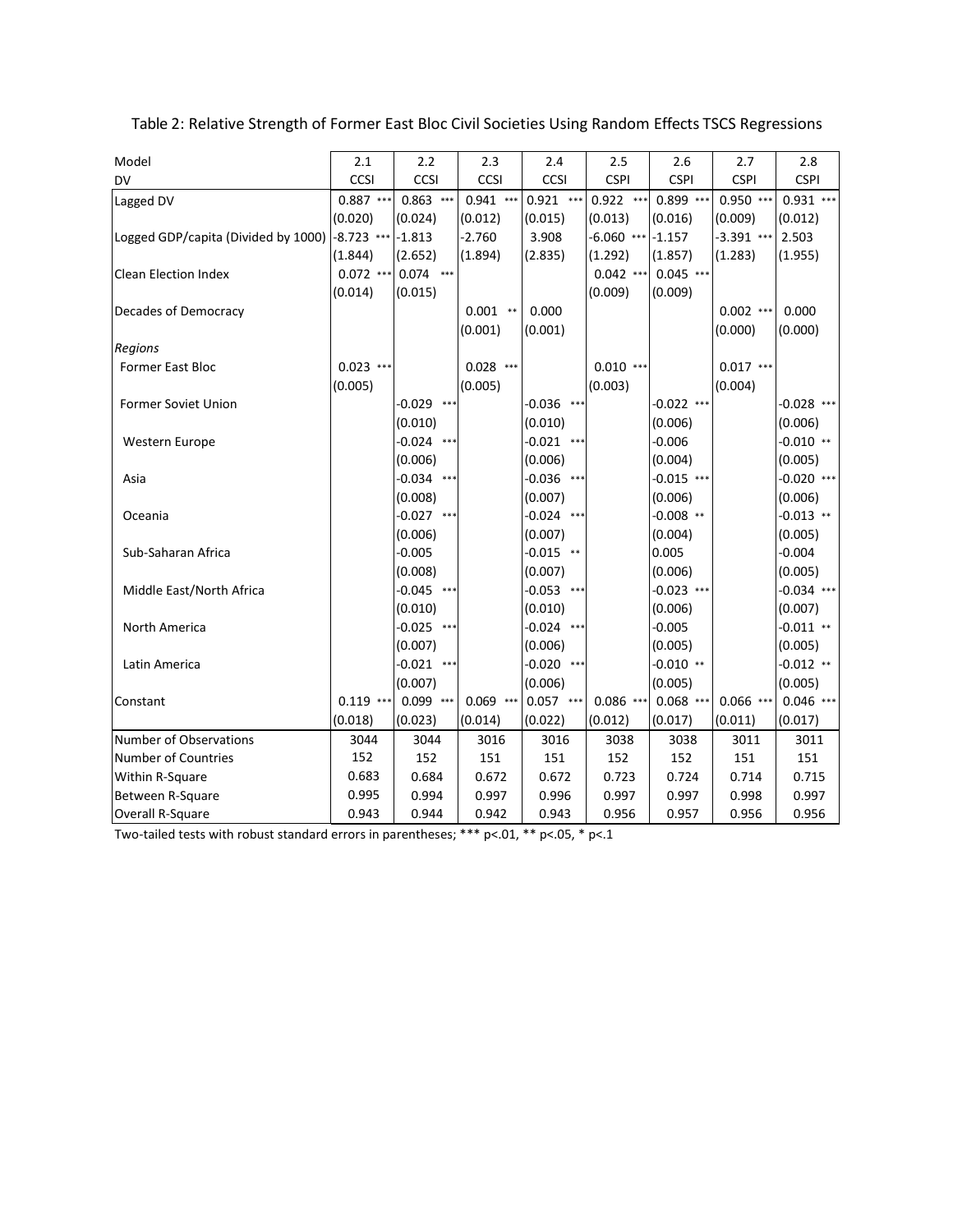Table 2: Relative Strength of Former East Bloc Civil Societies Using Random Effects TSCS Regressions

| Model | 2.1 | 2.2 | 2.3 | 2.4 | 2.5 | 2.6 | 2.7 | 2.8 |
|---|---|---|---|---|---|---|---|---|
| DV | CCSI | CCSI | CCSI | CCSI | CSPI | CSPI | CSPI | CSPI |
| Lagged DV | 0.887 *** | 0.863 *** | 0.941 *** | 0.921 *** | 0.922 *** | 0.899 *** | 0.950 *** | 0.931 *** |
| | (0.020) | (0.024) | (0.012) | (0.015) | (0.013) | (0.016) | (0.009) | (0.012) |
| Logged GDP/capita (Divided by 1000) | -8.723 *** | -1.813 | -2.760 | 3.908 | -6.060 *** | -1.157 | -3.391 *** | 2.503 |
| | (1.844) | (2.652) | (1.894) | (2.835) | (1.292) | (1.857) | (1.283) | (1.955) |
| Clean Election Index | 0.072 *** | 0.074 *** | | | 0.042 *** | 0.045 *** | | |
| | (0.014) | (0.015) | | | (0.009) | (0.009) | | |
| Decades of Democracy | | | 0.001 ** | 0.000 | | | 0.002 *** | 0.000 |
| | | | (0.001) | (0.001) | | | (0.000) | (0.000) |
| *Regions* | | | | | | | | |
| Former East Bloc | 0.023 *** | | 0.028 *** | | 0.010 *** | | 0.017 *** | |
| | (0.005) | | (0.005) | | (0.003) | | (0.004) | |
| Former Soviet Union | | -0.029 *** | | -0.036 *** | | -0.022 *** | | -0.028 *** |
| | | (0.010) | | (0.010) | | (0.006) | | (0.006) |
| Western Europe | | -0.024 *** | | -0.021 *** | | -0.006 | | -0.010 ** |
| | | (0.006) | | (0.006) | | (0.004) | | (0.005) |
| Asia | | -0.034 *** | | -0.036 *** | | -0.015 *** | | -0.020 *** |
| | | (0.008) | | (0.007) | | (0.006) | | (0.006) |
| Oceania | | -0.027 *** | | -0.024 *** | | -0.008 ** | | -0.013 ** |
| | | (0.006) | | (0.007) | | (0.004) | | (0.005) |
| Sub-Saharan Africa | | -0.005 | | -0.015 ** | | 0.005 | | -0.004 |
| | | (0.008) | | (0.007) | | (0.006) | | (0.005) |
| Middle East/North Africa | | -0.045 *** | | -0.053 *** | | -0.023 *** | | -0.034 *** |
| | | (0.010) | | (0.010) | | (0.006) | | (0.007) |
| North America | | -0.025 *** | | -0.024 *** | | -0.005 | | -0.011 ** |
| | | (0.007) | | (0.006) | | (0.005) | | (0.005) |
| Latin America | | -0.021 *** | | -0.020 *** | | -0.010 ** | | -0.012 ** |
| | | (0.007) | | (0.006) | | (0.005) | | (0.005) |
| Constant | 0.119 *** | 0.099 *** | 0.069 *** | 0.057 *** | 0.086 *** | 0.068 *** | 0.066 *** | 0.046 *** |
| | (0.018) | (0.023) | (0.014) | (0.022) | (0.012) | (0.017) | (0.011) | (0.017) |
| Number of Observations | 3044 | 3044 | 3016 | 3016 | 3038 | 3038 | 3011 | 3011 |
| Number of Countries | 152 | 152 | 151 | 151 | 152 | 152 | 151 | 151 |
| Within R-Square | 0.683 | 0.684 | 0.672 | 0.672 | 0.723 | 0.724 | 0.714 | 0.715 |
| Between R-Square | 0.995 | 0.994 | 0.997 | 0.996 | 0.997 | 0.997 | 0.998 | 0.997 |
| Overall R-Square | 0.943 | 0.944 | 0.942 | 0.943 | 0.956 | 0.957 | 0.956 | 0.956 |

Two-tailed tests with robust standard errors in parentheses; *** p<.01, ** p<.05, * p<.1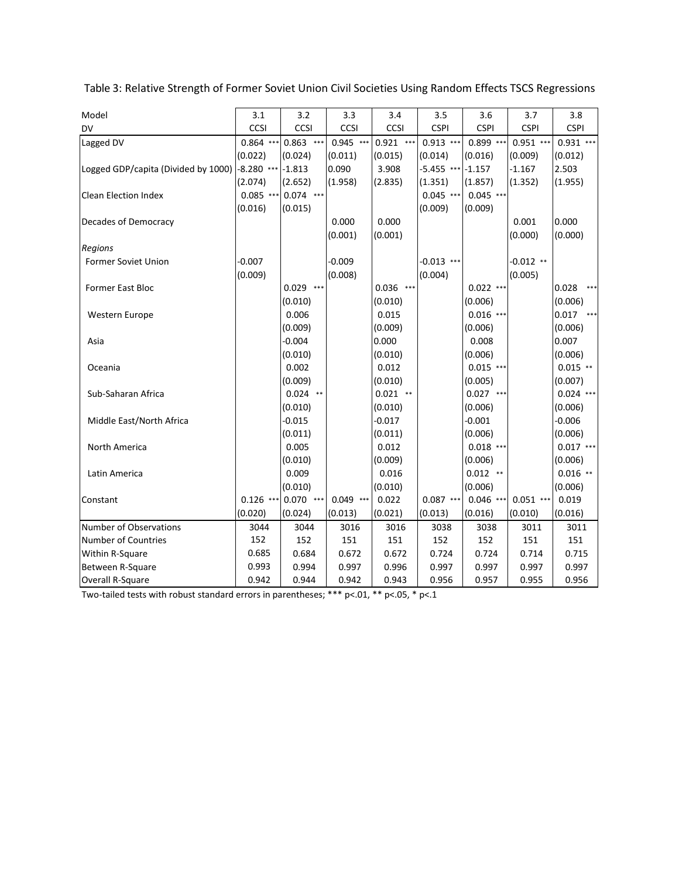Table 3: Relative Strength of Former Soviet Union Civil Societies Using Random Effects TSCS Regressions

| Model | 3.1 | 3.2 | 3.3 | 3.4 | 3.5 | 3.6 | 3.7 | 3.8 |
|---|---|---|---|---|---|---|---|---|
| DV | CCSI | CCSI | CCSI | CCSI | CSPI | CSPI | CSPI | CSPI |
| Lagged DV | 0.864 *** | 0.863 *** | 0.945 *** | 0.921 *** | 0.913 *** | 0.899 *** | 0.951 *** | 0.931 *** |
| | (0.022) | (0.024) | (0.011) | (0.015) | (0.014) | (0.016) | (0.009) | (0.012) |
| Logged GDP/capita (Divided by 1000) | -8.280 *** | -1.813 | 0.090 | 3.908 | -5.455 *** | -1.157 | -1.167 | 2.503 |
| | (2.074) | (2.652) | (1.958) | (2.835) | (1.351) | (1.857) | (1.352) | (1.955) |
| Clean Election Index | 0.085 *** | 0.074 *** | | | 0.045 *** | 0.045 *** | | |
| | (0.016) | (0.015) | | | (0.009) | (0.009) | | |
| Decades of Democracy | | | 0.000 | 0.000 | | | 0.001 | 0.000 |
| | | | (0.001) | (0.001) | | | (0.000) | (0.000) |
| *Regions* | | | | | | | | |
| Former Soviet Union | -0.007 | | -0.009 | | -0.013 *** | | -0.012 ** | |
| | (0.009) | | (0.008) | | (0.004) | | (0.005) | |
| Former East Bloc | | 0.029 *** | | 0.036 *** | | 0.022 *** | | 0.028 *** |
| | | (0.010) | | (0.010) | | (0.006) | | (0.006) |
| Western Europe | | 0.006 | | 0.015 | | 0.016 *** | | 0.017 *** |
| | | (0.009) | | (0.009) | | (0.006) | | (0.006) |
| Asia | | -0.004 | | 0.000 | | 0.008 | | 0.007 |
| | | (0.010) | | (0.010) | | (0.006) | | (0.006) |
| Oceania | | 0.002 | | 0.012 | | 0.015 *** | | 0.015 ** |
| | | (0.009) | | (0.010) | | (0.005) | | (0.007) |
| Sub-Saharan Africa | | 0.024 ** | | 0.021 ** | | 0.027 *** | | 0.024 *** |
| | | (0.010) | | (0.010) | | (0.006) | | (0.006) |
| Middle East/North Africa | | -0.015 | | -0.017 | | -0.001 | | -0.006 |
| | | (0.011) | | (0.011) | | (0.006) | | (0.006) |
| North America | | 0.005 | | 0.012 | | 0.018 *** | | 0.017 *** |
| | | (0.010) | | (0.009) | | (0.006) | | (0.006) |
| Latin America | | 0.009 | | 0.016 | | 0.012 ** | | 0.016 ** |
| | | (0.010) | | (0.010) | | (0.006) | | (0.006) |
| Constant | 0.126 *** | 0.070 *** | 0.049 *** | 0.022 | 0.087 *** | 0.046 *** | 0.051 *** | 0.019 |
| | (0.020) | (0.024) | (0.013) | (0.021) | (0.013) | (0.016) | (0.010) | (0.016) |
| Number of Observations | 3044 | 3044 | 3016 | 3016 | 3038 | 3038 | 3011 | 3011 |
| Number of Countries | 152 | 152 | 151 | 151 | 152 | 152 | 151 | 151 |
| Within R-Square | 0.685 | 0.684 | 0.672 | 0.672 | 0.724 | 0.724 | 0.714 | 0.715 |
| Between R-Square | 0.993 | 0.994 | 0.997 | 0.996 | 0.997 | 0.997 | 0.997 | 0.997 |
| Overall R-Square | 0.942 | 0.944 | 0.942 | 0.943 | 0.956 | 0.957 | 0.955 | 0.956 |

Two-tailed tests with robust standard errors in parentheses; *** p<.01, ** p<.05, * p<.1